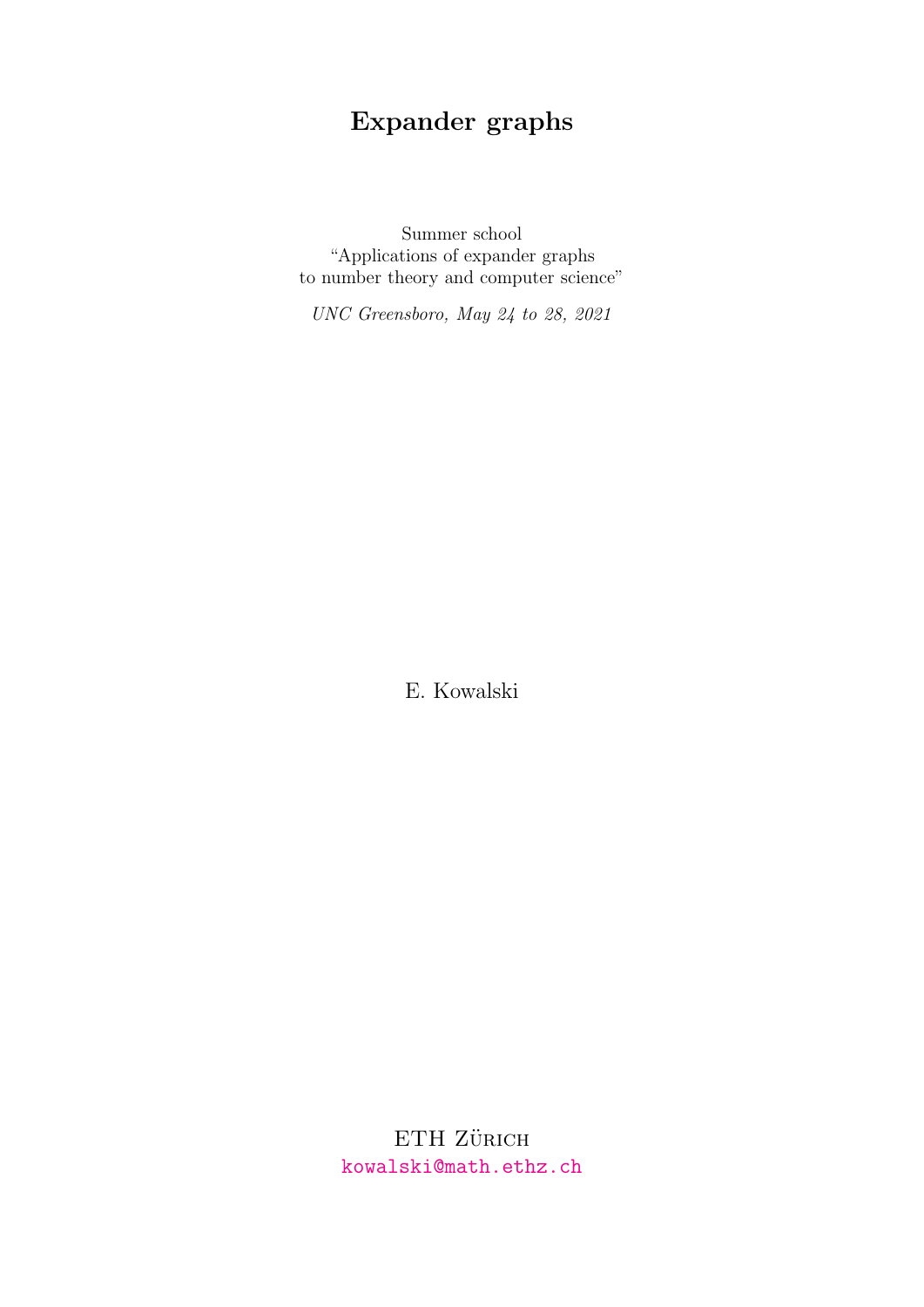# Expander graphs

Summer school
“Applications of expander graphs
to number theory and computer science”

*UNC Greensboro, May 24 to 28, 2021*

E. Kowalski

ETH Zürich
kowalski@math.ethz.ch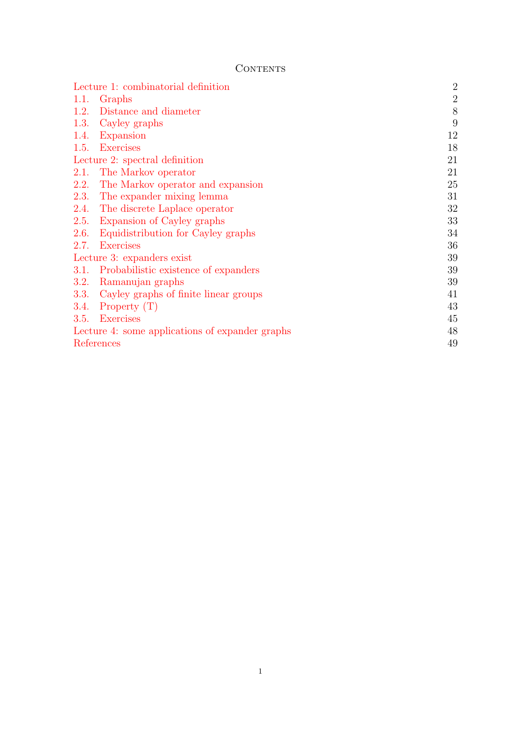# Contents

| | |
|---|---|
| Lecture 1: combinatorial definition | 2 |
| 1.1. Graphs | 2 |
| 1.2. Distance and diameter | 8 |
| 1.3. Cayley graphs | 9 |
| 1.4. Expansion | 12 |
| 1.5. Exercises | 18 |
| Lecture 2: spectral definition | 21 |
| 2.1. The Markov operator | 21 |
| 2.2. The Markov operator and expansion | 25 |
| 2.3. The expander mixing lemma | 31 |
| 2.4. The discrete Laplace operator | 32 |
| 2.5. Expansion of Cayley graphs | 33 |
| 2.6. Equidistribution for Cayley graphs | 34 |
| 2.7. Exercises | 36 |
| Lecture 3: expanders exist | 39 |
| 3.1. Probabilistic existence of expanders | 39 |
| 3.2. Ramanujan graphs | 39 |
| 3.3. Cayley graphs of finite linear groups | 41 |
| 3.4. Property (T) | 43 |
| 3.5. Exercises | 45 |
| Lecture 4: some applications of expander graphs | 48 |
| References | 49 |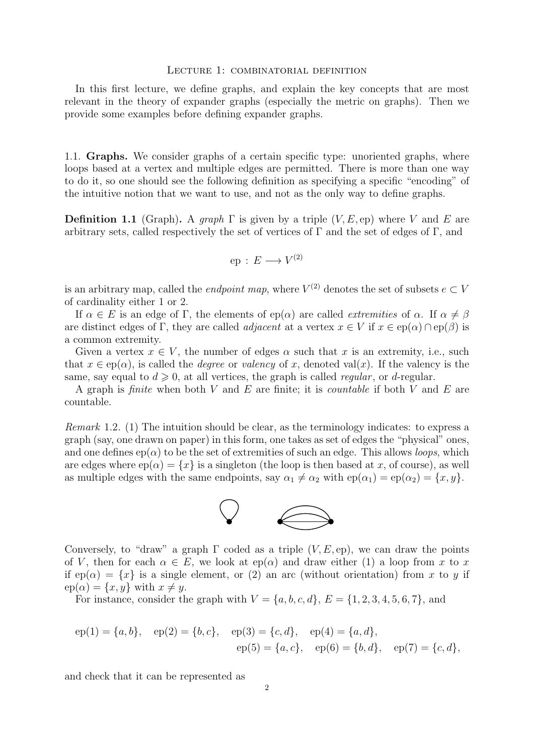Lecture 1: combinatorial definition

In this first lecture, we define graphs, and explain the key concepts that are most relevant in the theory of expander graphs (especially the metric on graphs). Then we provide some examples before defining expander graphs.

## 1.1. Graphs.

We consider graphs of a certain specific type: unoriented graphs, where loops based at a vertex and multiple edges are permitted. There is more than one way to do it, so one should see the following definition as specifying a specific "encoding" of the intuitive notion that we want to use, and not as the only way to define graphs.

**Definition 1.1** (Graph)**.** A *graph* $\Gamma$ is given by a triple $(V, E, \mathrm{ep})$ where $V$ and $E$ are arbitrary sets, called respectively the set of vertices of $\Gamma$ and the set of edges of $\Gamma$, and

$$\mathrm{ep} : E \longrightarrow V^{(2)}$$

is an arbitrary map, called the *endpoint map*, where $V^{(2)}$ denotes the set of subsets $e \subset V$ of cardinality either 1 or 2.

If $\alpha \in E$ is an edge of $\Gamma$, the elements of $\mathrm{ep}(\alpha)$ are called *extremities* of $\alpha$. If $\alpha \neq \beta$ are distinct edges of $\Gamma$, they are called *adjacent* at a vertex $x \in V$ if $x \in \mathrm{ep}(\alpha) \cap \mathrm{ep}(\beta)$ is a common extremity.

Given a vertex $x \in V$, the number of edges $\alpha$ such that $x$ is an extremity, i.e., such that $x \in \mathrm{ep}(\alpha)$, is called the *degree* or *valency* of $x$, denoted $\mathrm{val}(x)$. If the valency is the same, say equal to $d \geqslant 0$, at all vertices, the graph is called *regular*, or $d$-regular.

A graph is *finite* when both $V$ and $E$ are finite; it is *countable* if both $V$ and $E$ are countable.

*Remark* 1.2. (1) The intuition should be clear, as the terminology indicates: to express a graph (say, one drawn on paper) in this form, one takes as set of edges the "physical" ones, and one defines $\mathrm{ep}(\alpha)$ to be the set of extremities of such an edge. This allows *loops*, which are edges where $\mathrm{ep}(\alpha) = \{x\}$ is a singleton (the loop is then based at $x$, of course), as well as multiple edges with the same endpoints, say $\alpha_1 \neq \alpha_2$ with $\mathrm{ep}(\alpha_1) = \mathrm{ep}(\alpha_2) = \{x, y\}$.

Conversely, to "draw" a graph $\Gamma$ coded as a triple $(V, E, \mathrm{ep})$, we can draw the points of $V$, then for each $\alpha \in E$, we look at $\mathrm{ep}(\alpha)$ and draw either (1) a loop from $x$ to $x$ if $\mathrm{ep}(\alpha) = \{x\}$ is a single element, or (2) an arc (without orientation) from $x$ to $y$ if $\mathrm{ep}(\alpha) = \{x, y\}$ with $x \neq y$.

For instance, consider the graph with $V = \{a, b, c, d\}$, $E = \{1, 2, 3, 4, 5, 6, 7\}$, and

$$\mathrm{ep}(1) = \{a, b\}, \quad \mathrm{ep}(2) = \{b, c\}, \quad \mathrm{ep}(3) = \{c, d\}, \quad \mathrm{ep}(4) = \{a, d\},$$
$$\mathrm{ep}(5) = \{a, c\}, \quad \mathrm{ep}(6) = \{b, d\}, \quad \mathrm{ep}(7) = \{c, d\},$$

and check that it can be represented as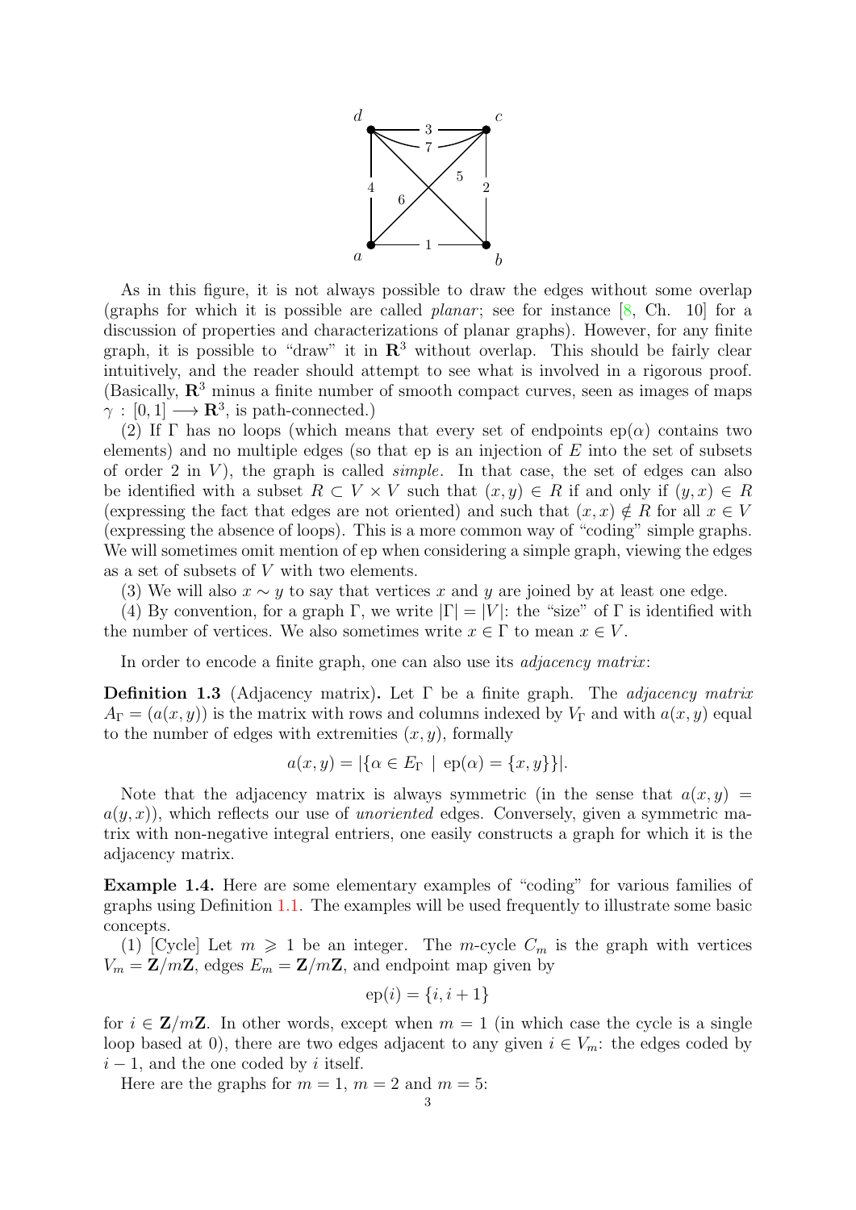As in this figure, it is not always possible to draw the edges without some overlap (graphs for which it is possible are called *planar*; see for instance [8, Ch. 10] for a discussion of properties and characterizations of planar graphs). However, for any finite graph, it is possible to "draw" it in $\mathbf{R}^3$ without overlap. This should be fairly clear intuitively, and the reader should attempt to see what is involved in a rigorous proof. (Basically, $\mathbf{R}^3$ minus a finite number of smooth compact curves, seen as images of maps $\gamma : [0,1] \longrightarrow \mathbf{R}^3$, is path-connected.)

(2) If $\Gamma$ has no loops (which means that every set of endpoints $\mathrm{ep}(\alpha)$ contains two elements) and no multiple edges (so that ep is an injection of $E$ into the set of subsets of order 2 in $V$), the graph is called *simple*. In that case, the set of edges can also be identified with a subset $R \subset V \times V$ such that $(x, y) \in R$ if and only if $(y, x) \in R$ (expressing the fact that edges are not oriented) and such that $(x, x) \notin R$ for all $x \in V$ (expressing the absence of loops). This is a more common way of "coding" simple graphs. We will sometimes omit mention of ep when considering a simple graph, viewing the edges as a set of subsets of $V$ with two elements.

(3) We will also $x \sim y$ to say that vertices $x$ and $y$ are joined by at least one edge.

(4) By convention, for a graph $\Gamma$, we write $|\Gamma| = |V|$: the "size" of $\Gamma$ is identified with the number of vertices. We also sometimes write $x \in \Gamma$ to mean $x \in V$.

In order to encode a finite graph, one can also use its *adjacency matrix*:

**Definition 1.3** (Adjacency matrix)**.** Let $\Gamma$ be a finite graph. The *adjacency matrix* $A_\Gamma = (a(x, y))$ is the matrix with rows and columns indexed by $V_\Gamma$ and with $a(x, y)$ equal to the number of edges with extremities $(x, y)$, formally

$$a(x, y) = |\{\alpha \in E_\Gamma \mid \mathrm{ep}(\alpha) = \{x, y\}\}|.$$

Note that the adjacency matrix is always symmetric (in the sense that $a(x, y) = a(y, x)$), which reflects our use of *unoriented* edges. Conversely, given a symmetric matrix with non-negative integral entriers, one easily constructs a graph for which it is the adjacency matrix.

**Example 1.4.** Here are some elementary examples of "coding" for various families of graphs using Definition 1.1. The examples will be used frequently to illustrate some basic concepts.

(1) [Cycle] Let $m \geqslant 1$ be an integer. The $m$-cycle $C_m$ is the graph with vertices $V_m = \mathbf{Z}/m\mathbf{Z}$, edges $E_m = \mathbf{Z}/m\mathbf{Z}$, and endpoint map given by

$$\mathrm{ep}(i) = \{i, i + 1\}$$

for $i \in \mathbf{Z}/m\mathbf{Z}$. In other words, except when $m = 1$ (in which case the cycle is a single loop based at 0), there are two edges adjacent to any given $i \in V_m$: the edges coded by $i - 1$, and the one coded by $i$ itself.

Here are the graphs for $m = 1$, $m = 2$ and $m = 5$: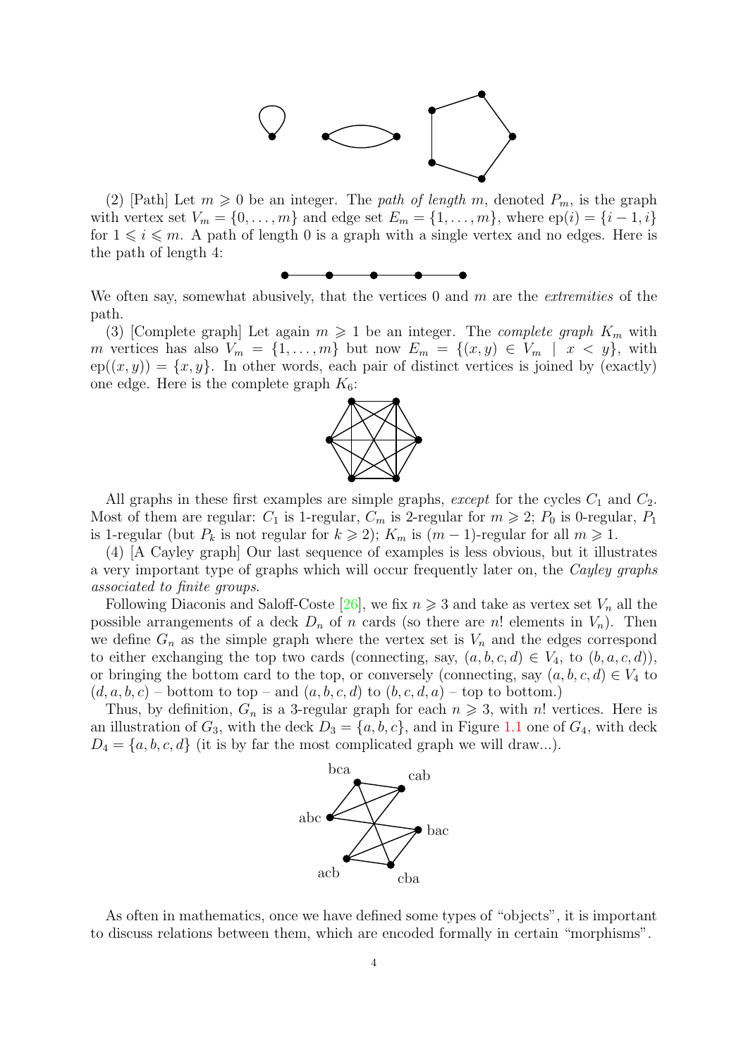(2) [Path] Let $m \geqslant 0$ be an integer. The *path of length* $m$, denoted $P_m$, is the graph with vertex set $V_m = \{0, \ldots, m\}$ and edge set $E_m = \{1, \ldots, m\}$, where $\mathrm{ep}(i) = \{i-1, i\}$ for $1 \leqslant i \leqslant m$. A path of length 0 is a graph with a single vertex and no edges. Here is the path of length 4:

We often say, somewhat abusively, that the vertices 0 and $m$ are the *extremities* of the path.

(3) [Complete graph] Let again $m \geqslant 1$ be an integer. The *complete graph* $K_m$ with $m$ vertices has also $V_m = \{1, \ldots, m\}$ but now $E_m = \{(x, y) \in V_m \mid x < y\}$, with $\mathrm{ep}((x, y)) = \{x, y\}$. In other words, each pair of distinct vertices is joined by (exactly) one edge. Here is the complete graph $K_6$:

All graphs in these first examples are simple graphs, *except* for the cycles $C_1$ and $C_2$. Most of them are regular: $C_1$ is 1-regular, $C_m$ is 2-regular for $m \geqslant 2$; $P_0$ is 0-regular, $P_1$ is 1-regular (but $P_k$ is not regular for $k \geqslant 2$); $K_m$ is $(m-1)$-regular for all $m \geqslant 1$.

(4) [A Cayley graph] Our last sequence of examples is less obvious, but it illustrates a very important type of graphs which will occur frequently later on, the *Cayley graphs associated to finite groups*.

Following Diaconis and Saloff-Coste [26], we fix $n \geqslant 3$ and take as vertex set $V_n$ all the possible arrangements of a deck $D_n$ of $n$ cards (so there are $n!$ elements in $V_n$). Then we define $G_n$ as the simple graph where the vertex set is $V_n$ and the edges correspond to either exchanging the top two cards (connecting, say, $(a, b, c, d) \in V_4$, to $(b, a, c, d)$), or bringing the bottom card to the top, or conversely (connecting, say $(a, b, c, d) \in V_4$ to $(d, a, b, c)$ – bottom to top – and $(a, b, c, d)$ to $(b, c, d, a)$ – top to bottom.)

Thus, by definition, $G_n$ is a 3-regular graph for each $n \geqslant 3$, with $n!$ vertices. Here is an illustration of $G_3$, with the deck $D_3 = \{a, b, c\}$, and in Figure 1.1 one of $G_4$, with deck $D_4 = \{a, b, c, d\}$ (it is by far the most complicated graph we will draw...).

As often in mathematics, once we have defined some types of "objects", it is important to discuss relations between them, which are encoded formally in certain "morphisms".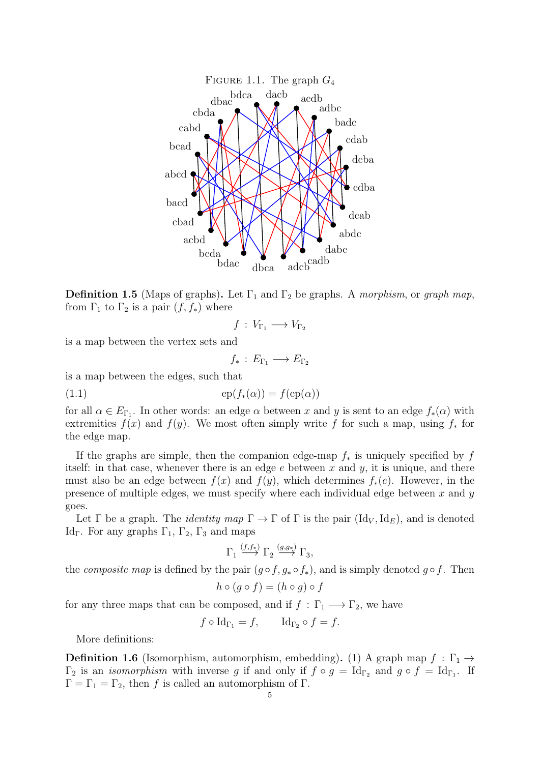Figure 1.1. The graph $G_4$

**Definition 1.5** (Maps of graphs)**.** Let $\Gamma_1$ and $\Gamma_2$ be graphs. A *morphism*, or *graph map*, from $\Gamma_1$ to $\Gamma_2$ is a pair $(f, f_*)$ where

$$f : V_{\Gamma_1} \longrightarrow V_{\Gamma_2}$$

is a map between the vertex sets and

$$f_* : E_{\Gamma_1} \longrightarrow E_{\Gamma_2}$$

is a map between the edges, such that

$$\mathrm{ep}(f_*(\alpha)) = f(\mathrm{ep}(\alpha)) \tag{1.1}$$

for all $\alpha \in E_{\Gamma_1}$. In other words: an edge $\alpha$ between $x$ and $y$ is sent to an edge $f_*(\alpha)$ with extremities $f(x)$ and $f(y)$. We most often simply write $f$ for such a map, using $f_*$ for the edge map.

If the graphs are simple, then the companion edge-map $f_*$ is uniquely specified by $f$ itself: in that case, whenever there is an edge $e$ between $x$ and $y$, it is unique, and there must also be an edge between $f(x)$ and $f(y)$, which determines $f_*(e)$. However, in the presence of multiple edges, we must specify where each individual edge between $x$ and $y$ goes.

Let $\Gamma$ be a graph. The *identity map* $\Gamma \to \Gamma$ of $\Gamma$ is the pair $(\mathrm{Id}_V, \mathrm{Id}_E)$, and is denoted $\mathrm{Id}_\Gamma$. For any graphs $\Gamma_1$, $\Gamma_2$, $\Gamma_3$ and maps

$$\Gamma_1 \xrightarrow{(f,f_*)} \Gamma_2 \xrightarrow{(g,g_*)} \Gamma_3,$$

the *composite map* is defined by the pair $(g \circ f, g_* \circ f_*)$, and is simply denoted $g \circ f$. Then

$$h \circ (g \circ f) = (h \circ g) \circ f$$

for any three maps that can be composed, and if $f : \Gamma_1 \longrightarrow \Gamma_2$, we have

$$f \circ \mathrm{Id}_{\Gamma_1} = f, \qquad \mathrm{Id}_{\Gamma_2} \circ f = f.$$

More definitions:

**Definition 1.6** (Isomorphism, automorphism, embedding)**.** (1) A graph map $f : \Gamma_1 \to \Gamma_2$ is an *isomorphism* with inverse $g$ if and only if $f \circ g = \mathrm{Id}_{\Gamma_2}$ and $g \circ f = \mathrm{Id}_{\Gamma_1}$. If $\Gamma = \Gamma_1 = \Gamma_2$, then $f$ is called an automorphism of $\Gamma$.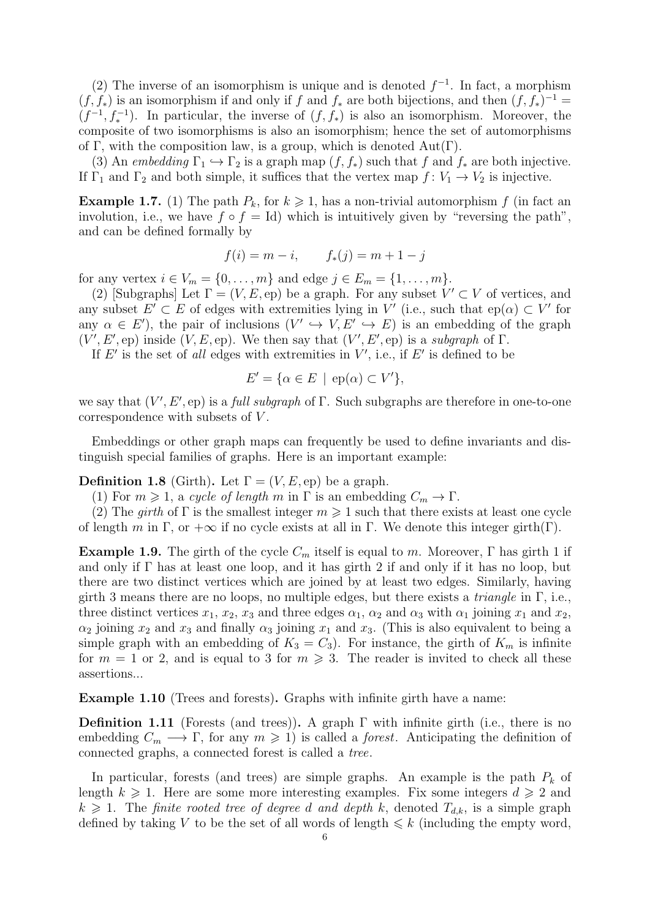(2) The inverse of an isomorphism is unique and is denoted $f^{-1}$. In fact, a morphism $(f, f_*)$ is an isomorphism if and only if $f$ and $f_*$ are both bijections, and then $(f, f_*)^{-1} = (f^{-1}, f_*^{-1})$. In particular, the inverse of $(f, f_*)$ is also an isomorphism. Moreover, the composite of two isomorphisms is also an isomorphism; hence the set of automorphisms of $\Gamma$, with the composition law, is a group, which is denoted $\mathrm{Aut}(\Gamma)$.

(3) An *embedding* $\Gamma_1 \hookrightarrow \Gamma_2$ is a graph map $(f, f_*)$ such that $f$ and $f_*$ are both injective. If $\Gamma_1$ and $\Gamma_2$ and both simple, it suffices that the vertex map $f \colon V_1 \to V_2$ is injective.

**Example 1.7.** (1) The path $P_k$, for $k \geqslant 1$, has a non-trivial automorphism $f$ (in fact an involution, i.e., we have $f \circ f = \mathrm{Id}$) which is intuitively given by "reversing the path", and can be defined formally by

$$f(i) = m - i, \qquad f_*(j) = m + 1 - j$$

for any vertex $i \in V_m = \{0, \ldots, m\}$ and edge $j \in E_m = \{1, \ldots, m\}$.

(2) [Subgraphs] Let $\Gamma = (V, E, \mathrm{ep})$ be a graph. For any subset $V' \subset V$ of vertices, and any subset $E' \subset E$ of edges with extremities lying in $V'$ (i.e., such that $\mathrm{ep}(\alpha) \subset V'$ for any $\alpha \in E'$), the pair of inclusions $(V' \hookrightarrow V, E' \hookrightarrow E)$ is an embedding of the graph $(V', E', \mathrm{ep})$ inside $(V, E, \mathrm{ep})$. We then say that $(V', E', \mathrm{ep})$ is a *subgraph* of $\Gamma$.

If $E'$ is the set of *all* edges with extremities in $V'$, i.e., if $E'$ is defined to be

$$E' = \{\alpha \in E \mid \mathrm{ep}(\alpha) \subset V'\},$$

we say that $(V', E', \mathrm{ep})$ is a *full subgraph* of $\Gamma$. Such subgraphs are therefore in one-to-one correspondence with subsets of $V$.

Embeddings or other graph maps can frequently be used to define invariants and distinguish special families of graphs. Here is an important example:

**Definition 1.8** (Girth)**.** Let $\Gamma = (V, E, \mathrm{ep})$ be a graph.

(1) For $m \geqslant 1$, a *cycle of length* $m$ in $\Gamma$ is an embedding $C_m \to \Gamma$.

(2) The *girth* of $\Gamma$ is the smallest integer $m \geqslant 1$ such that there exists at least one cycle of length $m$ in $\Gamma$, or $+\infty$ if no cycle exists at all in $\Gamma$. We denote this integer $\mathrm{girth}(\Gamma)$.

**Example 1.9.** The girth of the cycle $C_m$ itself is equal to $m$. Moreover, $\Gamma$ has girth 1 if and only if $\Gamma$ has at least one loop, and it has girth 2 if and only if it has no loop, but there are two distinct vertices which are joined by at least two edges. Similarly, having girth 3 means there are no loops, no multiple edges, but there exists a *triangle* in $\Gamma$, i.e., three distinct vertices $x_1$, $x_2$, $x_3$ and three edges $\alpha_1$, $\alpha_2$ and $\alpha_3$ with $\alpha_1$ joining $x_1$ and $x_2$, $\alpha_2$ joining $x_2$ and $x_3$ and finally $\alpha_3$ joining $x_1$ and $x_3$. (This is also equivalent to being a simple graph with an embedding of $K_3 = C_3$). For instance, the girth of $K_m$ is infinite for $m = 1$ or 2, and is equal to 3 for $m \geqslant 3$. The reader is invited to check all these assertions...

**Example 1.10** (Trees and forests)**.** Graphs with infinite girth have a name:

**Definition 1.11** (Forests (and trees))**.** A graph $\Gamma$ with infinite girth (i.e., there is no embedding $C_m \longrightarrow \Gamma$, for any $m \geqslant 1$) is called a *forest*. Anticipating the definition of connected graphs, a connected forest is called a *tree*.

In particular, forests (and trees) are simple graphs. An example is the path $P_k$ of length $k \geqslant 1$. Here are some more interesting examples. Fix some integers $d \geqslant 2$ and $k \geqslant 1$. The *finite rooted tree of degree $d$ and depth $k$*, denoted $T_{d,k}$, is a simple graph defined by taking $V$ to be the set of all words of length $\leqslant k$ (including the empty word,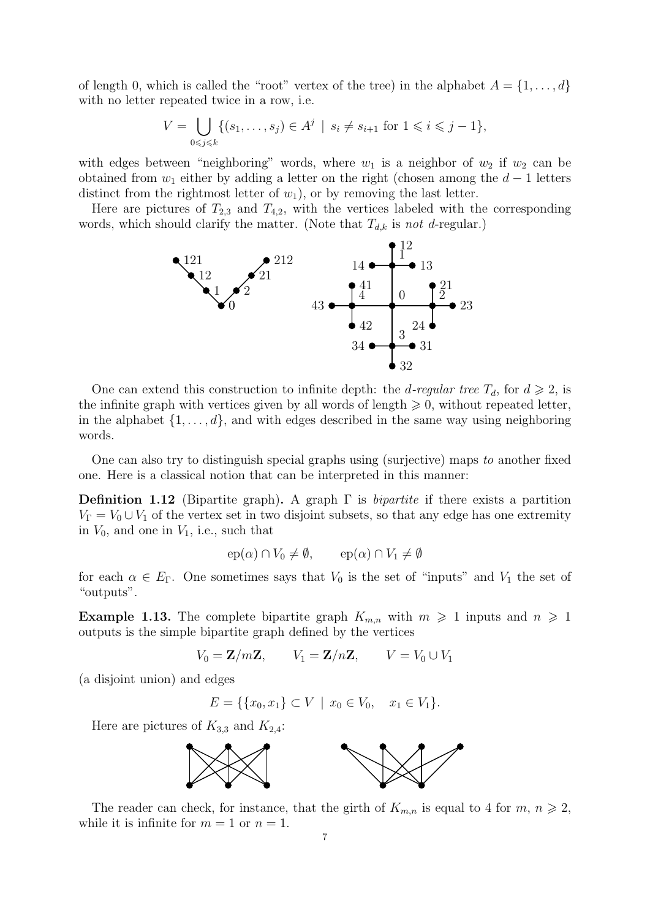of length 0, which is called the "root" vertex of the tree) in the alphabet $A = \{1, \ldots, d\}$ with no letter repeated twice in a row, i.e.

$$V = \bigcup_{0 \leqslant j \leqslant k} \{(s_1, \ldots, s_j) \in A^j \mid s_i \neq s_{i+1} \text{ for } 1 \leqslant i \leqslant j-1\},$$

with edges between "neighboring" words, where $w_1$ is a neighbor of $w_2$ if $w_2$ can be obtained from $w_1$ either by adding a letter on the right (chosen among the $d-1$ letters distinct from the rightmost letter of $w_1$), or by removing the last letter.

Here are pictures of $T_{2,3}$ and $T_{4,2}$, with the vertices labeled with the corresponding words, which should clarify the matter. (Note that $T_{d,k}$ is *not* $d$-regular.)

One can extend this construction to infinite depth: the *$d$-regular tree* $T_d$, for $d \geqslant 2$, is the infinite graph with vertices given by all words of length $\geqslant 0$, without repeated letter, in the alphabet $\{1, \ldots, d\}$, and with edges described in the same way using neighboring words.

One can also try to distinguish special graphs using (surjective) maps *to* another fixed one. Here is a classical notion that can be interpreted in this manner:

**Definition 1.12** (Bipartite graph)**.** A graph $\Gamma$ is *bipartite* if there exists a partition $V_\Gamma = V_0 \cup V_1$ of the vertex set in two disjoint subsets, so that any edge has one extremity in $V_0$, and one in $V_1$, i.e., such that

$$\mathrm{ep}(\alpha) \cap V_0 \neq \emptyset, \qquad \mathrm{ep}(\alpha) \cap V_1 \neq \emptyset$$

for each $\alpha \in E_\Gamma$. One sometimes says that $V_0$ is the set of "inputs" and $V_1$ the set of "outputs".

**Example 1.13.** The complete bipartite graph $K_{m,n}$ with $m \geqslant 1$ inputs and $n \geqslant 1$ outputs is the simple bipartite graph defined by the vertices

$$V_0 = \mathbf{Z}/m\mathbf{Z}, \qquad V_1 = \mathbf{Z}/n\mathbf{Z}, \qquad V = V_0 \cup V_1$$

(a disjoint union) and edges

$$E = \{\{x_0, x_1\} \subset V \mid x_0 \in V_0, \quad x_1 \in V_1\}.$$

Here are pictures of $K_{3,3}$ and $K_{2,4}$:

The reader can check, for instance, that the girth of $K_{m,n}$ is equal to 4 for $m, n \geqslant 2$, while it is infinite for $m = 1$ or $n = 1$.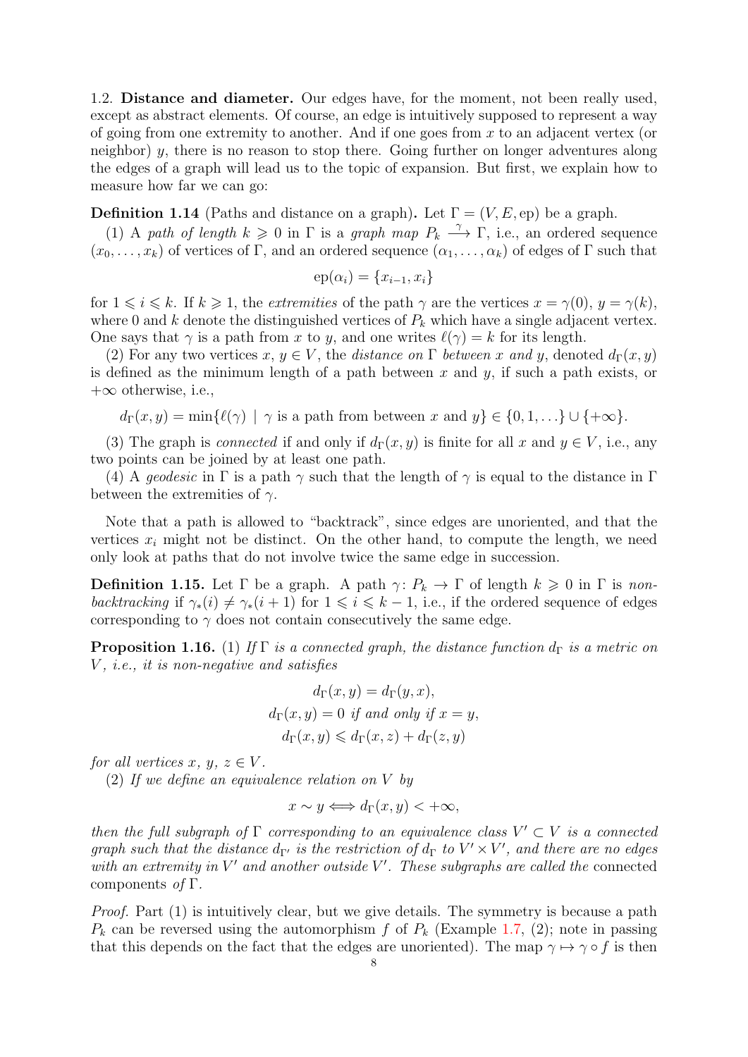1.2. **Distance and diameter.** Our edges have, for the moment, not been really used, except as abstract elements. Of course, an edge is intuitively supposed to represent a way of going from one extremity to another. And if one goes from $x$ to an adjacent vertex (or neighbor) $y$, there is no reason to stop there. Going further on longer adventures along the edges of a graph will lead us to the topic of expansion. But first, we explain how to measure how far we can go:

**Definition 1.14** (Paths and distance on a graph)**.** Let $\Gamma = (V, E, \mathrm{ep})$ be a graph.

(1) A *path of length* $k \geqslant 0$ in $\Gamma$ is a *graph map* $P_k \xrightarrow{\gamma} \Gamma$, i.e., an ordered sequence $(x_0, \ldots, x_k)$ of vertices of $\Gamma$, and an ordered sequence $(\alpha_1, \ldots, \alpha_k)$ of edges of $\Gamma$ such that

$$\mathrm{ep}(\alpha_i) = \{x_{i-1}, x_i\}$$

for $1 \leqslant i \leqslant k$. If $k \geqslant 1$, the *extremities* of the path $\gamma$ are the vertices $x = \gamma(0)$, $y = \gamma(k)$, where $0$ and $k$ denote the distinguished vertices of $P_k$ which have a single adjacent vertex. One says that $\gamma$ is a path from $x$ to $y$, and one writes $\ell(\gamma) = k$ for its length.

(2) For any two vertices $x$, $y \in V$, the *distance on* $\Gamma$ *between* $x$ *and* $y$, denoted $d_\Gamma(x, y)$ is defined as the minimum length of a path between $x$ and $y$, if such a path exists, or $+\infty$ otherwise, i.e.,

$$d_\Gamma(x, y) = \min\{\ell(\gamma) \mid \gamma \text{ is a path from between } x \text{ and } y\} \in \{0, 1, \ldots\} \cup \{+\infty\}.$$

(3) The graph is *connected* if and only if $d_\Gamma(x, y)$ is finite for all $x$ and $y \in V$, i.e., any two points can be joined by at least one path.

(4) A *geodesic* in $\Gamma$ is a path $\gamma$ such that the length of $\gamma$ is equal to the distance in $\Gamma$ between the extremities of $\gamma$.

Note that a path is allowed to "backtrack", since edges are unoriented, and that the vertices $x_i$ might not be distinct. On the other hand, to compute the length, we need only look at paths that do not involve twice the same edge in succession.

**Definition 1.15.** Let $\Gamma$ be a graph. A path $\gamma\colon P_k \to \Gamma$ of length $k \geqslant 0$ in $\Gamma$ is *non-backtracking* if $\gamma_*(i) \neq \gamma_*(i+1)$ for $1 \leqslant i \leqslant k-1$, i.e., if the ordered sequence of edges corresponding to $\gamma$ does not contain consecutively the same edge.

**Proposition 1.16.** *(1) If $\Gamma$ is a connected graph, the distance function $d_\Gamma$ is a metric on $V$, i.e., it is non-negative and satisfies*

$$d_\Gamma(x, y) = d_\Gamma(y, x),$$
$$d_\Gamma(x, y) = 0 \text{ if and only if } x = y,$$
$$d_\Gamma(x, y) \leqslant d_\Gamma(x, z) + d_\Gamma(z, y)$$

*for all vertices $x$, $y$, $z \in V$.*

*(2) If we define an equivalence relation on $V$ by*

$$x \sim y \iff d_\Gamma(x, y) < +\infty,$$

*then the full subgraph of $\Gamma$ corresponding to an equivalence class $V' \subset V$ is a connected graph such that the distance $d_{\Gamma'}$ is the restriction of $d_\Gamma$ to $V' \times V'$, and there are no edges with an extremity in $V'$ and another outside $V'$. These subgraphs are called the* connected components *of $\Gamma$.*

*Proof.* Part (1) is intuitively clear, but we give details. The symmetry is because a path $P_k$ can be reversed using the automorphism $f$ of $P_k$ (Example 1.7, (2); note in passing that this depends on the fact that the edges are unoriented). The map $\gamma \mapsto \gamma \circ f$ is then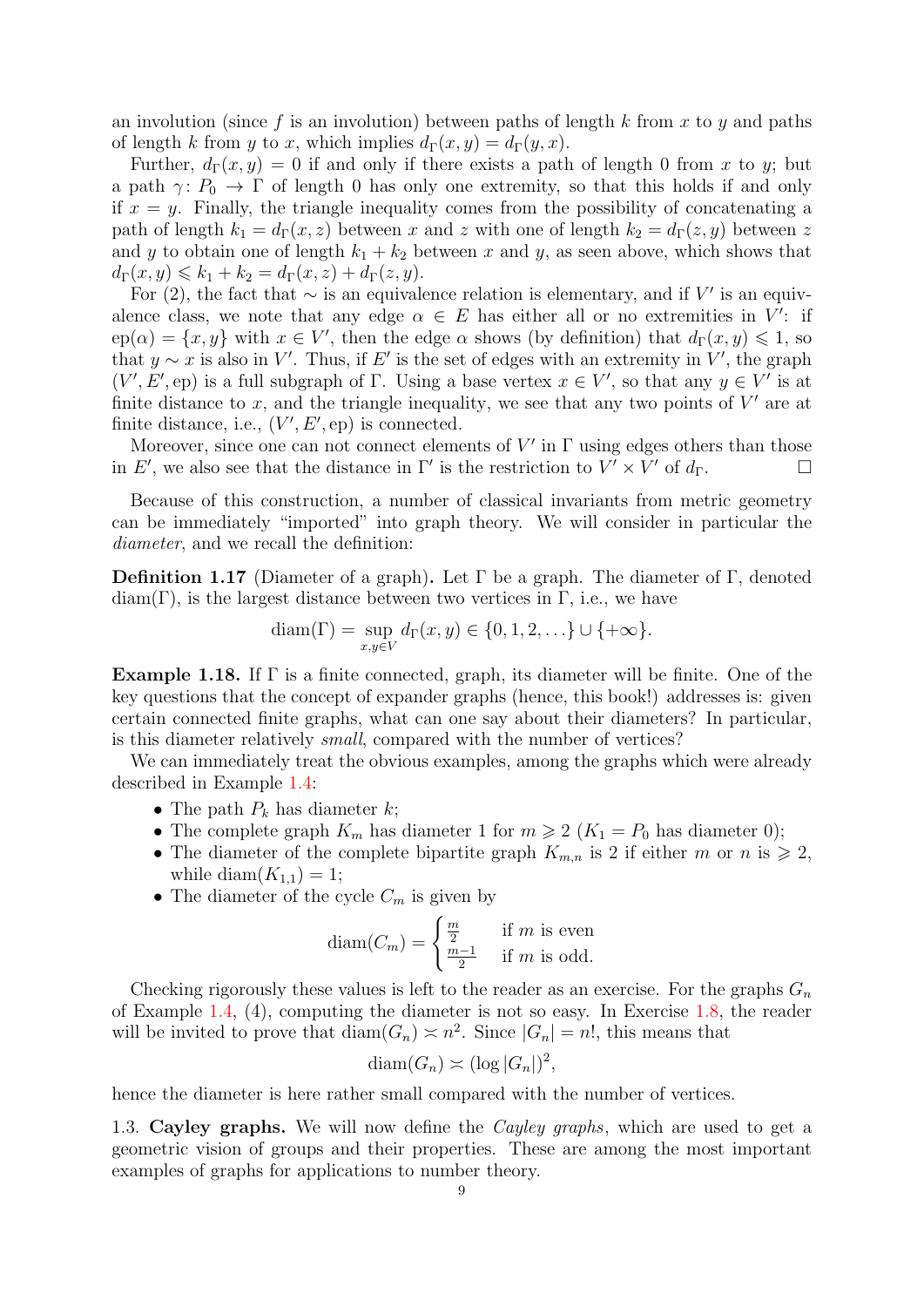an involution (since $f$ is an involution) between paths of length $k$ from $x$ to $y$ and paths of length $k$ from $y$ to $x$, which implies $d_\Gamma(x, y) = d_\Gamma(y, x)$.

Further, $d_\Gamma(x, y) = 0$ if and only if there exists a path of length 0 from $x$ to $y$; but a path $\gamma\colon P_0 \to \Gamma$ of length 0 has only one extremity, so that this holds if and only if $x = y$. Finally, the triangle inequality comes from the possibility of concatenating a path of length $k_1 = d_\Gamma(x, z)$ between $x$ and $z$ with one of length $k_2 = d_\Gamma(z, y)$ between $z$ and $y$ to obtain one of length $k_1 + k_2$ between $x$ and $y$, as seen above, which shows that $d_\Gamma(x, y) \leqslant k_1 + k_2 = d_\Gamma(x, z) + d_\Gamma(z, y)$.

For (2), the fact that $\sim$ is an equivalence relation is elementary, and if $V'$ is an equivalence class, we note that any edge $\alpha \in E$ has either all or no extremities in $V'$: if $\mathrm{ep}(\alpha) = \{x, y\}$ with $x \in V'$, then the edge $\alpha$ shows (by definition) that $d_\Gamma(x, y) \leqslant 1$, so that $y \sim x$ is also in $V'$. Thus, if $E'$ is the set of edges with an extremity in $V'$, the graph $(V', E', \mathrm{ep})$ is a full subgraph of $\Gamma$. Using a base vertex $x \in V'$, so that any $y \in V'$ is at finite distance to $x$, and the triangle inequality, we see that any two points of $V'$ are at finite distance, i.e., $(V', E', \mathrm{ep})$ is connected.

Moreover, since one can not connect elements of $V'$ in $\Gamma$ using edges others than those in $E'$, we also see that the distance in $\Gamma'$ is the restriction to $V' \times V'$ of $d_\Gamma$. ☐

Because of this construction, a number of classical invariants from metric geometry can be immediately "imported" into graph theory. We will consider in particular the *diameter*, and we recall the definition:

**Definition 1.17** (Diameter of a graph)**.** Let $\Gamma$ be a graph. The diameter of $\Gamma$, denoted $\mathrm{diam}(\Gamma)$, is the largest distance between two vertices in $\Gamma$, i.e., we have

$$\mathrm{diam}(\Gamma) = \sup_{x,y \in V} d_\Gamma(x, y) \in \{0, 1, 2, \ldots\} \cup \{+\infty\}.$$

**Example 1.18.** If $\Gamma$ is a finite connected, graph, its diameter will be finite. One of the key questions that the concept of expander graphs (hence, this book!) addresses is: given certain connected finite graphs, what can one say about their diameters? In particular, is this diameter relatively *small*, compared with the number of vertices?

We can immediately treat the obvious examples, among the graphs which were already described in Example 1.4:

- The path $P_k$ has diameter $k$;
- The complete graph $K_m$ has diameter 1 for $m \geqslant 2$ ($K_1 = P_0$ has diameter 0);
- The diameter of the complete bipartite graph $K_{m,n}$ is 2 if either $m$ or $n$ is $\geqslant 2$, while $\mathrm{diam}(K_{1,1}) = 1$;
- The diameter of the cycle $C_m$ is given by

$$\mathrm{diam}(C_m) = \begin{cases} \frac{m}{2} & \text{if } m \text{ is even} \\ \frac{m-1}{2} & \text{if } m \text{ is odd.} \end{cases}$$

Checking rigorously these values is left to the reader as an exercise. For the graphs $G_n$ of Example 1.4, (4), computing the diameter is not so easy. In Exercise 1.8, the reader will be invited to prove that $\mathrm{diam}(G_n) \asymp n^2$. Since $|G_n| = n!$, this means that

$$\mathrm{diam}(G_n) \asymp (\log |G_n|)^2,$$

hence the diameter is here rather small compared with the number of vertices.

1.3. **Cayley graphs.** We will now define the *Cayley graphs*, which are used to get a geometric vision of groups and their properties. These are among the most important examples of graphs for applications to number theory.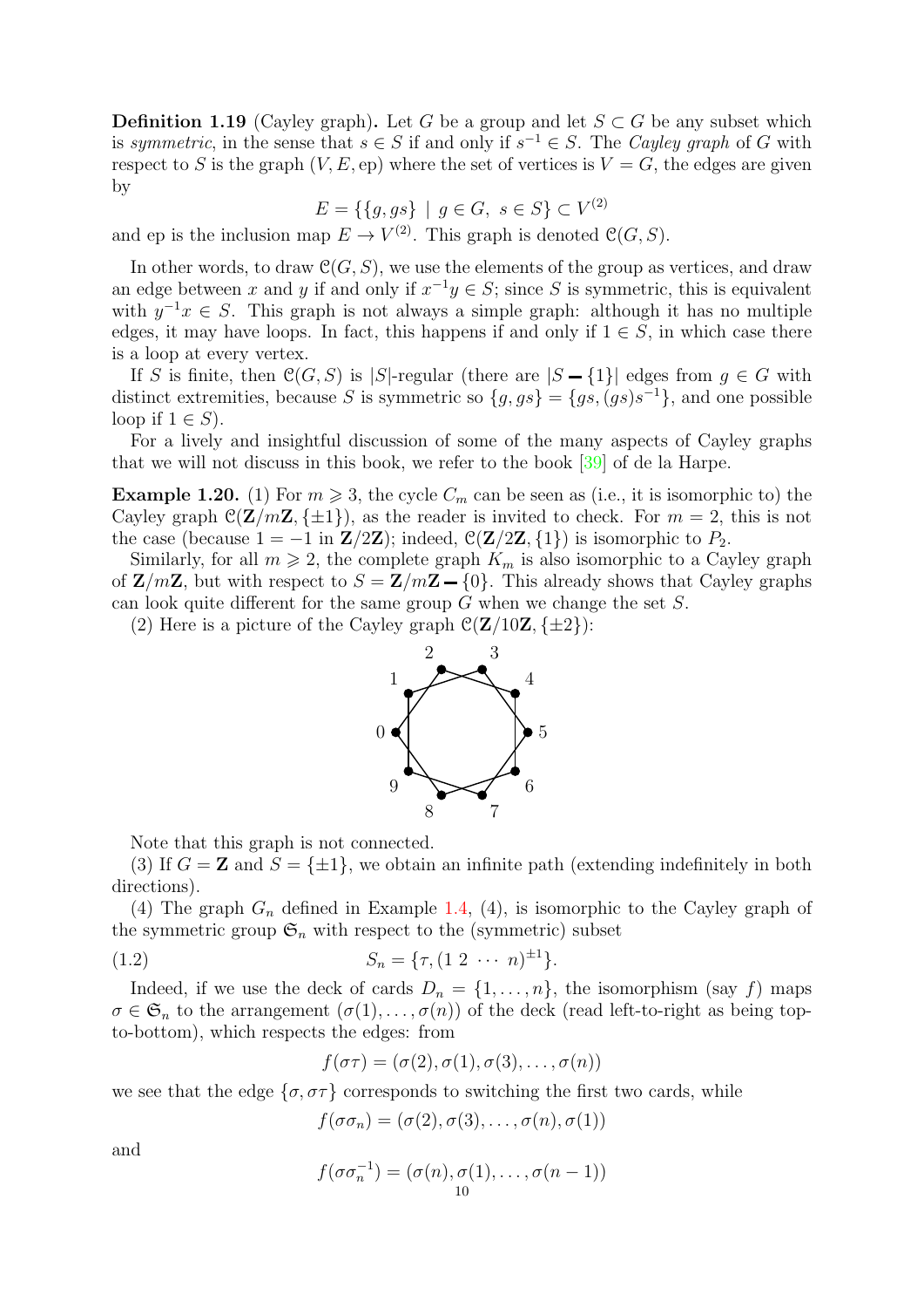**Definition 1.19** (Cayley graph)**.** Let $G$ be a group and let $S \subset G$ be any subset which is *symmetric*, in the sense that $s \in S$ if and only if $s^{-1} \in S$. The *Cayley graph* of $G$ with respect to $S$ is the graph $(V, E, \mathrm{ep})$ where the set of vertices is $V = G$, the edges are given by

$$E = \{\{g, gs\} \mid g \in G,\ s \in S\} \subset V^{(2)}$$

and ep is the inclusion map $E \to V^{(2)}$. This graph is denoted $\mathcal{C}(G, S)$.

In other words, to draw $\mathcal{C}(G, S)$, we use the elements of the group as vertices, and draw an edge between $x$ and $y$ if and only if $x^{-1}y \in S$; since $S$ is symmetric, this is equivalent with $y^{-1}x \in S$. This graph is not always a simple graph: although it has no multiple edges, it may have loops. In fact, this happens if and only if $1 \in S$, in which case there is a loop at every vertex.

If $S$ is finite, then $\mathcal{C}(G, S)$ is $|S|$-regular (there are $|S - \{1\}|$ edges from $g \in G$ with distinct extremities, because $S$ is symmetric so $\{g, gs\} = \{gs, (gs)s^{-1}\}$, and one possible loop if $1 \in S$).

For a lively and insightful discussion of some of the many aspects of Cayley graphs that we will not discuss in this book, we refer to the book [39] of de la Harpe.

**Example 1.20.** (1) For $m \geqslant 3$, the cycle $C_m$ can be seen as (i.e., it is isomorphic to) the Cayley graph $\mathcal{C}(\mathbf{Z}/m\mathbf{Z}, \{\pm 1\})$, as the reader is invited to check. For $m = 2$, this is not the case (because $1 = -1$ in $\mathbf{Z}/2\mathbf{Z}$); indeed, $\mathcal{C}(\mathbf{Z}/2\mathbf{Z}, \{1\})$ is isomorphic to $P_2$.

Similarly, for all $m \geqslant 2$, the complete graph $K_m$ is also isomorphic to a Cayley graph of $\mathbf{Z}/m\mathbf{Z}$, but with respect to $S = \mathbf{Z}/m\mathbf{Z} - \{0\}$. This already shows that Cayley graphs can look quite different for the same group $G$ when we change the set $S$.

(2) Here is a picture of the Cayley graph $\mathcal{C}(\mathbf{Z}/10\mathbf{Z}, \{\pm 2\})$:

Note that this graph is not connected.

(3) If $G = \mathbf{Z}$ and $S = \{\pm 1\}$, we obtain an infinite path (extending indefinitely in both directions).

(4) The graph $G_n$ defined in Example 1.4, (4), is isomorphic to the Cayley graph of the symmetric group $\mathfrak{S}_n$ with respect to the (symmetric) subset

$$S_n = \{\tau, (1\ 2\ \cdots\ n)^{\pm 1}\}. \tag{1.2}$$

Indeed, if we use the deck of cards $D_n = \{1, \ldots, n\}$, the isomorphism (say $f$) maps $\sigma \in \mathfrak{S}_n$ to the arrangement $(\sigma(1), \ldots, \sigma(n))$ of the deck (read left-to-right as being top-to-bottom), which respects the edges: from

$$f(\sigma\tau) = (\sigma(2), \sigma(1), \sigma(3), \ldots, \sigma(n))$$

we see that the edge $\{\sigma, \sigma\tau\}$ corresponds to switching the first two cards, while

$$f(\sigma\sigma_n) = (\sigma(2), \sigma(3), \ldots, \sigma(n), \sigma(1))$$

and

$$f(\sigma\sigma_n^{-1}) = (\sigma(n), \sigma(1), \ldots, \sigma(n-1))$$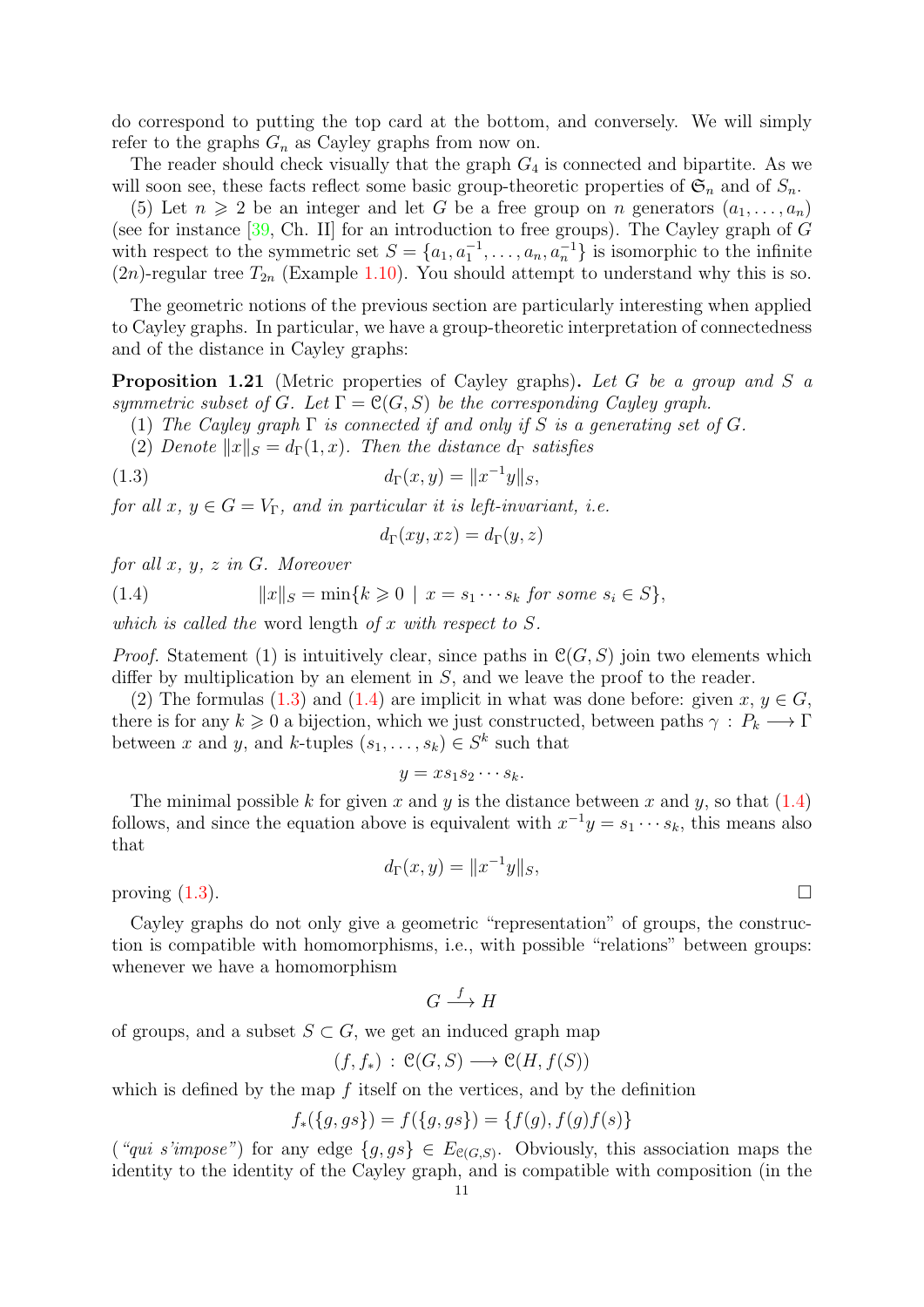do correspond to putting the top card at the bottom, and conversely. We will simply refer to the graphs $G_n$ as Cayley graphs from now on.

The reader should check visually that the graph $G_4$ is connected and bipartite. As we will soon see, these facts reflect some basic group-theoretic properties of $\mathfrak{S}_n$ and of $S_n$.

(5) Let $n \geqslant 2$ be an integer and let $G$ be a free group on $n$ generators $(a_1, \ldots, a_n)$ (see for instance [39, Ch. II] for an introduction to free groups). The Cayley graph of $G$ with respect to the symmetric set $S = \{a_1, a_1^{-1}, \ldots, a_n, a_n^{-1}\}$ is isomorphic to the infinite $(2n)$-regular tree $T_{2n}$ (Example 1.10). You should attempt to understand why this is so.

The geometric notions of the previous section are particularly interesting when applied to Cayley graphs. In particular, we have a group-theoretic interpretation of connectedness and of the distance in Cayley graphs:

**Proposition 1.21** (Metric properties of Cayley graphs)**.** *Let $G$ be a group and $S$ a symmetric subset of $G$. Let $\Gamma = \mathcal{C}(G, S)$ be the corresponding Cayley graph.*

(1) *The Cayley graph $\Gamma$ is connected if and only if $S$ is a generating set of $G$.*

(2) *Denote $\|x\|_S = d_\Gamma(1, x)$. Then the distance $d_\Gamma$ satisfies*

$$d_\Gamma(x, y) = \|x^{-1}y\|_S, \tag{1.3}$$

*for all $x$, $y \in G = V_\Gamma$, and in particular it is left-invariant, i.e.*

$$d_\Gamma(xy, xz) = d_\Gamma(y, z)$$

*for all $x$, $y$, $z$ in $G$. Moreover*

$$\|x\|_S = \min\{k \geqslant 0 \mid x = s_1 \cdots s_k \text{ for some } s_i \in S\}, \tag{1.4}$$

*which is called the* word length *of $x$ with respect to $S$.*

*Proof.* Statement (1) is intuitively clear, since paths in $\mathcal{C}(G, S)$ join two elements which differ by multiplication by an element in $S$, and we leave the proof to the reader.

(2) The formulas (1.3) and (1.4) are implicit in what was done before: given $x$, $y \in G$, there is for any $k \geqslant 0$ a bijection, which we just constructed, between paths $\gamma : P_k \longrightarrow \Gamma$ between $x$ and $y$, and $k$-tuples $(s_1, \ldots, s_k) \in S^k$ such that

$$y = xs_1 s_2 \cdots s_k.$$

The minimal possible $k$ for given $x$ and $y$ is the distance between $x$ and $y$, so that (1.4) follows, and since the equation above is equivalent with $x^{-1}y = s_1 \cdots s_k$, this means also that

$$d_\Gamma(x, y) = \|x^{-1}y\|_S,$$

proving (1.3). ☐

Cayley graphs do not only give a geometric "representation" of groups, the construction is compatible with homomorphisms, i.e., with possible "relations" between groups: whenever we have a homomorphism

$$G \xrightarrow{f} H$$

of groups, and a subset $S \subset G$, we get an induced graph map

$$(f, f_*) : \mathcal{C}(G, S) \longrightarrow \mathcal{C}(H, f(S))$$

which is defined by the map $f$ itself on the vertices, and by the definition

$$f_*(\{g, gs\}) = f(\{g, gs\}) = \{f(g), f(g)f(s)\}$$

(*"qui s'impose"*) for any edge $\{g, gs\} \in E_{\mathcal{C}(G,S)}$. Obviously, this association maps the identity to the identity of the Cayley graph, and is compatible with composition (in the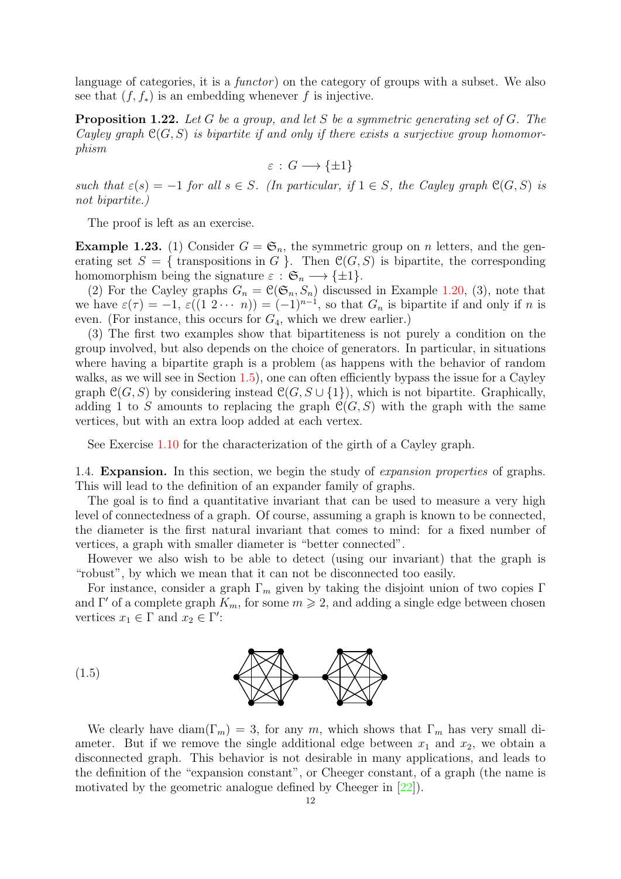language of categories, it is a *functor*) on the category of groups with a subset. We also see that $(f, f_*)$ is an embedding whenever $f$ is injective.

**Proposition 1.22.** *Let $G$ be a group, and let $S$ be a symmetric generating set of $G$. The Cayley graph $\mathcal{C}(G, S)$ is bipartite if and only if there exists a surjective group homomorphism*

$$\varepsilon : G \longrightarrow \{\pm 1\}$$

*such that $\varepsilon(s) = -1$ for all $s \in S$. (In particular, if $1 \in S$, the Cayley graph $\mathcal{C}(G, S)$ is not bipartite.)*

The proof is left as an exercise.

**Example 1.23.** (1) Consider $G = \mathfrak{S}_n$, the symmetric group on $n$ letters, and the generating set $S = \{$ transpositions in $G$ $\}$. Then $\mathcal{C}(G, S)$ is bipartite, the corresponding homomorphism being the signature $\varepsilon : \mathfrak{S}_n \longrightarrow \{\pm 1\}$.

(2) For the Cayley graphs $G_n = \mathcal{C}(\mathfrak{S}_n, S_n)$ discussed in Example 1.20, (3), note that we have $\varepsilon(\tau) = -1$, $\varepsilon((1\ 2 \cdots\ n)) = (-1)^{n-1}$, so that $G_n$ is bipartite if and only if $n$ is even. (For instance, this occurs for $G_4$, which we drew earlier.)

(3) The first two examples show that bipartiteness is not purely a condition on the group involved, but also depends on the choice of generators. In particular, in situations where having a bipartite graph is a problem (as happens with the behavior of random walks, as we will see in Section 1.5), one can often efficiently bypass the issue for a Cayley graph $\mathcal{C}(G, S)$ by considering instead $\mathcal{C}(G, S \cup \{1\})$, which is not bipartite. Graphically, adding 1 to $S$ amounts to replacing the graph $\mathcal{C}(G, S)$ with the graph with the same vertices, but with an extra loop added at each vertex.

See Exercise 1.10 for the characterization of the girth of a Cayley graph.

## 1.4. Expansion.

In this section, we begin the study of *expansion properties* of graphs. This will lead to the definition of an expander family of graphs.

The goal is to find a quantitative invariant that can be used to measure a very high level of connectedness of a graph. Of course, assuming a graph is known to be connected, the diameter is the first natural invariant that comes to mind: for a fixed number of vertices, a graph with smaller diameter is "better connected".

However we also wish to be able to detect (using our invariant) that the graph is "robust", by which we mean that it can not be disconnected too easily.

For instance, consider a graph $\Gamma_m$ given by taking the disjoint union of two copies $\Gamma$ and $\Gamma'$ of a complete graph $K_m$, for some $m \geqslant 2$, and adding a single edge between chosen vertices $x_1 \in \Gamma$ and $x_2 \in \Gamma'$:

(1.5)

We clearly have $\operatorname{diam}(\Gamma_m) = 3$, for any $m$, which shows that $\Gamma_m$ has very small diameter. But if we remove the single additional edge between $x_1$ and $x_2$, we obtain a disconnected graph. This behavior is not desirable in many applications, and leads to the definition of the "expansion constant", or Cheeger constant, of a graph (the name is motivated by the geometric analogue defined by Cheeger in [22]).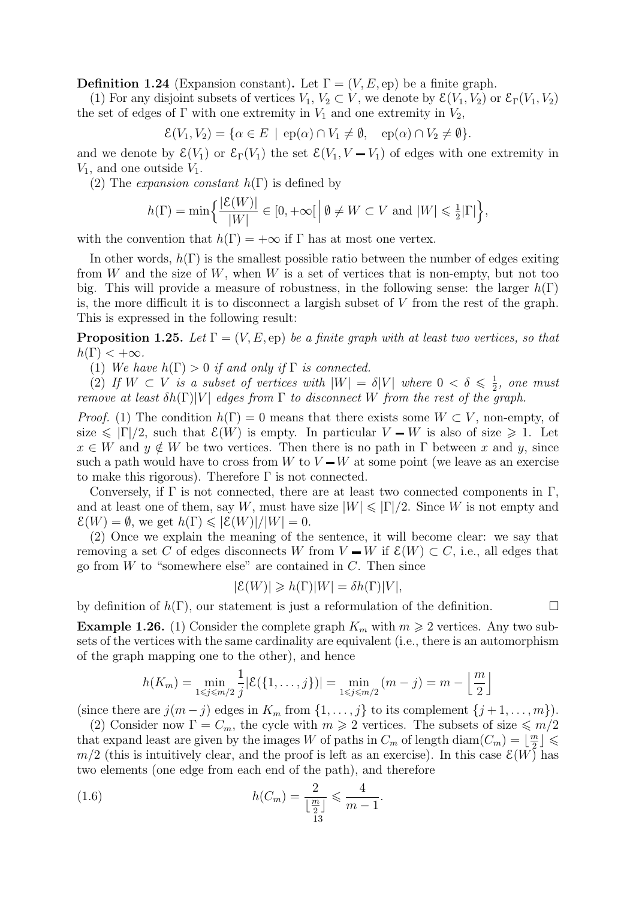**Definition 1.24** (Expansion constant)**.** Let $\Gamma = (V, E, \mathrm{ep})$ be a finite graph.

(1) For any disjoint subsets of vertices $V_1, V_2 \subset V$, we denote by $\mathcal{E}(V_1, V_2)$ or $\mathcal{E}_\Gamma(V_1, V_2)$ the set of edges of $\Gamma$ with one extremity in $V_1$ and one extremity in $V_2$,

$$\mathcal{E}(V_1, V_2) = \{\alpha \in E \mid \mathrm{ep}(\alpha) \cap V_1 \neq \emptyset, \quad \mathrm{ep}(\alpha) \cap V_2 \neq \emptyset\}.$$

and we denote by $\mathcal{E}(V_1)$ or $\mathcal{E}_\Gamma(V_1)$ the set $\mathcal{E}(V_1, V - V_1)$ of edges with one extremity in $V_1$, and one outside $V_1$.

(2) The *expansion constant* $h(\Gamma)$ is defined by

$$h(\Gamma) = \min\Big\{ \frac{|\mathcal{E}(W)|}{|W|} \in [0, +\infty[ \;\Big|\; \emptyset \neq W \subset V \text{ and } |W| \leqslant \tfrac{1}{2}|\Gamma| \Big\},$$

with the convention that $h(\Gamma) = +\infty$ if $\Gamma$ has at most one vertex.

In other words, $h(\Gamma)$ is the smallest possible ratio between the number of edges exiting from $W$ and the size of $W$, when $W$ is a set of vertices that is non-empty, but not too big. This will provide a measure of robustness, in the following sense: the larger $h(\Gamma)$ is, the more difficult it is to disconnect a largish subset of $V$ from the rest of the graph. This is expressed in the following result:

**Proposition 1.25.** *Let $\Gamma = (V, E, \mathrm{ep})$ be a finite graph with at least two vertices, so that $h(\Gamma) < +\infty$.*

*(1) We have $h(\Gamma) > 0$ if and only if $\Gamma$ is connected.*

*(2) If $W \subset V$ is a subset of vertices with $|W| = \delta|V|$ where $0 < \delta \leqslant \frac{1}{2}$, one must remove at least $\delta h(\Gamma)|V|$ edges from $\Gamma$ to disconnect $W$ from the rest of the graph.*

*Proof.* (1) The condition $h(\Gamma) = 0$ means that there exists some $W \subset V$, non-empty, of size $\leqslant |\Gamma|/2$, such that $\mathcal{E}(W)$ is empty. In particular $V - W$ is also of size $\geqslant 1$. Let $x \in W$ and $y \notin W$ be two vertices. Then there is no path in $\Gamma$ between $x$ and $y$, since such a path would have to cross from $W$ to $V - W$ at some point (we leave as an exercise to make this rigorous). Therefore $\Gamma$ is not connected.

Conversely, if $\Gamma$ is not connected, there are at least two connected components in $\Gamma$, and at least one of them, say $W$, must have size $|W| \leqslant |\Gamma|/2$. Since $W$ is not empty and $\mathcal{E}(W) = \emptyset$, we get $h(\Gamma) \leqslant |\mathcal{E}(W)|/|W| = 0$.

(2) Once we explain the meaning of the sentence, it will become clear: we say that removing a set $C$ of edges disconnects $W$ from $V - W$ if $\mathcal{E}(W) \subset C$, i.e., all edges that go from $W$ to "somewhere else" are contained in $C$. Then since

$$|\mathcal{E}(W)| \geqslant h(\Gamma)|W| = \delta h(\Gamma)|V|,$$

by definition of $h(\Gamma)$, our statement is just a reformulation of the definition. $\square$

**Example 1.26.** (1) Consider the complete graph $K_m$ with $m \geqslant 2$ vertices. Any two subsets of the vertices with the same cardinality are equivalent (i.e., there is an automorphism of the graph mapping one to the other), and hence

$$h(K_m) = \min_{1 \leqslant j \leqslant m/2} \frac{1}{j}|\mathcal{E}(\{1, \ldots, j\})| = \min_{1 \leqslant j \leqslant m/2} (m - j) = m - \Big\lfloor \frac{m}{2} \Big\rfloor$$

(since there are $j(m-j)$ edges in $K_m$ from $\{1, \ldots, j\}$ to its complement $\{j+1, \ldots, m\}$).

(2) Consider now $\Gamma = C_m$, the cycle with $m \geqslant 2$ vertices. The subsets of size $\leqslant m/2$ that expand least are given by the images $W$ of paths in $C_m$ of length $\mathrm{diam}(C_m) = \lfloor \frac{m}{2} \rfloor \leqslant m/2$ (this is intuitively clear, and the proof is left as an exercise). In this case $\mathcal{E}(W)$ has two elements (one edge from each end of the path), and therefore

$$h(C_m) = \frac{2}{\lfloor \frac{m}{2} \rfloor} \leqslant \frac{4}{m-1}. \tag{1.6}$$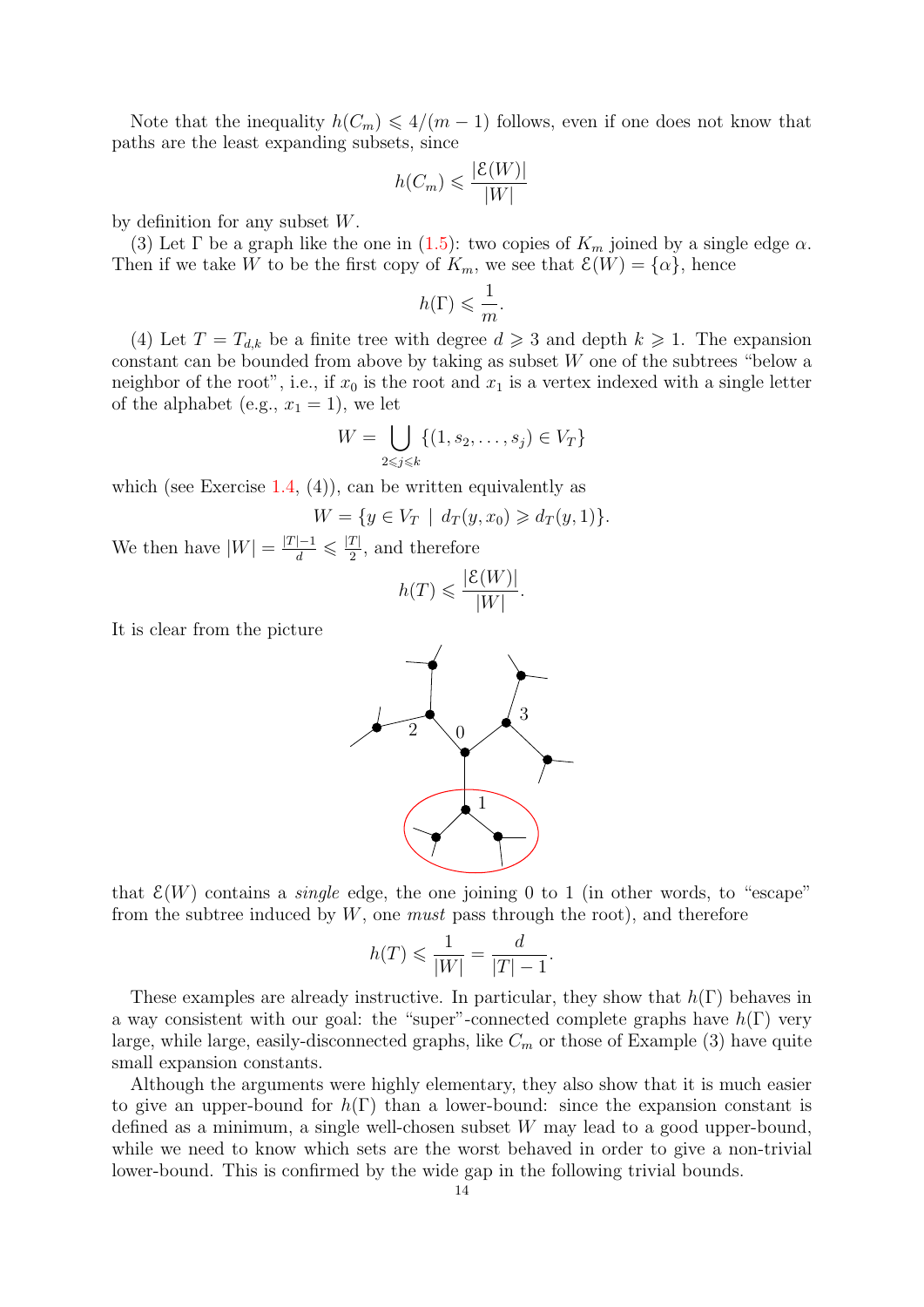Note that the inequality $h(C_m) \leqslant 4/(m-1)$ follows, even if one does not know that paths are the least expanding subsets, since

$$h(C_m) \leqslant \frac{|\mathcal{E}(W)|}{|W|}$$

by definition for any subset $W$.

(3) Let $\Gamma$ be a graph like the one in (1.5): two copies of $K_m$ joined by a single edge $\alpha$. Then if we take $W$ to be the first copy of $K_m$, we see that $\mathcal{E}(W) = \{\alpha\}$, hence

$$h(\Gamma) \leqslant \frac{1}{m}.$$

(4) Let $T = T_{d,k}$ be a finite tree with degree $d \geqslant 3$ and depth $k \geqslant 1$. The expansion constant can be bounded from above by taking as subset $W$ one of the subtrees "below a neighbor of the root", i.e., if $x_0$ is the root and $x_1$ is a vertex indexed with a single letter of the alphabet (e.g., $x_1 = 1$), we let

$$W = \bigcup_{2 \leqslant j \leqslant k} \{(1, s_2, \ldots, s_j) \in V_T\}$$

which (see Exercise 1.4, (4)), can be written equivalently as

$$W = \{y \in V_T \mid d_T(y, x_0) \geqslant d_T(y, 1)\}.$$

We then have $|W| = \frac{|T|-1}{d} \leqslant \frac{|T|}{2}$, and therefore

$$h(T) \leqslant \frac{|\mathcal{E}(W)|}{|W|}.$$

It is clear from the picture

that $\mathcal{E}(W)$ contains a *single* edge, the one joining 0 to 1 (in other words, to "escape" from the subtree induced by $W$, one *must* pass through the root), and therefore

$$h(T) \leqslant \frac{1}{|W|} = \frac{d}{|T|-1}.$$

These examples are already instructive. In particular, they show that $h(\Gamma)$ behaves in a way consistent with our goal: the "super"-connected complete graphs have $h(\Gamma)$ very large, while large, easily-disconnected graphs, like $C_m$ or those of Example (3) have quite small expansion constants.

Although the arguments were highly elementary, they also show that it is much easier to give an upper-bound for $h(\Gamma)$ than a lower-bound: since the expansion constant is defined as a minimum, a single well-chosen subset $W$ may lead to a good upper-bound, while we need to know which sets are the worst behaved in order to give a non-trivial lower-bound. This is confirmed by the wide gap in the following trivial bounds.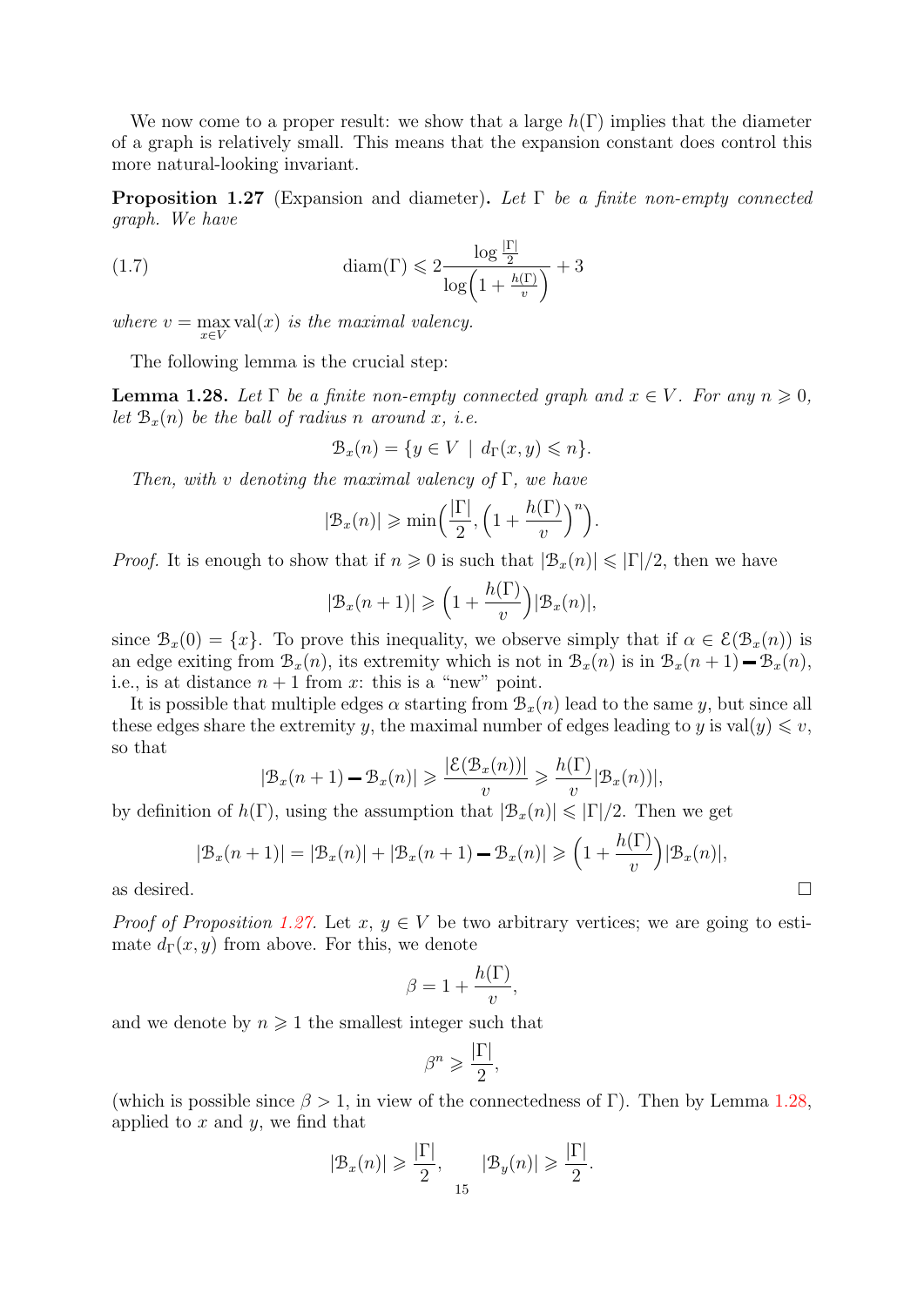We now come to a proper result: we show that a large $h(\Gamma)$ implies that the diameter of a graph is relatively small. This means that the expansion constant does control this more natural-looking invariant.

**Proposition 1.27** (Expansion and diameter)**.** *Let $\Gamma$ be a finite non-empty connected graph. We have*

$$\operatorname{diam}(\Gamma) \leqslant 2\frac{\log \frac{|\Gamma|}{2}}{\log\Big(1 + \frac{h(\Gamma)}{v}\Big)} + 3 \tag{1.7}$$

*where $v = \max\limits_{x \in V} \operatorname{val}(x)$ is the maximal valency.*

The following lemma is the crucial step:

**Lemma 1.28.** *Let $\Gamma$ be a finite non-empty connected graph and $x \in V$. For any $n \geqslant 0$, let $\mathcal{B}_x(n)$ be the ball of radius $n$ around $x$, i.e.*

$$\mathcal{B}_x(n) = \{y \in V \mid d_\Gamma(x, y) \leqslant n\}.$$

*Then, with $v$ denoting the maximal valency of $\Gamma$, we have*

$$|\mathcal{B}_x(n)| \geqslant \min\Big(\frac{|\Gamma|}{2}, \Big(1 + \frac{h(\Gamma)}{v}\Big)^n\Big).$$

*Proof.* It is enough to show that if $n \geqslant 0$ is such that $|\mathcal{B}_x(n)| \leqslant |\Gamma|/2$, then we have

$$|\mathcal{B}_x(n+1)| \geqslant \Big(1 + \frac{h(\Gamma)}{v}\Big)|\mathcal{B}_x(n)|,$$

since $\mathcal{B}_x(0) = \{x\}$. To prove this inequality, we observe simply that if $\alpha \in \mathcal{E}(\mathcal{B}_x(n))$ is an edge exiting from $\mathcal{B}_x(n)$, its extremity which is not in $\mathcal{B}_x(n)$ is in $\mathcal{B}_x(n+1) - \mathcal{B}_x(n)$, i.e., is at distance $n+1$ from $x$: this is a "new" point.

It is possible that multiple edges $\alpha$ starting from $\mathcal{B}_x(n)$ lead to the same $y$, but since all these edges share the extremity $y$, the maximal number of edges leading to $y$ is $\operatorname{val}(y) \leqslant v$, so that

$$|\mathcal{B}_x(n+1) - \mathcal{B}_x(n)| \geqslant \frac{|\mathcal{E}(\mathcal{B}_x(n))|}{v} \geqslant \frac{h(\Gamma)}{v}|\mathcal{B}_x(n))|,$$

by definition of $h(\Gamma)$, using the assumption that $|\mathcal{B}_x(n)| \leqslant |\Gamma|/2$. Then we get

$$|\mathcal{B}_x(n+1)| = |\mathcal{B}_x(n)| + |\mathcal{B}_x(n+1) - \mathcal{B}_x(n)| \geqslant \Big(1 + \frac{h(\Gamma)}{v}\Big)|\mathcal{B}_x(n)|,$$

as desired. ∎

*Proof of Proposition 1.27.* Let $x$, $y \in V$ be two arbitrary vertices; we are going to estimate $d_\Gamma(x, y)$ from above. For this, we denote

$$\beta = 1 + \frac{h(\Gamma)}{v},$$

and we denote by $n \geqslant 1$ the smallest integer such that

$$\beta^n \geqslant \frac{|\Gamma|}{2},$$

(which is possible since $\beta > 1$, in view of the connectedness of $\Gamma$). Then by Lemma 1.28, applied to $x$ and $y$, we find that

$$|\mathcal{B}_x(n)| \geqslant \frac{|\Gamma|}{2}, \qquad |\mathcal{B}_y(n)| \geqslant \frac{|\Gamma|}{2}.$$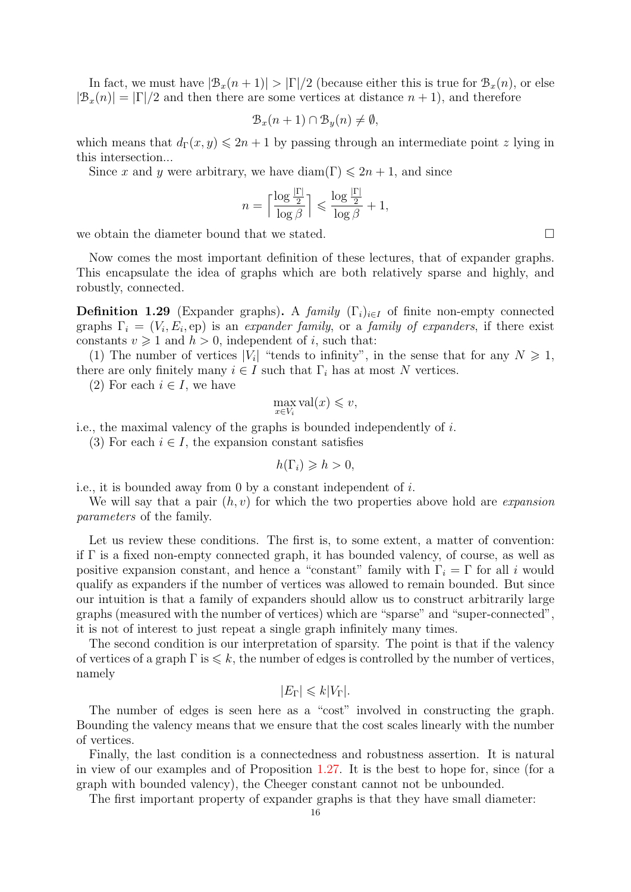In fact, we must have $|\mathcal{B}_x(n+1)| > |\Gamma|/2$ (because either this is true for $\mathcal{B}_x(n)$, or else $|\mathcal{B}_x(n)| = |\Gamma|/2$ and then there are some vertices at distance $n+1$), and therefore

$$\mathcal{B}_x(n+1) \cap \mathcal{B}_y(n) \neq \emptyset,$$

which means that $d_\Gamma(x,y) \leqslant 2n+1$ by passing through an intermediate point $z$ lying in this intersection...

Since $x$ and $y$ were arbitrary, we have $\operatorname{diam}(\Gamma) \leqslant 2n+1$, and since

$$n = \Big\lceil \frac{\log \frac{|\Gamma|}{2}}{\log \beta} \Big\rceil \leqslant \frac{\log \frac{|\Gamma|}{2}}{\log \beta} + 1,$$

we obtain the diameter bound that we stated. $\square$

Now comes the most important definition of these lectures, that of expander graphs. This encapsulate the idea of graphs which are both relatively sparse and highly, and robustly, connected.

**Definition 1.29** (Expander graphs). A *family* $(\Gamma_i)_{i \in I}$ of finite non-empty connected graphs $\Gamma_i = (V_i, E_i, \mathrm{ep})$ is an *expander family*, or a *family of expanders*, if there exist constants $v \geqslant 1$ and $h > 0$, independent of $i$, such that:

(1) The number of vertices $|V_i|$ "tends to infinity", in the sense that for any $N \geqslant 1$, there are only finitely many $i \in I$ such that $\Gamma_i$ has at most $N$ vertices.

(2) For each $i \in I$, we have

$$\max_{x \in V_i} \operatorname{val}(x) \leqslant v,$$

i.e., the maximal valency of the graphs is bounded independently of $i$.

(3) For each $i \in I$, the expansion constant satisfies

$$h(\Gamma_i) \geqslant h > 0,$$

i.e., it is bounded away from 0 by a constant independent of $i$.

We will say that a pair $(h, v)$ for which the two properties above hold are *expansion parameters* of the family.

Let us review these conditions. The first is, to some extent, a matter of convention: if $\Gamma$ is a fixed non-empty connected graph, it has bounded valency, of course, as well as positive expansion constant, and hence a "constant" family with $\Gamma_i = \Gamma$ for all $i$ would qualify as expanders if the number of vertices was allowed to remain bounded. But since our intuition is that a family of expanders should allow us to construct arbitrarily large graphs (measured with the number of vertices) which are "sparse" and "super-connected", it is not of interest to just repeat a single graph infinitely many times.

The second condition is our interpretation of sparsity. The point is that if the valency of vertices of a graph $\Gamma$ is $\leqslant k$, the number of edges is controlled by the number of vertices, namely

$$|E_\Gamma| \leqslant k|V_\Gamma|.$$

The number of edges is seen here as a "cost" involved in constructing the graph. Bounding the valency means that we ensure that the cost scales linearly with the number of vertices.

Finally, the last condition is a connectedness and robustness assertion. It is natural in view of our examples and of Proposition 1.27. It is the best to hope for, since (for a graph with bounded valency), the Cheeger constant cannot not be unbounded.

The first important property of expander graphs is that they have small diameter: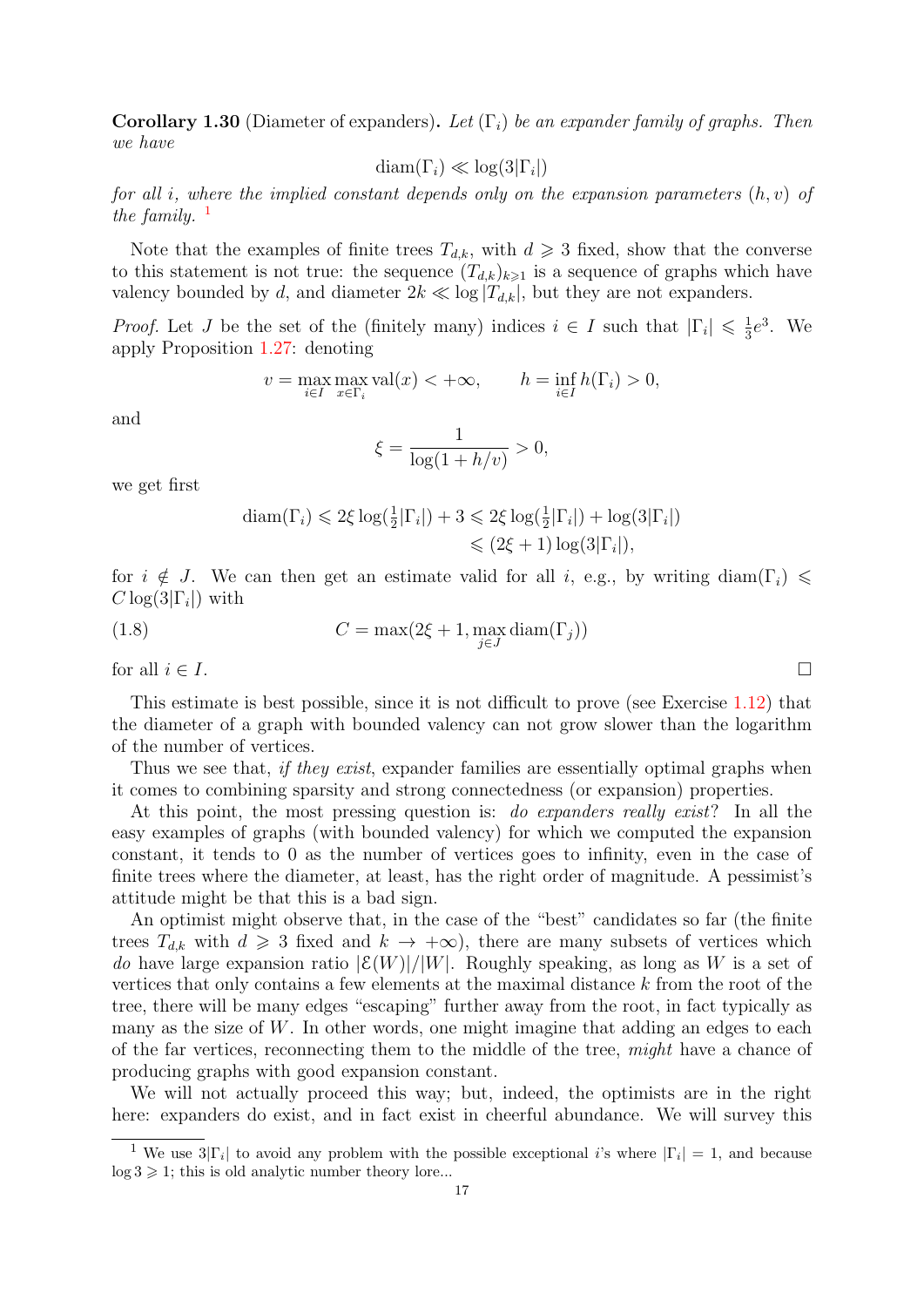**Corollary 1.30** (Diameter of expanders)**.** *Let $(\Gamma_i)$ be an expander family of graphs. Then we have*

$$\operatorname{diam}(\Gamma_i) \ll \log(3|\Gamma_i|)$$

*for all $i$, where the implied constant depends only on the expansion parameters $(h, v)$ of the family.* [1]

Note that the examples of finite trees $T_{d,k}$, with $d \geqslant 3$ fixed, show that the converse to this statement is not true: the sequence $(T_{d,k})_{k\geqslant 1}$ is a sequence of graphs which have valency bounded by $d$, and diameter $2k \ll \log |T_{d,k}|$, but they are not expanders.

*Proof.* Let $J$ be the set of the (finitely many) indices $i \in I$ such that $|\Gamma_i| \leqslant \frac{1}{3}e^3$. We apply Proposition 1.27: denoting

$$v = \max_{i\in I} \max_{x\in\Gamma_i} \operatorname{val}(x) < +\infty, \qquad h = \inf_{i\in I} h(\Gamma_i) > 0,$$

and

$$\xi = \frac{1}{\log(1 + h/v)} > 0,$$

we get first

$$\begin{aligned}\operatorname{diam}(\Gamma_i) &\leqslant 2\xi \log(\tfrac{1}{2}|\Gamma_i|) + 3 \leqslant 2\xi \log(\tfrac{1}{2}|\Gamma_i|) + \log(3|\Gamma_i|)\\ &\leqslant (2\xi + 1)\log(3|\Gamma_i|),\end{aligned}$$

for $i \notin J$. We can then get an estimate valid for all $i$, e.g., by writing $\operatorname{diam}(\Gamma_i) \leqslant C \log(3|\Gamma_i|)$ with

$$C = \max(2\xi + 1, \max_{j\in J} \operatorname{diam}(\Gamma_j)) \tag{1.8}$$

for all $i \in I$. $\square$

This estimate is best possible, since it is not difficult to prove (see Exercise 1.12) that the diameter of a graph with bounded valency can not grow slower than the logarithm of the number of vertices.

Thus we see that, *if they exist*, expander families are essentially optimal graphs when it comes to combining sparsity and strong connectedness (or expansion) properties.

At this point, the most pressing question is: *do expanders really exist*? In all the easy examples of graphs (with bounded valency) for which we computed the expansion constant, it tends to 0 as the number of vertices goes to infinity, even in the case of finite trees where the diameter, at least, has the right order of magnitude. A pessimist's attitude might be that this is a bad sign.

An optimist might observe that, in the case of the "best" candidates so far (the finite trees $T_{d,k}$ with $d \geqslant 3$ fixed and $k \to +\infty$), there are many subsets of vertices which *do* have large expansion ratio $|\mathcal{E}(W)|/|W|$. Roughly speaking, as long as $W$ is a set of vertices that only contains a few elements at the maximal distance $k$ from the root of the tree, there will be many edges "escaping" further away from the root, in fact typically as many as the size of $W$. In other words, one might imagine that adding an edges to each of the far vertices, reconnecting them to the middle of the tree, *might* have a chance of producing graphs with good expansion constant.

We will not actually proceed this way; but, indeed, the optimists are in the right here: expanders do exist, and in fact exist in cheerful abundance. We will survey this

[1] We use $3|\Gamma_i|$ to avoid any problem with the possible exceptional $i$'s where $|\Gamma_i| = 1$, and because $\log 3 \geqslant 1$; this is old analytic number theory lore...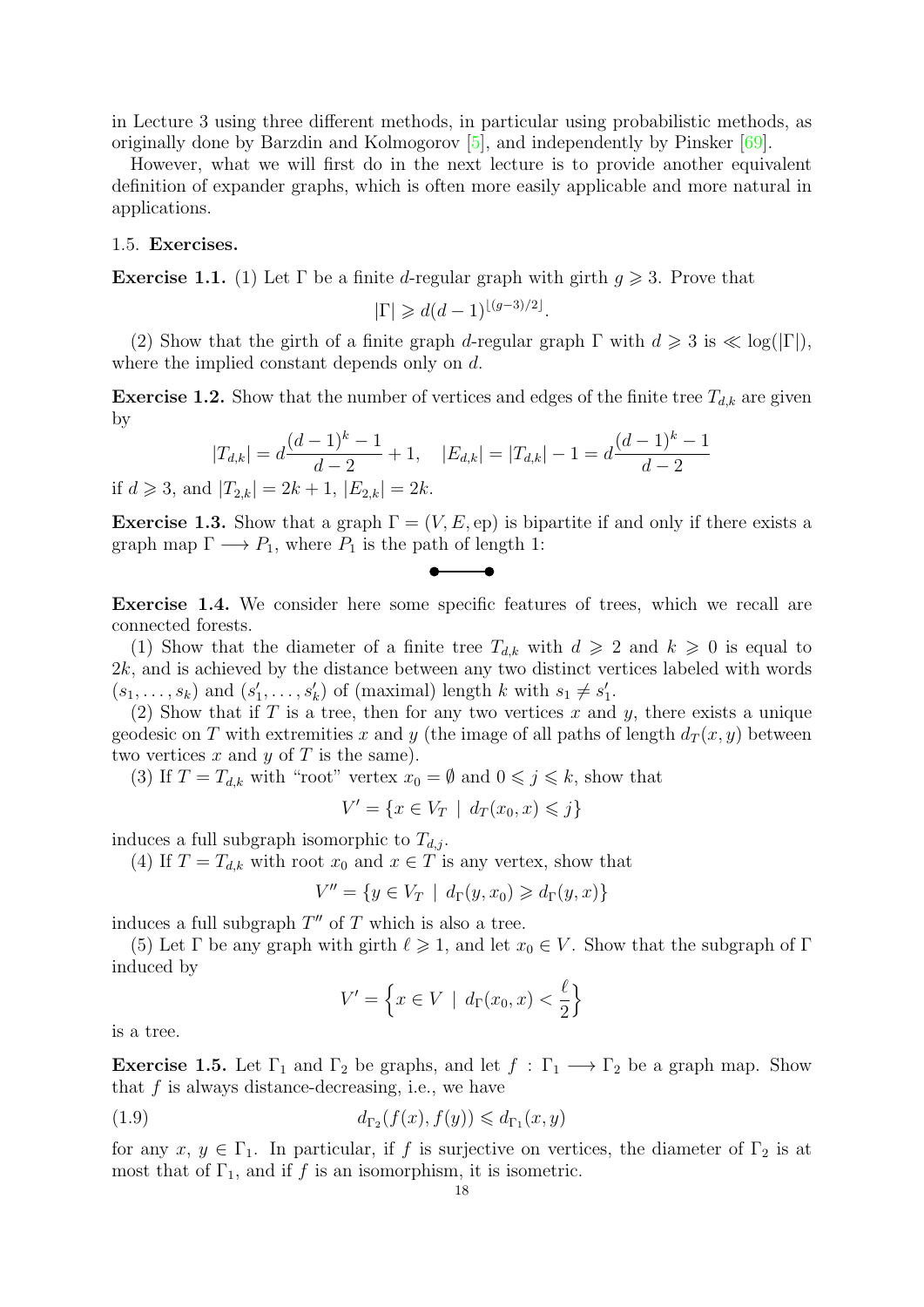in Lecture 3 using three different methods, in particular using probabilistic methods, as originally done by Barzdin and Kolmogorov [5], and independently by Pinsker [69].

However, what we will first do in the next lecture is to provide another equivalent definition of expander graphs, which is often more easily applicable and more natural in applications.

### 1.5. **Exercises.**

**Exercise 1.1.** (1) Let $\Gamma$ be a finite $d$-regular graph with girth $g \geqslant 3$. Prove that

$$|\Gamma| \geqslant d(d-1)^{\lfloor (g-3)/2 \rfloor}.$$

(2) Show that the girth of a finite graph $d$-regular graph $\Gamma$ with $d \geqslant 3$ is $\ll \log(|\Gamma|)$, where the implied constant depends only on $d$.

**Exercise 1.2.** Show that the number of vertices and edges of the finite tree $T_{d,k}$ are given by

$$|T_{d,k}| = d\frac{(d-1)^k - 1}{d-2} + 1, \quad |E_{d,k}| = |T_{d,k}| - 1 = d\frac{(d-1)^k - 1}{d-2}$$

if $d \geqslant 3$, and $|T_{2,k}| = 2k+1$, $|E_{2,k}| = 2k$.

**Exercise 1.3.** Show that a graph $\Gamma = (V, E, \mathrm{ep})$ is bipartite if and only if there exists a graph map $\Gamma \longrightarrow P_1$, where $P_1$ is the path of length 1:

**Exercise 1.4.** We consider here some specific features of trees, which we recall are connected forests.

(1) Show that the diameter of a finite tree $T_{d,k}$ with $d \geqslant 2$ and $k \geqslant 0$ is equal to $2k$, and is achieved by the distance between any two distinct vertices labeled with words $(s_1, \ldots, s_k)$ and $(s'_1, \ldots, s'_k)$ of (maximal) length $k$ with $s_1 \neq s'_1$.

(2) Show that if $T$ is a tree, then for any two vertices $x$ and $y$, there exists a unique geodesic on $T$ with extremities $x$ and $y$ (the image of all paths of length $d_T(x, y)$ between two vertices $x$ and $y$ of $T$ is the same).

(3) If $T = T_{d,k}$ with "root" vertex $x_0 = \emptyset$ and $0 \leqslant j \leqslant k$, show that

$$V' = \{x \in V_T \mid d_T(x_0, x) \leqslant j\}$$

induces a full subgraph isomorphic to $T_{d,j}$.

(4) If $T = T_{d,k}$ with root $x_0$ and $x \in T$ is any vertex, show that

$$V'' = \{y \in V_T \mid d_\Gamma(y, x_0) \geqslant d_\Gamma(y, x)\}$$

induces a full subgraph $T''$ of $T$ which is also a tree.

(5) Let $\Gamma$ be any graph with girth $\ell \geqslant 1$, and let $x_0 \in V$. Show that the subgraph of $\Gamma$ induced by

$$V' = \left\{x \in V \mid d_\Gamma(x_0, x) < \frac{\ell}{2}\right\}$$

is a tree.

**Exercise 1.5.** Let $\Gamma_1$ and $\Gamma_2$ be graphs, and let $f : \Gamma_1 \longrightarrow \Gamma_2$ be a graph map. Show that $f$ is always distance-decreasing, i.e., we have

$$d_{\Gamma_2}(f(x), f(y)) \leqslant d_{\Gamma_1}(x, y) \tag{1.9}$$

for any $x$, $y \in \Gamma_1$. In particular, if $f$ is surjective on vertices, the diameter of $\Gamma_2$ is at most that of $\Gamma_1$, and if $f$ is an isomorphism, it is isometric.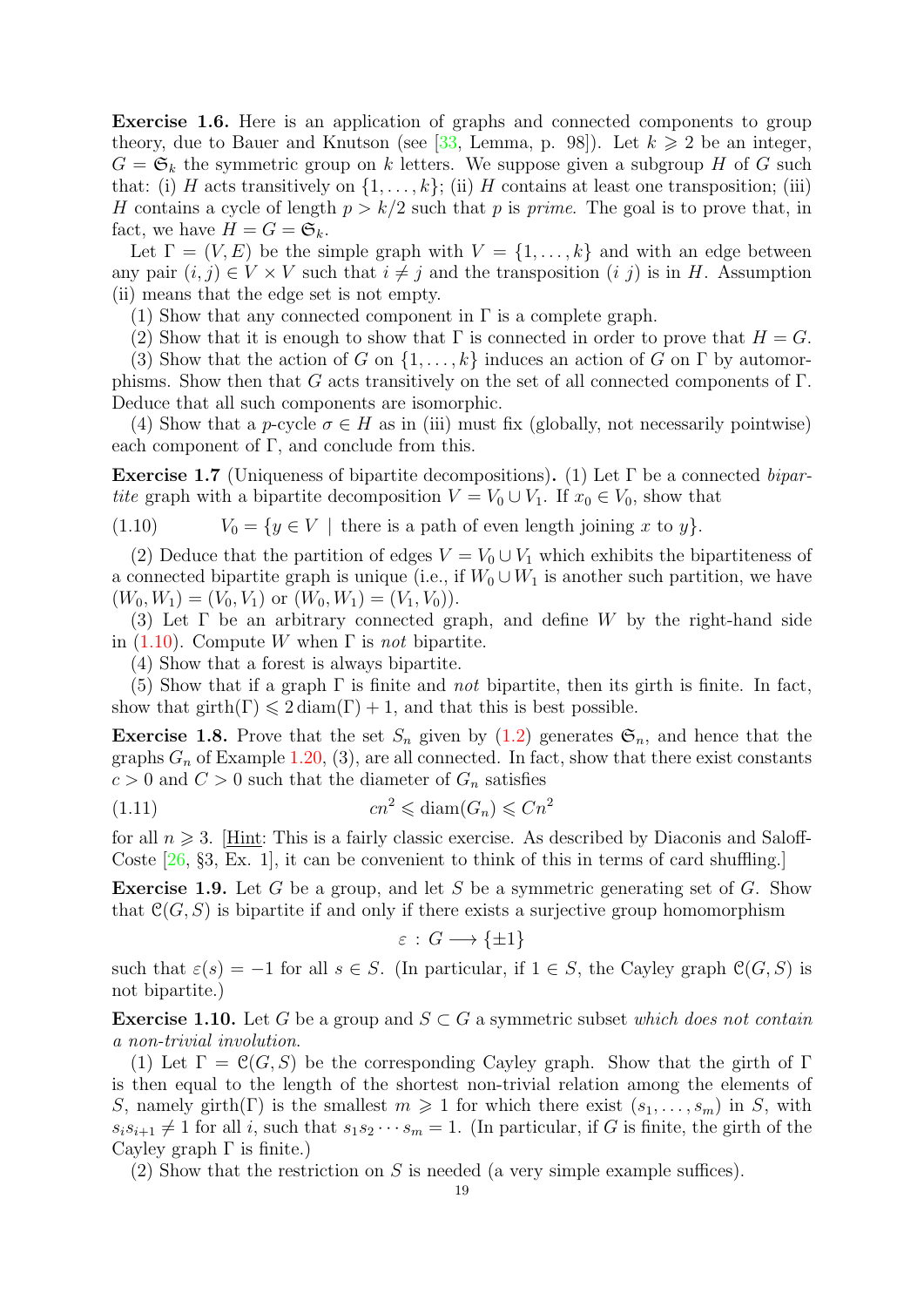**Exercise 1.6.** Here is an application of graphs and connected components to group theory, due to Bauer and Knutson (see [33, Lemma, p. 98]). Let $k \geqslant 2$ be an integer, $G = \mathfrak{S}_k$ the symmetric group on $k$ letters. We suppose given a subgroup $H$ of $G$ such that: (i) $H$ acts transitively on $\{1, \ldots, k\}$; (ii) $H$ contains at least one transposition; (iii) $H$ contains a cycle of length $p > k/2$ such that $p$ is *prime*. The goal is to prove that, in fact, we have $H = G = \mathfrak{S}_k$.

Let $\Gamma = (V, E)$ be the simple graph with $V = \{1, \ldots, k\}$ and with an edge between any pair $(i, j) \in V \times V$ such that $i \neq j$ and the transposition $(i\ j)$ is in $H$. Assumption (ii) means that the edge set is not empty.

(1) Show that any connected component in $\Gamma$ is a complete graph.

(2) Show that it is enough to show that $\Gamma$ is connected in order to prove that $H = G$.

(3) Show that the action of $G$ on $\{1, \ldots, k\}$ induces an action of $G$ on $\Gamma$ by automorphisms. Show then that $G$ acts transitively on the set of all connected components of $\Gamma$. Deduce that all such components are isomorphic.

(4) Show that a $p$-cycle $\sigma \in H$ as in (iii) must fix (globally, not necessarily pointwise) each component of $\Gamma$, and conclude from this.

**Exercise 1.7** (Uniqueness of bipartite decompositions)**.** (1) Let $\Gamma$ be a connected *bipartite* graph with a bipartite decomposition $V = V_0 \cup V_1$. If $x_0 \in V_0$, show that

$$V_0 = \{y \in V \mid \text{there is a path of even length joining } x \text{ to } y\}. \tag{1.10}$$

(2) Deduce that the partition of edges $V = V_0 \cup V_1$ which exhibits the bipartiteness of a connected bipartite graph is unique (i.e., if $W_0 \cup W_1$ is another such partition, we have $(W_0, W_1) = (V_0, V_1)$ or $(W_0, W_1) = (V_1, V_0)$).

(3) Let $\Gamma$ be an arbitrary connected graph, and define $W$ by the right-hand side in (1.10). Compute $W$ when $\Gamma$ is *not* bipartite.

(4) Show that a forest is always bipartite.

(5) Show that if a graph $\Gamma$ is finite and *not* bipartite, then its girth is finite. In fact, show that $\mathrm{girth}(\Gamma) \leqslant 2\,\mathrm{diam}(\Gamma) + 1$, and that this is best possible.

**Exercise 1.8.** Prove that the set $S_n$ given by (1.2) generates $\mathfrak{S}_n$, and hence that the graphs $G_n$ of Example 1.20, (3), are all connected. In fact, show that there exist constants $c > 0$ and $C > 0$ such that the diameter of $G_n$ satisfies

$$cn^2 \leqslant \mathrm{diam}(G_n) \leqslant Cn^2 \tag{1.11}$$

for all $n \geqslant 3$. [Hint: This is a fairly classic exercise. As described by Diaconis and Saloff-Coste [26, §3, Ex. 1], it can be convenient to think of this in terms of card shuffling.]

**Exercise 1.9.** Let $G$ be a group, and let $S$ be a symmetric generating set of $G$. Show that $\mathcal{C}(G, S)$ is bipartite if and only if there exists a surjective group homomorphism

$$\varepsilon : G \longrightarrow \{\pm 1\}$$

such that $\varepsilon(s) = -1$ for all $s \in S$. (In particular, if $1 \in S$, the Cayley graph $\mathcal{C}(G, S)$ is not bipartite.)

**Exercise 1.10.** Let $G$ be a group and $S \subset G$ a symmetric subset *which does not contain a non-trivial involution*.

(1) Let $\Gamma = \mathcal{C}(G, S)$ be the corresponding Cayley graph. Show that the girth of $\Gamma$ is then equal to the length of the shortest non-trivial relation among the elements of $S$, namely $\mathrm{girth}(\Gamma)$ is the smallest $m \geqslant 1$ for which there exist $(s_1, \ldots, s_m)$ in $S$, with $s_i s_{i+1} \neq 1$ for all $i$, such that $s_1 s_2 \cdots s_m = 1$. (In particular, if $G$ is finite, the girth of the Cayley graph $\Gamma$ is finite.)

(2) Show that the restriction on $S$ is needed (a very simple example suffices).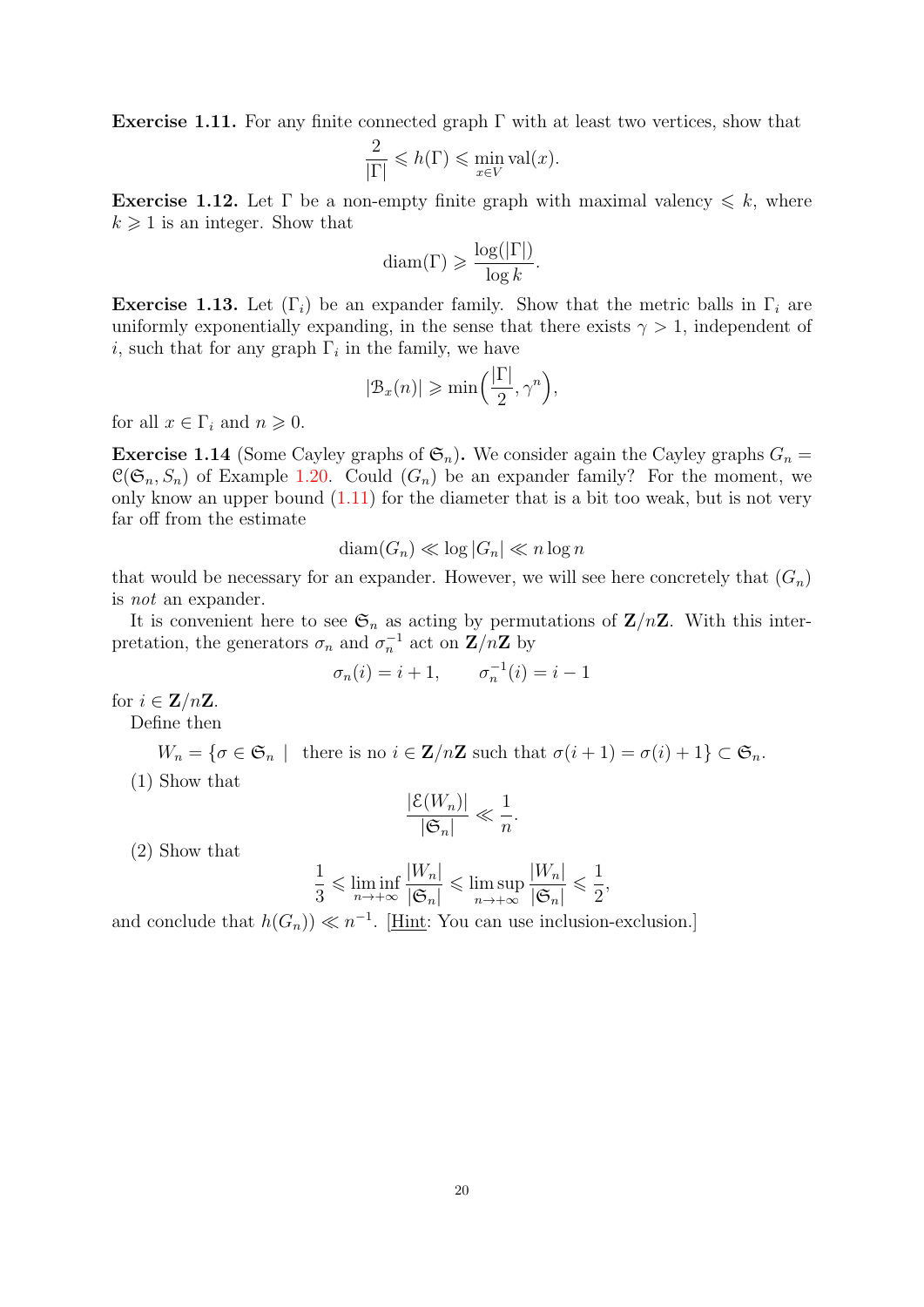**Exercise 1.11.** For any finite connected graph $\Gamma$ with at least two vertices, show that

$$\frac{2}{|\Gamma|} \leqslant h(\Gamma) \leqslant \min_{x \in V} \operatorname{val}(x).$$

**Exercise 1.12.** Let $\Gamma$ be a non-empty finite graph with maximal valency $\leqslant k$, where $k \geqslant 1$ is an integer. Show that

$$\operatorname{diam}(\Gamma) \geqslant \frac{\log(|\Gamma|)}{\log k}.$$

**Exercise 1.13.** Let $(\Gamma_i)$ be an expander family. Show that the metric balls in $\Gamma_i$ are uniformly exponentially expanding, in the sense that there exists $\gamma > 1$, independent of $i$, such that for any graph $\Gamma_i$ in the family, we have

$$|\mathcal{B}_x(n)| \geqslant \min\Big(\frac{|\Gamma|}{2}, \gamma^n\Big),$$

for all $x \in \Gamma_i$ and $n \geqslant 0$.

**Exercise 1.14** (Some Cayley graphs of $\mathfrak{S}_n$)**.** We consider again the Cayley graphs $G_n = \mathcal{C}(\mathfrak{S}_n, S_n)$ of Example 1.20. Could $(G_n)$ be an expander family? For the moment, we only know an upper bound (1.11) for the diameter that is a bit too weak, but is not very far off from the estimate

$$\operatorname{diam}(G_n) \ll \log |G_n| \ll n \log n$$

that would be necessary for an expander. However, we will see here concretely that $(G_n)$ is *not* an expander.

It is convenient here to see $\mathfrak{S}_n$ as acting by permutations of $\mathbf{Z}/n\mathbf{Z}$. With this interpretation, the generators $\sigma_n$ and $\sigma_n^{-1}$ act on $\mathbf{Z}/n\mathbf{Z}$ by

$$\sigma_n(i) = i + 1, \qquad \sigma_n^{-1}(i) = i - 1$$

for $i \in \mathbf{Z}/n\mathbf{Z}$.

Define then

$$W_n = \{\sigma \in \mathfrak{S}_n \mid \text{ there is no } i \in \mathbf{Z}/n\mathbf{Z} \text{ such that } \sigma(i+1) = \sigma(i) + 1\} \subset \mathfrak{S}_n.$$

(1) Show that

$$\frac{|\mathcal{E}(W_n)|}{|\mathfrak{S}_n|} \ll \frac{1}{n}.$$

(2) Show that

$$\frac{1}{3} \leqslant \liminf_{n \to +\infty} \frac{|W_n|}{|\mathfrak{S}_n|} \leqslant \limsup_{n \to +\infty} \frac{|W_n|}{|\mathfrak{S}_n|} \leqslant \frac{1}{2},$$

and conclude that $h(G_n)) \ll n^{-1}$. [Hint: You can use inclusion-exclusion.]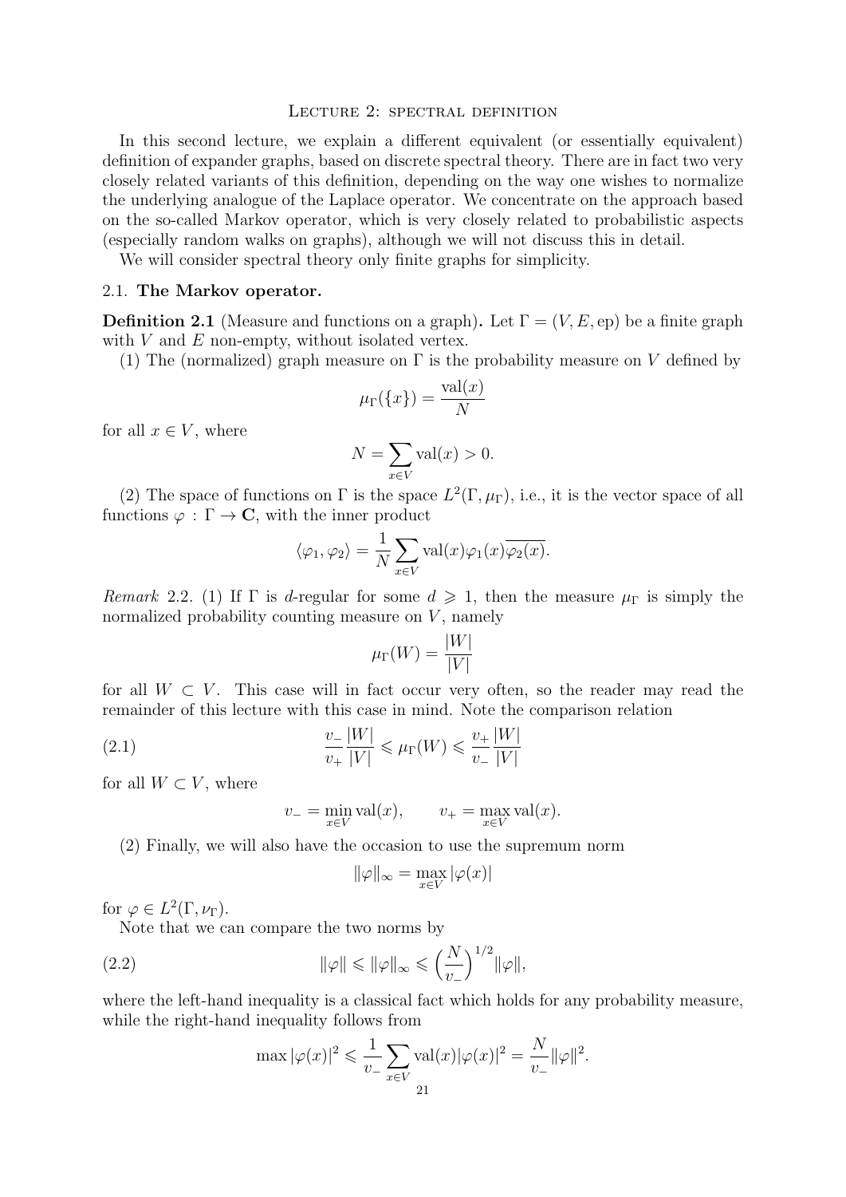## Lecture 2: spectral definition

In this second lecture, we explain a different equivalent (or essentially equivalent) definition of expander graphs, based on discrete spectral theory. There are in fact two very closely related variants of this definition, depending on the way one wishes to normalize the underlying analogue of the Laplace operator. We concentrate on the approach based on the so-called Markov operator, which is very closely related to probabilistic aspects (especially random walks on graphs), although we will not discuss this in detail.

We will consider spectral theory only finite graphs for simplicity.

### 2.1. The Markov operator.

**Definition 2.1** (Measure and functions on a graph). Let $\Gamma = (V, E, \mathrm{ep})$ be a finite graph with $V$ and $E$ non-empty, without isolated vertex.

(1) The (normalized) graph measure on $\Gamma$ is the probability measure on $V$ defined by

$$\mu_\Gamma(\{x\}) = \frac{\mathrm{val}(x)}{N}$$

for all $x \in V$, where

$$N = \sum_{x \in V} \mathrm{val}(x) > 0.$$

(2) The space of functions on $\Gamma$ is the space $L^2(\Gamma, \mu_\Gamma)$, i.e., it is the vector space of all functions $\varphi : \Gamma \to \mathbf{C}$, with the inner product

$$\langle \varphi_1, \varphi_2 \rangle = \frac{1}{N} \sum_{x \in V} \mathrm{val}(x) \varphi_1(x) \overline{\varphi_2(x)}.$$

*Remark* 2.2. (1) If $\Gamma$ is $d$-regular for some $d \geqslant 1$, then the measure $\mu_\Gamma$ is simply the normalized probability counting measure on $V$, namely

$$\mu_\Gamma(W) = \frac{|W|}{|V|}$$

for all $W \subset V$. This case will in fact occur very often, so the reader may read the remainder of this lecture with this case in mind. Note the comparison relation

$$\frac{v_-}{v_+} \frac{|W|}{|V|} \leqslant \mu_\Gamma(W) \leqslant \frac{v_+}{v_-} \frac{|W|}{|V|} \tag{2.1}$$

for all $W \subset V$, where

$$v_- = \min_{x \in V} \mathrm{val}(x), \qquad v_+ = \max_{x \in V} \mathrm{val}(x).$$

(2) Finally, we will also have the occasion to use the supremum norm

$$\|\varphi\|_\infty = \max_{x \in V} |\varphi(x)|$$

for $\varphi \in L^2(\Gamma, \nu_\Gamma)$.

Note that we can compare the two norms by

$$\|\varphi\| \leqslant \|\varphi\|_\infty \leqslant \Big(\frac{N}{v_-}\Big)^{1/2} \|\varphi\|, \tag{2.2}$$

where the left-hand inequality is a classical fact which holds for any probability measure, while the right-hand inequality follows from

$$\max |\varphi(x)|^2 \leqslant \frac{1}{v_-} \sum_{x \in V} \mathrm{val}(x) |\varphi(x)|^2 = \frac{N}{v_-} \|\varphi\|^2.$$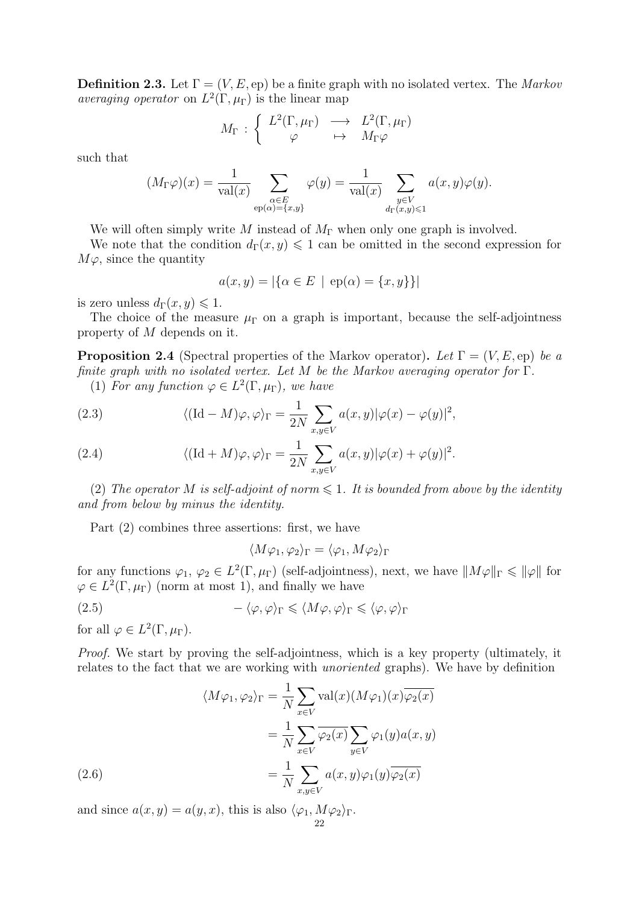**Definition 2.3.** Let $\Gamma = (V, E, \mathrm{ep})$ be a finite graph with no isolated vertex. The *Markov averaging operator* on $L^2(\Gamma, \mu_\Gamma)$ is the linear map

$$M_\Gamma : \begin{cases} L^2(\Gamma, \mu_\Gamma) & \longrightarrow & L^2(\Gamma, \mu_\Gamma) \\ \varphi & \mapsto & M_\Gamma \varphi \end{cases}$$

such that

$$(M_\Gamma \varphi)(x) = \frac{1}{\mathrm{val}(x)} \sum_{\substack{\alpha \in E \\ \mathrm{ep}(\alpha) = \{x,y\}}} \varphi(y) = \frac{1}{\mathrm{val}(x)} \sum_{\substack{y \in V \\ d_\Gamma(x,y) \leqslant 1}} a(x,y)\varphi(y).$$

We will often simply write $M$ instead of $M_\Gamma$ when only one graph is involved.

We note that the condition $d_\Gamma(x,y) \leqslant 1$ can be omitted in the second expression for $M\varphi$, since the quantity

$$a(x,y) = |\{\alpha \in E \mid \mathrm{ep}(\alpha) = \{x,y\}\}|$$

is zero unless $d_\Gamma(x,y) \leqslant 1$.

The choice of the measure $\mu_\Gamma$ on a graph is important, because the self-adjointness property of $M$ depends on it.

**Proposition 2.4** (Spectral properties of the Markov operator)**.** *Let $\Gamma = (V, E, \mathrm{ep})$ be a finite graph with no isolated vertex. Let $M$ be the Markov averaging operator for $\Gamma$.*

(1) *For any function $\varphi \in L^2(\Gamma, \mu_\Gamma)$, we have*

$$\langle (\mathrm{Id} - M)\varphi, \varphi \rangle_\Gamma = \frac{1}{2N} \sum_{x,y \in V} a(x,y)|\varphi(x) - \varphi(y)|^2, \tag{2.3}$$

$$\langle (\mathrm{Id} + M)\varphi, \varphi \rangle_\Gamma = \frac{1}{2N} \sum_{x,y \in V} a(x,y)|\varphi(x) + \varphi(y)|^2. \tag{2.4}$$

(2) *The operator $M$ is self-adjoint of norm $\leqslant 1$. It is bounded from above by the identity and from below by minus the identity.*

Part (2) combines three assertions: first, we have

$$\langle M\varphi_1, \varphi_2 \rangle_\Gamma = \langle \varphi_1, M\varphi_2 \rangle_\Gamma$$

for any functions $\varphi_1$, $\varphi_2 \in L^2(\Gamma, \mu_\Gamma)$ (self-adjointness), next, we have $\|M\varphi\|_\Gamma \leqslant \|\varphi\|$ for $\varphi \in L^2(\Gamma, \mu_\Gamma)$ (norm at most 1), and finally we have

$$-\langle \varphi, \varphi \rangle_\Gamma \leqslant \langle M\varphi, \varphi \rangle_\Gamma \leqslant \langle \varphi, \varphi \rangle_\Gamma \tag{2.5}$$

for all $\varphi \in L^2(\Gamma, \mu_\Gamma)$.

*Proof.* We start by proving the self-adjointness, which is a key property (ultimately, it relates to the fact that we are working with *unoriented* graphs). We have by definition

$$\begin{aligned}
\langle M\varphi_1, \varphi_2 \rangle_\Gamma &= \frac{1}{N} \sum_{x \in V} \mathrm{val}(x)(M\varphi_1)(x)\overline{\varphi_2(x)} \\
&= \frac{1}{N} \sum_{x \in V} \overline{\varphi_2(x)} \sum_{y \in V} \varphi_1(y) a(x,y) \\
&= \frac{1}{N} \sum_{x,y \in V} a(x,y)\varphi_1(y)\overline{\varphi_2(x)}
\end{aligned} \tag{2.6}$$

and since $a(x,y) = a(y,x)$, this is also $\langle \varphi_1, M\varphi_2 \rangle_\Gamma$.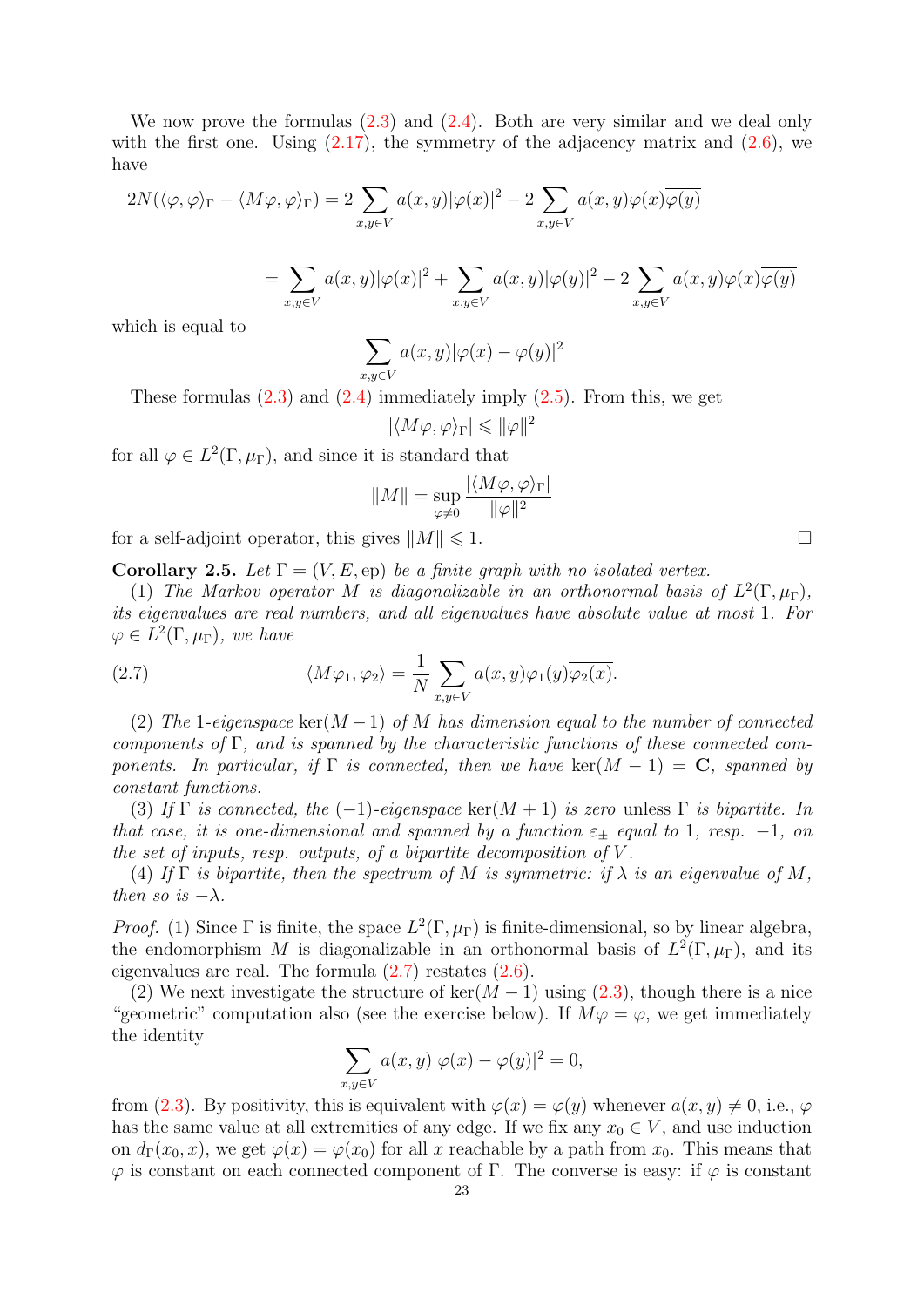We now prove the formulas (2.3) and (2.4). Both are very similar and we deal only with the first one. Using (2.17), the symmetry of the adjacency matrix and (2.6), we have

$$2N(\langle \varphi, \varphi\rangle_\Gamma - \langle M\varphi, \varphi\rangle_\Gamma) = 2\sum_{x,y\in V} a(x,y)|\varphi(x)|^2 - 2\sum_{x,y\in V} a(x,y)\varphi(x)\overline{\varphi(y)}$$

$$= \sum_{x,y\in V} a(x,y)|\varphi(x)|^2 + \sum_{x,y\in V} a(x,y)|\varphi(y)|^2 - 2\sum_{x,y\in V} a(x,y)\varphi(x)\overline{\varphi(y)}$$

which is equal to

$$\sum_{x,y\in V} a(x,y)|\varphi(x)-\varphi(y)|^2$$

These formulas (2.3) and (2.4) immediately imply (2.5). From this, we get

$$|\langle M\varphi, \varphi\rangle_\Gamma| \leqslant \|\varphi\|^2$$

for all $\varphi \in L^2(\Gamma, \mu_\Gamma)$, and since it is standard that

$$\|M\| = \sup_{\varphi\neq 0} \frac{|\langle M\varphi, \varphi\rangle_\Gamma|}{\|\varphi\|^2}$$

for a self-adjoint operator, this gives $\|M\| \leqslant 1$. ☐

**Corollary 2.5.** *Let $\Gamma = (V, E, \mathrm{ep})$ be a finite graph with no isolated vertex.*

*(1) The Markov operator $M$ is diagonalizable in an orthonormal basis of $L^2(\Gamma, \mu_\Gamma)$, its eigenvalues are real numbers, and all eigenvalues have absolute value at most 1. For $\varphi \in L^2(\Gamma, \mu_\Gamma)$, we have*

$$\langle M\varphi_1, \varphi_2\rangle = \frac{1}{N}\sum_{x,y\in V} a(x,y)\varphi_1(y)\overline{\varphi_2(x)}. \tag{2.7}$$

*(2) The 1-eigenspace $\ker(M-1)$ of $M$ has dimension equal to the number of connected components of $\Gamma$, and is spanned by the characteristic functions of these connected components. In particular, if $\Gamma$ is connected, then we have $\ker(M-1) = \mathbf{C}$, spanned by constant functions.*

*(3) If $\Gamma$ is connected, the $(-1)$-eigenspace $\ker(M+1)$ is zero* unless *$\Gamma$ is bipartite. In that case, it is one-dimensional and spanned by a function $\varepsilon_\pm$ equal to 1, resp. $-1$, on the set of inputs, resp. outputs, of a bipartite decomposition of $V$.*

*(4) If $\Gamma$ is bipartite, then the spectrum of $M$ is symmetric: if $\lambda$ is an eigenvalue of $M$, then so is $-\lambda$.*

*Proof.* (1) Since $\Gamma$ is finite, the space $L^2(\Gamma, \mu_\Gamma)$ is finite-dimensional, so by linear algebra, the endomorphism $M$ is diagonalizable in an orthonormal basis of $L^2(\Gamma, \mu_\Gamma)$, and its eigenvalues are real. The formula (2.7) restates (2.6).

(2) We next investigate the structure of $\ker(M-1)$ using (2.3), though there is a nice "geometric" computation also (see the exercise below). If $M\varphi = \varphi$, we get immediately the identity

$$\sum_{x,y\in V} a(x,y)|\varphi(x)-\varphi(y)|^2 = 0,$$

from (2.3). By positivity, this is equivalent with $\varphi(x) = \varphi(y)$ whenever $a(x,y) \neq 0$, i.e., $\varphi$ has the same value at all extremities of any edge. If we fix any $x_0 \in V$, and use induction on $d_\Gamma(x_0, x)$, we get $\varphi(x) = \varphi(x_0)$ for all $x$ reachable by a path from $x_0$. This means that $\varphi$ is constant on each connected component of $\Gamma$. The converse is easy: if $\varphi$ is constant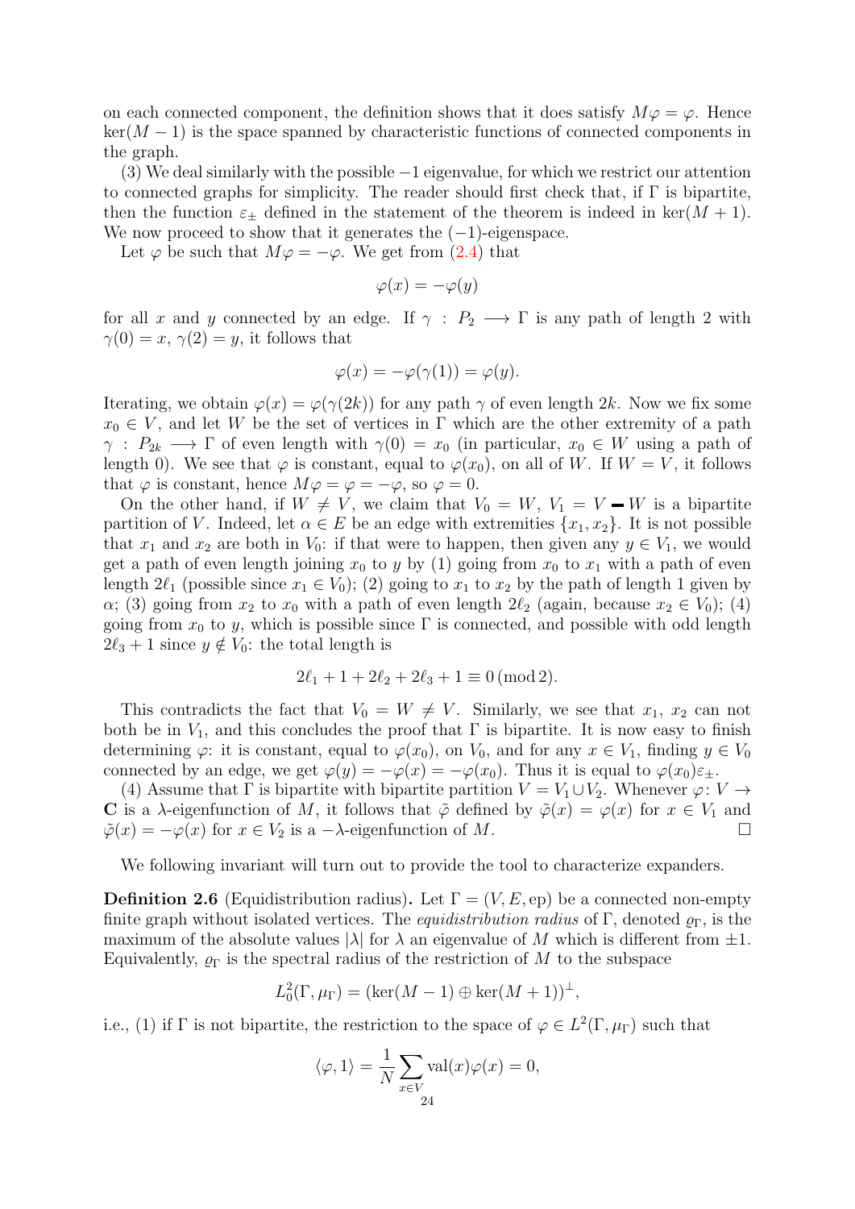on each connected component, the definition shows that it does satisfy $M\varphi = \varphi$. Hence $\ker(M-1)$ is the space spanned by characteristic functions of connected components in the graph.

(3) We deal similarly with the possible $-1$ eigenvalue, for which we restrict our attention to connected graphs for simplicity. The reader should first check that, if $\Gamma$ is bipartite, then the function $\varepsilon_\pm$ defined in the statement of the theorem is indeed in $\ker(M+1)$. We now proceed to show that it generates the $(-1)$-eigenspace.

Let $\varphi$ be such that $M\varphi = -\varphi$. We get from (2.4) that

$$\varphi(x) = -\varphi(y)$$

for all $x$ and $y$ connected by an edge. If $\gamma : P_2 \longrightarrow \Gamma$ is any path of length 2 with $\gamma(0) = x$, $\gamma(2) = y$, it follows that

$$\varphi(x) = -\varphi(\gamma(1)) = \varphi(y).$$

Iterating, we obtain $\varphi(x) = \varphi(\gamma(2k))$ for any path $\gamma$ of even length $2k$. Now we fix some $x_0 \in V$, and let $W$ be the set of vertices in $\Gamma$ which are the other extremity of a path $\gamma : P_{2k} \longrightarrow \Gamma$ of even length with $\gamma(0) = x_0$ (in particular, $x_0 \in W$ using a path of length 0). We see that $\varphi$ is constant, equal to $\varphi(x_0)$, on all of $W$. If $W = V$, it follows that $\varphi$ is constant, hence $M\varphi = \varphi = -\varphi$, so $\varphi = 0$.

On the other hand, if $W \neq V$, we claim that $V_0 = W$, $V_1 = V - W$ is a bipartite partition of $V$. Indeed, let $\alpha \in E$ be an edge with extremities $\{x_1, x_2\}$. It is not possible that $x_1$ and $x_2$ are both in $V_0$: if that were to happen, then given any $y \in V_1$, we would get a path of even length joining $x_0$ to $y$ by (1) going from $x_0$ to $x_1$ with a path of even length $2\ell_1$ (possible since $x_1 \in V_0$); (2) going to $x_1$ to $x_2$ by the path of length 1 given by $\alpha$; (3) going from $x_2$ to $x_0$ with a path of even length $2\ell_2$ (again, because $x_2 \in V_0$); (4) going from $x_0$ to $y$, which is possible since $\Gamma$ is connected, and possible with odd length $2\ell_3 + 1$ since $y \notin V_0$: the total length is

$$2\ell_1 + 1 + 2\ell_2 + 2\ell_3 + 1 \equiv 0 \pmod 2.$$

This contradicts the fact that $V_0 = W \neq V$. Similarly, we see that $x_1$, $x_2$ can not both be in $V_1$, and this concludes the proof that $\Gamma$ is bipartite. It is now easy to finish determining $\varphi$: it is constant, equal to $\varphi(x_0)$, on $V_0$, and for any $x \in V_1$, finding $y \in V_0$ connected by an edge, we get $\varphi(y) = -\varphi(x) = -\varphi(x_0)$. Thus it is equal to $\varphi(x_0)\varepsilon_\pm$.

(4) Assume that $\Gamma$ is bipartite with bipartite partition $V = V_1 \cup V_2$. Whenever $\varphi\colon V \to \mathbf{C}$ is a $\lambda$-eigenfunction of $M$, it follows that $\tilde{\varphi}$ defined by $\tilde{\varphi}(x) = \varphi(x)$ for $x \in V_1$ and $\tilde{\varphi}(x) = -\varphi(x)$ for $x \in V_2$ is a $-\lambda$-eigenfunction of $M$. $\square$

We following invariant will turn out to provide the tool to characterize expanders.

**Definition 2.6** (Equidistribution radius)**.** Let $\Gamma = (V, E, \mathrm{ep})$ be a connected non-empty finite graph without isolated vertices. The *equidistribution radius* of $\Gamma$, denoted $\varrho_\Gamma$, is the maximum of the absolute values $|\lambda|$ for $\lambda$ an eigenvalue of $M$ which is different from $\pm 1$. Equivalently, $\varrho_\Gamma$ is the spectral radius of the restriction of $M$ to the subspace

$$L^2_0(\Gamma, \mu_\Gamma) = (\ker(M-1) \oplus \ker(M+1))^\perp,$$

i.e., (1) if $\Gamma$ is not bipartite, the restriction to the space of $\varphi \in L^2(\Gamma, \mu_\Gamma)$ such that

$$\langle \varphi, 1 \rangle = \frac{1}{N} \sum_{x \in V} \mathrm{val}(x)\varphi(x) = 0,$$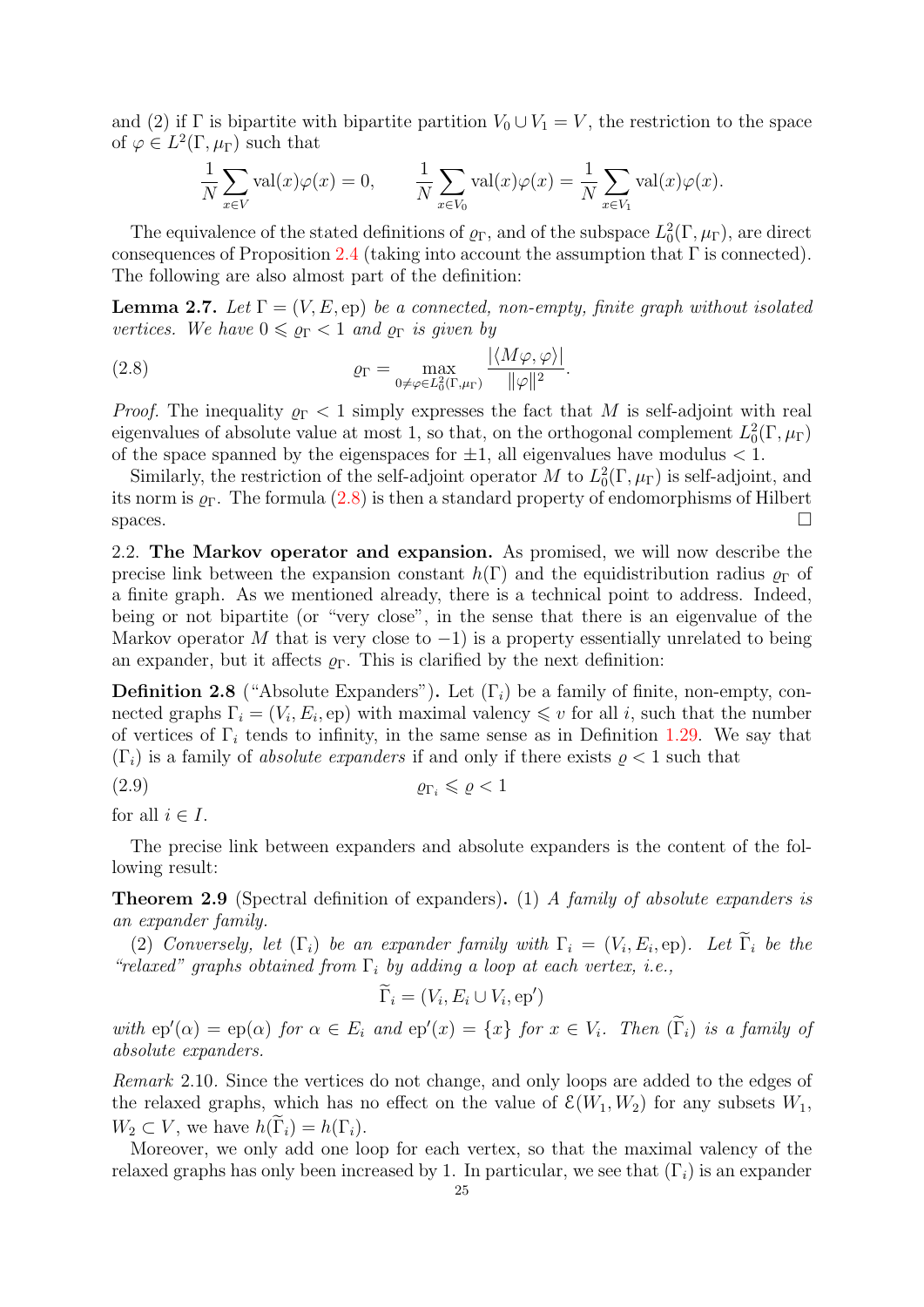and (2) if $\Gamma$ is bipartite with bipartite partition $V_0 \cup V_1 = V$, the restriction to the space of $\varphi \in L^2(\Gamma, \mu_\Gamma)$ such that

$$\frac{1}{N}\sum_{x\in V} \mathrm{val}(x)\varphi(x) = 0, \qquad \frac{1}{N}\sum_{x\in V_0} \mathrm{val}(x)\varphi(x) = \frac{1}{N}\sum_{x\in V_1} \mathrm{val}(x)\varphi(x).$$

The equivalence of the stated definitions of $\varrho_\Gamma$, and of the subspace $L^2_0(\Gamma, \mu_\Gamma)$, are direct consequences of Proposition 2.4 (taking into account the assumption that $\Gamma$ is connected). The following are also almost part of the definition:

**Lemma 2.7.** *Let $\Gamma = (V, E, \mathrm{ep})$ be a connected, non-empty, finite graph without isolated vertices. We have $0 \leqslant \varrho_\Gamma < 1$ and $\varrho_\Gamma$ is given by*

$$\varrho_\Gamma = \max_{0\neq\varphi\in L^2_0(\Gamma,\mu_\Gamma)} \frac{|\langle M\varphi, \varphi\rangle|}{\|\varphi\|^2}. \tag{2.8}$$

*Proof.* The inequality $\varrho_\Gamma < 1$ simply expresses the fact that $M$ is self-adjoint with real eigenvalues of absolute value at most 1, so that, on the orthogonal complement $L^2_0(\Gamma, \mu_\Gamma)$ of the space spanned by the eigenspaces for $\pm 1$, all eigenvalues have modulus $< 1$.

Similarly, the restriction of the self-adjoint operator $M$ to $L^2_0(\Gamma, \mu_\Gamma)$ is self-adjoint, and its norm is $\varrho_\Gamma$. The formula (2.8) is then a standard property of endomorphisms of Hilbert spaces. $\square$

2.2. **The Markov operator and expansion.** As promised, we will now describe the precise link between the expansion constant $h(\Gamma)$ and the equidistribution radius $\varrho_\Gamma$ of a finite graph. As we mentioned already, there is a technical point to address. Indeed, being or not bipartite (or "very close", in the sense that there is an eigenvalue of the Markov operator $M$ that is very close to $-1$) is a property essentially unrelated to being an expander, but it affects $\varrho_\Gamma$. This is clarified by the next definition:

**Definition 2.8** ("Absolute Expanders"). Let $(\Gamma_i)$ be a family of finite, non-empty, connected graphs $\Gamma_i = (V_i, E_i, \mathrm{ep})$ with maximal valency $\leqslant v$ for all $i$, such that the number of vertices of $\Gamma_i$ tends to infinity, in the same sense as in Definition 1.29. We say that $(\Gamma_i)$ is a family of *absolute expanders* if and only if there exists $\varrho < 1$ such that

$$\varrho_{\Gamma_i} \leqslant \varrho < 1 \tag{2.9}$$

for all $i \in I$.

The precise link between expanders and absolute expanders is the content of the following result:

**Theorem 2.9** (Spectral definition of expanders). (1) *A family of absolute expanders is an expander family.*

(2) *Conversely, let $(\Gamma_i)$ be an expander family with $\Gamma_i = (V_i, E_i, \mathrm{ep})$. Let $\widetilde{\Gamma}_i$ be the "relaxed" graphs obtained from $\Gamma_i$ by adding a loop at each vertex, i.e.,*

$$\widetilde{\Gamma}_i = (V_i, E_i \cup V_i, \mathrm{ep}')$$

*with $\mathrm{ep}'(\alpha) = \mathrm{ep}(\alpha)$ for $\alpha \in E_i$ and $\mathrm{ep}'(x) = \{x\}$ for $x \in V_i$. Then $(\widetilde{\Gamma}_i)$ is a family of absolute expanders.*

*Remark* 2.10. Since the vertices do not change, and only loops are added to the edges of the relaxed graphs, which has no effect on the value of $\mathcal{E}(W_1, W_2)$ for any subsets $W_1$, $W_2 \subset V$, we have $h(\widetilde{\Gamma}_i) = h(\Gamma_i)$.

Moreover, we only add one loop for each vertex, so that the maximal valency of the relaxed graphs has only been increased by 1. In particular, we see that $(\Gamma_i)$ is an expander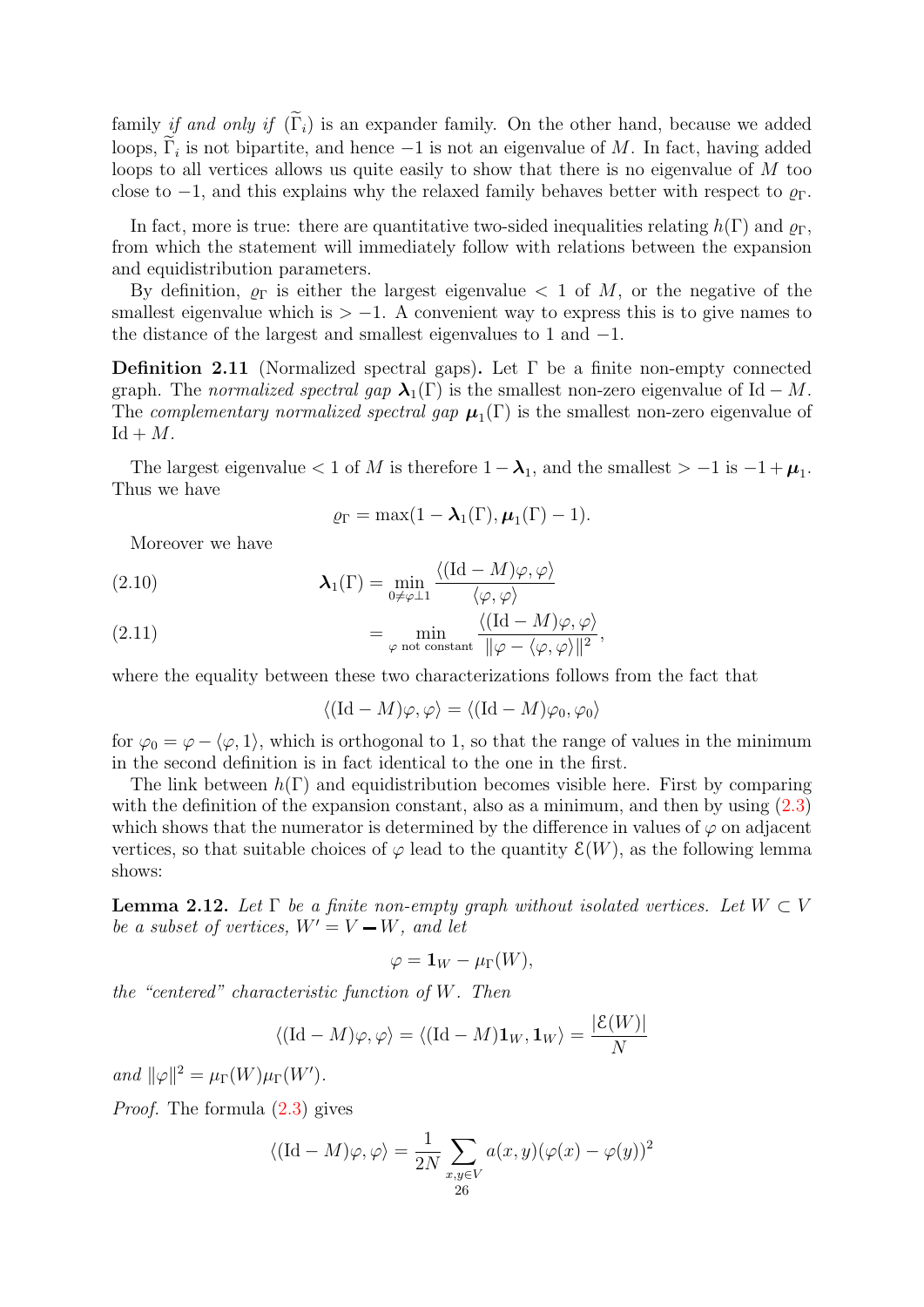family *if and only if* $(\widetilde{\Gamma}_i)$ is an expander family. On the other hand, because we added loops, $\widetilde{\Gamma}_i$ is not bipartite, and hence $-1$ is not an eigenvalue of $M$. In fact, having added loops to all vertices allows us quite easily to show that there is no eigenvalue of $M$ too close to $-1$, and this explains why the relaxed family behaves better with respect to $\varrho_\Gamma$.

In fact, more is true: there are quantitative two-sided inequalities relating $h(\Gamma)$ and $\varrho_\Gamma$, from which the statement will immediately follow with relations between the expansion and equidistribution parameters.

By definition, $\varrho_\Gamma$ is either the largest eigenvalue $< 1$ of $M$, or the negative of the smallest eigenvalue which is $> -1$. A convenient way to express this is to give names to the distance of the largest and smallest eigenvalues to 1 and $-1$.

**Definition 2.11** (Normalized spectral gaps)**.** Let $\Gamma$ be a finite non-empty connected graph. The *normalized spectral gap* $\boldsymbol{\lambda}_1(\Gamma)$ is the smallest non-zero eigenvalue of $\mathrm{Id} - M$. The *complementary normalized spectral gap* $\boldsymbol{\mu}_1(\Gamma)$ is the smallest non-zero eigenvalue of $\mathrm{Id} + M$.

The largest eigenvalue $< 1$ of $M$ is therefore $1 - \boldsymbol{\lambda}_1$, and the smallest $> -1$ is $-1 + \boldsymbol{\mu}_1$. Thus we have

$$\varrho_\Gamma = \max(1 - \boldsymbol{\lambda}_1(\Gamma), \boldsymbol{\mu}_1(\Gamma) - 1).$$

Moreover we have

$$\boldsymbol{\lambda}_1(\Gamma) = \min_{0 \neq \varphi \perp 1} \frac{\langle (\mathrm{Id} - M)\varphi, \varphi \rangle}{\langle \varphi, \varphi \rangle} \tag{2.10}$$

$$= \min_{\varphi \text{ not constant}} \frac{\langle (\mathrm{Id} - M)\varphi, \varphi \rangle}{\| \varphi - \langle \varphi, \varphi \rangle \|^2}, \tag{2.11}$$

where the equality between these two characterizations follows from the fact that

$$\langle (\mathrm{Id} - M)\varphi, \varphi \rangle = \langle (\mathrm{Id} - M)\varphi_0, \varphi_0 \rangle$$

for $\varphi_0 = \varphi - \langle \varphi, 1 \rangle$, which is orthogonal to 1, so that the range of values in the minimum in the second definition is in fact identical to the one in the first.

The link between $h(\Gamma)$ and equidistribution becomes visible here. First by comparing with the definition of the expansion constant, also as a minimum, and then by using (2.3) which shows that the numerator is determined by the difference in values of $\varphi$ on adjacent vertices, so that suitable choices of $\varphi$ lead to the quantity $\mathcal{E}(W)$, as the following lemma shows:

**Lemma 2.12.** *Let $\Gamma$ be a finite non-empty graph without isolated vertices. Let $W \subset V$ be a subset of vertices, $W' = V - W$, and let*

$$\varphi = \mathbf{1}_W - \mu_\Gamma(W),$$

*the "centered" characteristic function of $W$. Then*

$$\langle (\mathrm{Id} - M)\varphi, \varphi \rangle = \langle (\mathrm{Id} - M)\mathbf{1}_W, \mathbf{1}_W \rangle = \frac{|\mathcal{E}(W)|}{N}$$

*and* $\|\varphi\|^2 = \mu_\Gamma(W)\mu_\Gamma(W')$.

*Proof.* The formula (2.3) gives

$$\langle (\mathrm{Id} - M)\varphi, \varphi \rangle = \frac{1}{2N} \sum_{x,y \in V} a(x,y)(\varphi(x) - \varphi(y))^2$$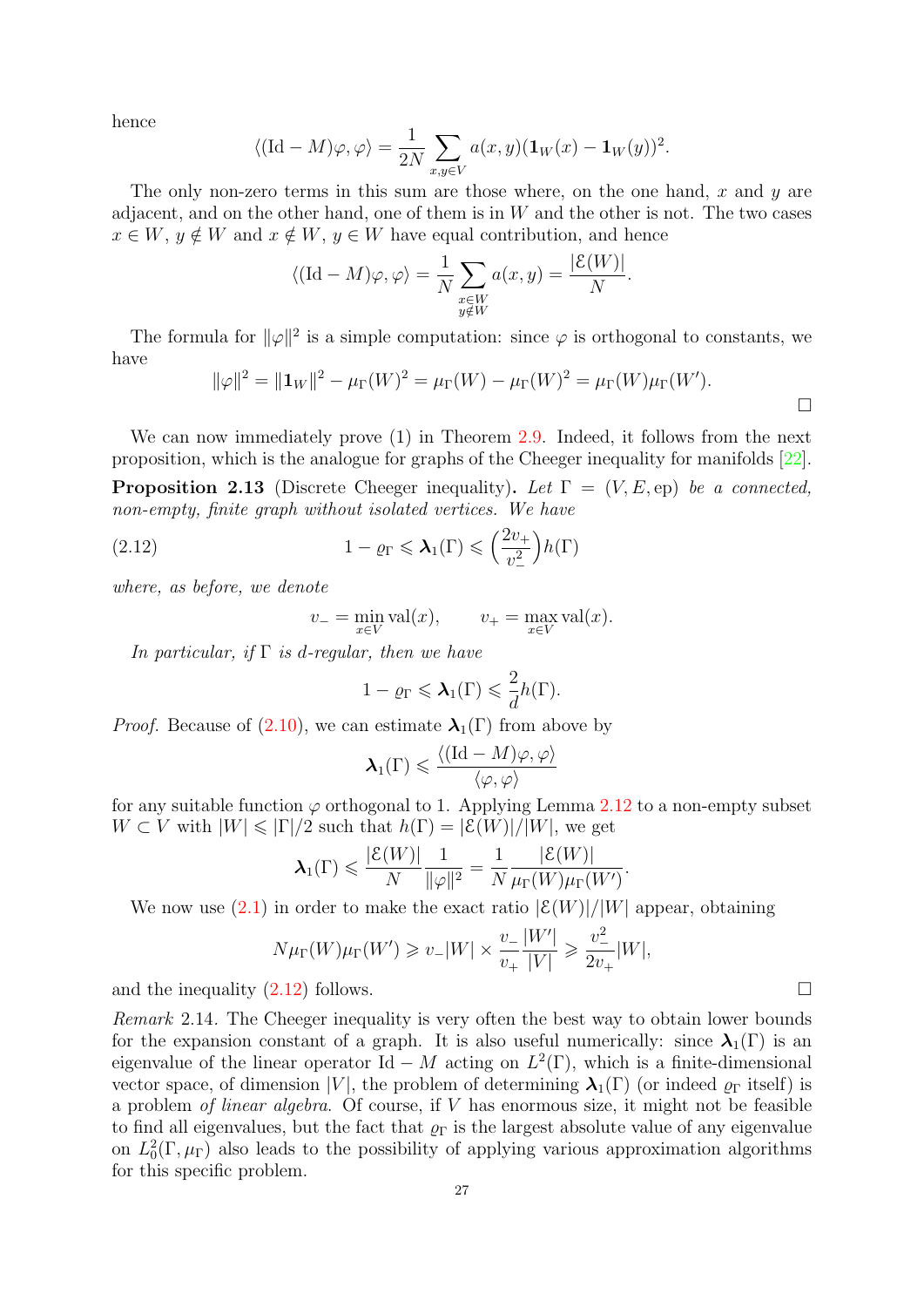hence

$$\langle (\mathrm{Id} - M)\varphi, \varphi\rangle = \frac{1}{2N} \sum_{x,y\in V} a(x,y)(\mathbf{1}_W(x) - \mathbf{1}_W(y))^2.$$

The only non-zero terms in this sum are those where, on the one hand, $x$ and $y$ are adjacent, and on the other hand, one of them is in $W$ and the other is not. The two cases $x \in W$, $y \notin W$ and $x \notin W$, $y \in W$ have equal contribution, and hence

$$\langle (\mathrm{Id} - M)\varphi, \varphi\rangle = \frac{1}{N} \sum_{\substack{x\in W\\ y\notin W}} a(x,y) = \frac{|\mathcal{E}(W)|}{N}.$$

The formula for $\|\varphi\|^2$ is a simple computation: since $\varphi$ is orthogonal to constants, we have

$$\|\varphi\|^2 = \|\mathbf{1}_W\|^2 - \mu_\Gamma(W)^2 = \mu_\Gamma(W) - \mu_\Gamma(W)^2 = \mu_\Gamma(W)\mu_\Gamma(W').$$

□

We can now immediately prove (1) in Theorem 2.9. Indeed, it follows from the next proposition, which is the analogue for graphs of the Cheeger inequality for manifolds [22].

**Proposition 2.13** (Discrete Cheeger inequality)**.** *Let $\Gamma = (V, E, \mathrm{ep})$ be a connected, non-empty, finite graph without isolated vertices. We have*

$$1 - \varrho_\Gamma \leqslant \boldsymbol{\lambda}_1(\Gamma) \leqslant \Big(\frac{2v_+}{v_-^2}\Big) h(\Gamma) \tag{2.12}$$

*where, as before, we denote*

$$v_- = \min_{x\in V} \mathrm{val}(x), \qquad v_+ = \max_{x\in V} \mathrm{val}(x).$$

*In particular, if $\Gamma$ is $d$-regular, then we have*

$$1 - \varrho_\Gamma \leqslant \boldsymbol{\lambda}_1(\Gamma) \leqslant \frac{2}{d} h(\Gamma).$$

*Proof.* Because of (2.10), we can estimate $\boldsymbol{\lambda}_1(\Gamma)$ from above by

$$\boldsymbol{\lambda}_1(\Gamma) \leqslant \frac{\langle (\mathrm{Id} - M)\varphi, \varphi\rangle}{\langle \varphi, \varphi\rangle}$$

for any suitable function $\varphi$ orthogonal to 1. Applying Lemma 2.12 to a non-empty subset $W \subset V$ with $|W| \leqslant |\Gamma|/2$ such that $h(\Gamma) = |\mathcal{E}(W)|/|W|$, we get

$$\boldsymbol{\lambda}_1(\Gamma) \leqslant \frac{|\mathcal{E}(W)|}{N}\frac{1}{\|\varphi\|^2} = \frac{1}{N}\frac{|\mathcal{E}(W)|}{\mu_\Gamma(W)\mu_\Gamma(W')}.$$

We now use (2.1) in order to make the exact ratio $|\mathcal{E}(W)|/|W|$ appear, obtaining

$$N\mu_\Gamma(W)\mu_\Gamma(W') \geqslant v_-|W| \times \frac{v_-}{v_+}\frac{|W'|}{|V|} \geqslant \frac{v_-^2}{2v_+}|W|,$$

and the inequality (2.12) follows. □

*Remark* 2.14. The Cheeger inequality is very often the best way to obtain lower bounds for the expansion constant of a graph. It is also useful numerically: since $\boldsymbol{\lambda}_1(\Gamma)$ is an eigenvalue of the linear operator $\mathrm{Id} - M$ acting on $L^2(\Gamma)$, which is a finite-dimensional vector space, of dimension $|V|$, the problem of determining $\boldsymbol{\lambda}_1(\Gamma)$ (or indeed $\varrho_\Gamma$ itself) is a problem *of linear algebra*. Of course, if $V$ has enormous size, it might not be feasible to find all eigenvalues, but the fact that $\varrho_\Gamma$ is the largest absolute value of any eigenvalue on $L_0^2(\Gamma, \mu_\Gamma)$ also leads to the possibility of applying various approximation algorithms for this specific problem.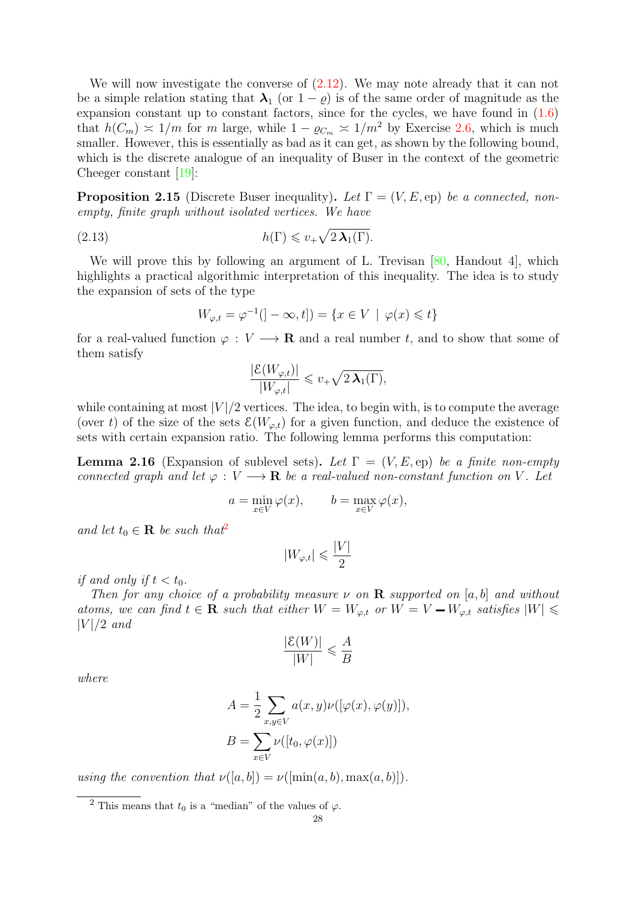We will now investigate the converse of (2.12). We may note already that it can not be a simple relation stating that $\boldsymbol{\lambda}_1$ (or $1-\varrho$) is of the same order of magnitude as the expansion constant up to constant factors, since for the cycles, we have found in (1.6) that $h(C_m) \asymp 1/m$ for $m$ large, while $1 - \varrho_{C_m} \asymp 1/m^2$ by Exercise 2.6, which is much smaller. However, this is essentially as bad as it can get, as shown by the following bound, which is the discrete analogue of an inequality of Buser in the context of the geometric Cheeger constant [19]:

**Proposition 2.15** (Discrete Buser inequality)**.** *Let $\Gamma = (V, E, \mathrm{ep})$ be a connected, non-empty, finite graph without isolated vertices. We have*

$$h(\Gamma) \leqslant v_+ \sqrt{2\,\boldsymbol{\lambda}_1(\Gamma)}. \tag{2.13}$$

We will prove this by following an argument of L. Trevisan [80, Handout 4], which highlights a practical algorithmic interpretation of this inequality. The idea is to study the expansion of sets of the type

$$W_{\varphi,t} = \varphi^{-1}(]-\infty, t]) = \{x \in V \mid \varphi(x) \leqslant t\}$$

for a real-valued function $\varphi : V \longrightarrow \mathbf{R}$ and a real number $t$, and to show that some of them satisfy

$$\frac{|\mathcal{E}(W_{\varphi,t})|}{|W_{\varphi,t}|} \leqslant v_+ \sqrt{2\,\boldsymbol{\lambda}_1(\Gamma)},$$

while containing at most $|V|/2$ vertices. The idea, to begin with, is to compute the average (over $t$) of the size of the sets $\mathcal{E}(W_{\varphi,t})$ for a given function, and deduce the existence of sets with certain expansion ratio. The following lemma performs this computation:

**Lemma 2.16** (Expansion of sublevel sets)**.** *Let $\Gamma = (V, E, \mathrm{ep})$ be a finite non-empty connected graph and let $\varphi : V \longrightarrow \mathbf{R}$ be a real-valued non-constant function on $V$. Let*

$$a = \min_{x \in V} \varphi(x), \qquad b = \max_{x \in V} \varphi(x),$$

*and let $t_0 \in \mathbf{R}$ be such that*[2]

$$|W_{\varphi,t}| \leqslant \frac{|V|}{2}$$

*if and only if $t < t_0$.*

*Then for any choice of a probability measure $\nu$ on $\mathbf{R}$ supported on $[a, b]$ and without atoms, we can find $t \in \mathbf{R}$ such that either $W = W_{\varphi,t}$ or $W = V - W_{\varphi,t}$ satisfies $|W| \leqslant |V|/2$ and*

$$\frac{|\mathcal{E}(W)|}{|W|} \leqslant \frac{A}{B}$$

*where*

$$A = \frac{1}{2} \sum_{x,y \in V} a(x,y)\nu([\varphi(x), \varphi(y)]),$$

$$B = \sum_{x \in V} \nu([t_0, \varphi(x)])$$

*using the convention that $\nu([a, b]) = \nu([\min(a, b), \max(a, b)])$.*

[2] This means that $t_0$ is a "median" of the values of $\varphi$.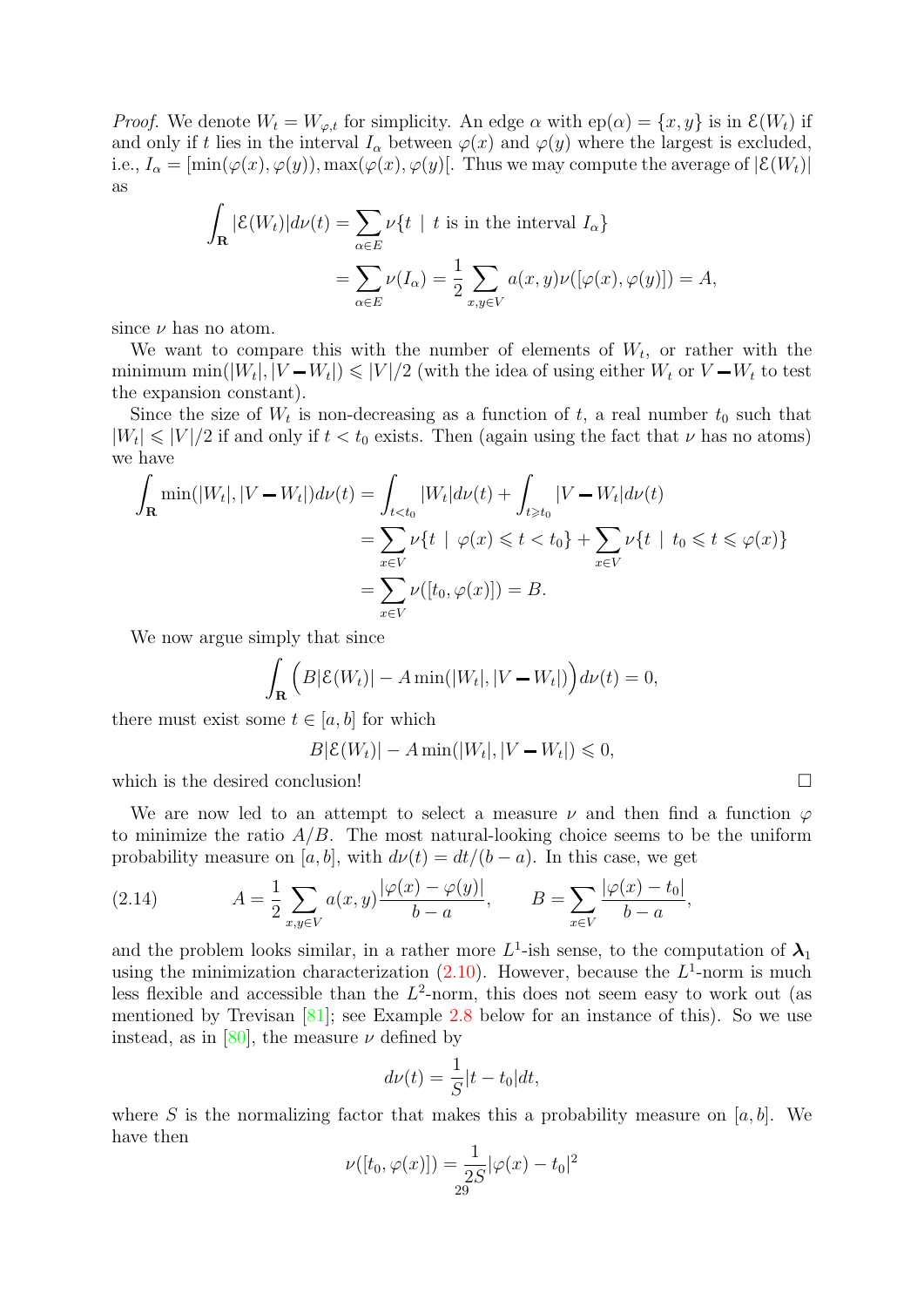*Proof.* We denote $W_t = W_{\varphi,t}$ for simplicity. An edge $\alpha$ with $\mathrm{ep}(\alpha) = \{x, y\}$ is in $\mathcal{E}(W_t)$ if and only if $t$ lies in the interval $I_\alpha$ between $\varphi(x)$ and $\varphi(y)$ where the largest is excluded, i.e., $I_\alpha = [\min(\varphi(x), \varphi(y)), \max(\varphi(x), \varphi(y)[$. Thus we may compute the average of $|\mathcal{E}(W_t)|$ as

$$
\begin{aligned}
\int_{\mathbf{R}} |\mathcal{E}(W_t)| d\nu(t) &= \sum_{\alpha\in E} \nu\{t \mid t \text{ is in the interval } I_\alpha\} \\
&= \sum_{\alpha\in E} \nu(I_\alpha) = \frac{1}{2}\sum_{x,y\in V} a(x,y)\nu([\varphi(x), \varphi(y)]) = A,
\end{aligned}
$$

since $\nu$ has no atom.

We want to compare this with the number of elements of $W_t$, or rather with the minimum $\min(|W_t|, |V - W_t|) \leqslant |V|/2$ (with the idea of using either $W_t$ or $V - W_t$ to test the expansion constant).

Since the size of $W_t$ is non-decreasing as a function of $t$, a real number $t_0$ such that $|W_t| \leqslant |V|/2$ if and only if $t < t_0$ exists. Then (again using the fact that $\nu$ has no atoms) we have

$$
\begin{aligned}
\int_{\mathbf{R}} \min(|W_t|, |V - W_t|) d\nu(t) &= \int_{t<t_0} |W_t| d\nu(t) + \int_{t\geqslant t_0} |V - W_t| d\nu(t) \\
&= \sum_{x\in V} \nu\{t \mid \varphi(x) \leqslant t < t_0\} + \sum_{x\in V} \nu\{t \mid t_0 \leqslant t \leqslant \varphi(x)\} \\
&= \sum_{x\in V} \nu([t_0, \varphi(x)]) = B.
\end{aligned}
$$

We now argue simply that since

$$
\int_{\mathbf{R}} \Big(B|\mathcal{E}(W_t)| - A\min(|W_t|, |V - W_t|)\Big) d\nu(t) = 0,
$$

there must exist some $t \in [a, b]$ for which

$$
B|\mathcal{E}(W_t)| - A\min(|W_t|, |V - W_t|) \leqslant 0,
$$

which is the desired conclusion! □

We are now led to an attempt to select a measure $\nu$ and then find a function $\varphi$ to minimize the ratio $A/B$. The most natural-looking choice seems to be the uniform probability measure on $[a, b]$, with $d\nu(t) = dt/(b - a)$. In this case, we get

$$
A = \frac{1}{2}\sum_{x,y\in V} a(x,y)\frac{|\varphi(x) - \varphi(y)|}{b - a}, \qquad B = \sum_{x\in V} \frac{|\varphi(x) - t_0|}{b - a}, \tag{2.14}
$$

and the problem looks similar, in a rather more $L^1$-ish sense, to the computation of $\boldsymbol{\lambda}_1$ using the minimization characterization (2.10). However, because the $L^1$-norm is much less flexible and accessible than the $L^2$-norm, this does not seem easy to work out (as mentioned by Trevisan [81]; see Example 2.8 below for an instance of this). So we use instead, as in [80], the measure $\nu$ defined by

$$
d\nu(t) = \frac{1}{S}|t - t_0| dt,
$$

where $S$ is the normalizing factor that makes this a probability measure on $[a, b]$. We have then

$$
\nu([t_0, \varphi(x)]) = \frac{1}{2S}|\varphi(x) - t_0|^2
$$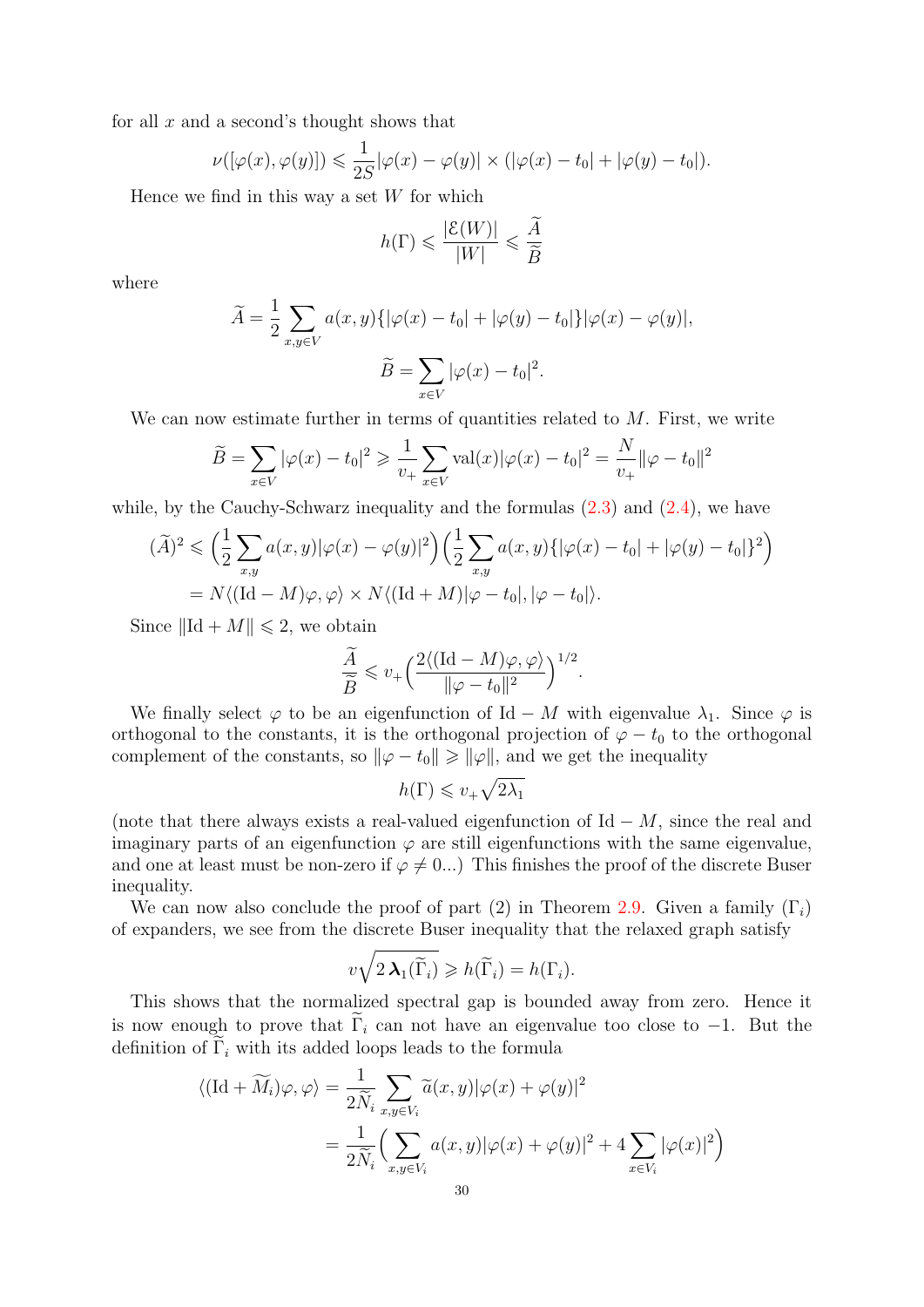for all $x$ and a second's thought shows that

$$\nu([\varphi(x), \varphi(y)]) \leqslant \frac{1}{2S}|\varphi(x) - \varphi(y)| \times (|\varphi(x) - t_0| + |\varphi(y) - t_0|).$$

Hence we find in this way a set $W$ for which

$$h(\Gamma) \leqslant \frac{|\mathcal{E}(W)|}{|W|} \leqslant \frac{\widetilde{A}}{\widetilde{B}}$$

where

$$\widetilde{A} = \frac{1}{2}\sum_{x,y \in V} a(x,y)\{|\varphi(x) - t_0| + |\varphi(y) - t_0|\}|\varphi(x) - \varphi(y)|,$$

$$\widetilde{B} = \sum_{x \in V} |\varphi(x) - t_0|^2.$$

We can now estimate further in terms of quantities related to $M$. First, we write

$$\widetilde{B} = \sum_{x \in V} |\varphi(x) - t_0|^2 \geqslant \frac{1}{v_+}\sum_{x \in V} \mathrm{val}(x)|\varphi(x) - t_0|^2 = \frac{N}{v_+}\|\varphi - t_0\|^2$$

while, by the Cauchy-Schwarz inequality and the formulas (2.3) and (2.4), we have

$$\begin{aligned}
(\widetilde{A})^2 &\leqslant \Big(\frac{1}{2}\sum_{x,y} a(x,y)|\varphi(x) - \varphi(y)|^2\Big)\Big(\frac{1}{2}\sum_{x,y} a(x,y)\{|\varphi(x) - t_0| + |\varphi(y) - t_0|\}^2\Big) \\
&= N\langle(\mathrm{Id} - M)\varphi, \varphi\rangle \times N\langle(\mathrm{Id} + M)|\varphi - t_0|, |\varphi - t_0|\rangle.
\end{aligned}$$

Since $\|\mathrm{Id} + M\| \leqslant 2$, we obtain

$$\frac{\widetilde{A}}{\widetilde{B}} \leqslant v_+\Big(\frac{2\langle(\mathrm{Id} - M)\varphi, \varphi\rangle}{\|\varphi - t_0\|^2}\Big)^{1/2}.$$

We finally select $\varphi$ to be an eigenfunction of $\mathrm{Id} - M$ with eigenvalue $\lambda_1$. Since $\varphi$ is orthogonal to the constants, it is the orthogonal projection of $\varphi - t_0$ to the orthogonal complement of the constants, so $\|\varphi - t_0\| \geqslant \|\varphi\|$, and we get the inequality

$$h(\Gamma) \leqslant v_+\sqrt{2\lambda_1}$$

(note that there always exists a real-valued eigenfunction of $\mathrm{Id} - M$, since the real and imaginary parts of an eigenfunction $\varphi$ are still eigenfunctions with the same eigenvalue, and one at least must be non-zero if $\varphi \neq 0$...) This finishes the proof of the discrete Buser inequality.

We can now also conclude the proof of part (2) in Theorem 2.9. Given a family $(\Gamma_i)$ of expanders, we see from the discrete Buser inequality that the relaxed graph satisfy

$$v\sqrt{2\,\boldsymbol{\lambda}_1(\widetilde{\Gamma}_i)} \geqslant h(\widetilde{\Gamma}_i) = h(\Gamma_i).$$

This shows that the normalized spectral gap is bounded away from zero. Hence it is now enough to prove that $\widetilde{\Gamma}_i$ can not have an eigenvalue too close to $-1$. But the definition of $\widetilde{\Gamma}_i$ with its added loops leads to the formula

$$\begin{aligned}
\langle(\mathrm{Id} + \widetilde{M}_i)\varphi, \varphi\rangle &= \frac{1}{2\widetilde{N}_i}\sum_{x,y \in V_i} \widetilde{a}(x,y)|\varphi(x) + \varphi(y)|^2 \\
&= \frac{1}{2\widetilde{N}_i}\Big(\sum_{x,y \in V_i} a(x,y)|\varphi(x) + \varphi(y)|^2 + 4\sum_{x \in V_i} |\varphi(x)|^2\Big)
\end{aligned}$$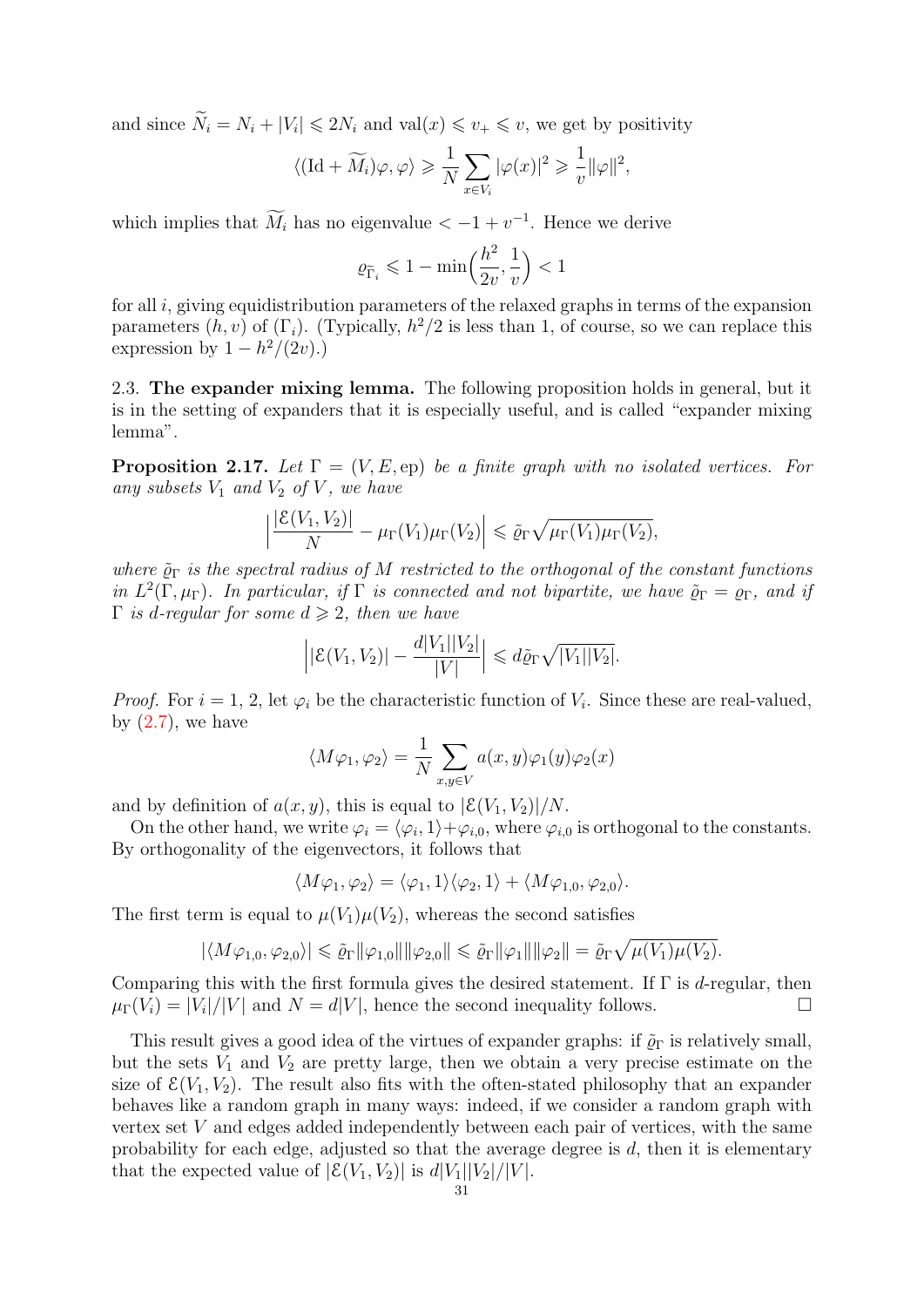and since $\widetilde{N}_i = N_i + |V_i| \leqslant 2N_i$ and $\mathrm{val}(x) \leqslant v_+ \leqslant v$, we get by positivity

$$\langle (\mathrm{Id} + \widetilde{M}_i)\varphi, \varphi\rangle \geqslant \frac{1}{N}\sum_{x\in V_i} |\varphi(x)|^2 \geqslant \frac{1}{v}\|\varphi\|^2,$$

which implies that $\widetilde{M}_i$ has no eigenvalue $< -1 + v^{-1}$. Hence we derive

$$\varrho_{\widetilde{\Gamma}_i} \leqslant 1 - \min\Big(\frac{h^2}{2v}, \frac{1}{v}\Big) < 1$$

for all $i$, giving equidistribution parameters of the relaxed graphs in terms of the expansion parameters $(h, v)$ of $(\Gamma_i)$. (Typically, $h^2/2$ is less than 1, of course, so we can replace this expression by $1 - h^2/(2v)$.)

2.3. **The expander mixing lemma.** The following proposition holds in general, but it is in the setting of expanders that it is especially useful, and is called "expander mixing lemma".

**Proposition 2.17.** *Let $\Gamma = (V, E, \mathrm{ep})$ be a finite graph with no isolated vertices. For any subsets $V_1$ and $V_2$ of $V$, we have*

$$\Big|\frac{|\mathcal{E}(V_1, V_2)|}{N} - \mu_\Gamma(V_1)\mu_\Gamma(V_2)\Big| \leqslant \tilde{\varrho}_\Gamma \sqrt{\mu_\Gamma(V_1)\mu_\Gamma(V_2)},$$

*where $\tilde{\varrho}_\Gamma$ is the spectral radius of $M$ restricted to the orthogonal of the constant functions in $L^2(\Gamma, \mu_\Gamma)$. In particular, if $\Gamma$ is connected and not bipartite, we have $\tilde{\varrho}_\Gamma = \varrho_\Gamma$, and if $\Gamma$ is $d$-regular for some $d \geqslant 2$, then we have*

$$\Big||\mathcal{E}(V_1, V_2)| - \frac{d|V_1||V_2|}{|V|}\Big| \leqslant d\tilde{\varrho}_\Gamma \sqrt{|V_1||V_2|}.$$

*Proof.* For $i = 1$, 2, let $\varphi_i$ be the characteristic function of $V_i$. Since these are real-valued, by (2.7), we have

$$\langle M\varphi_1, \varphi_2\rangle = \frac{1}{N}\sum_{x,y\in V} a(x, y)\varphi_1(y)\varphi_2(x)$$

and by definition of $a(x, y)$, this is equal to $|\mathcal{E}(V_1, V_2)|/N$.

On the other hand, we write $\varphi_i = \langle \varphi_i, 1\rangle + \varphi_{i,0}$, where $\varphi_{i,0}$ is orthogonal to the constants. By orthogonality of the eigenvectors, it follows that

$$\langle M\varphi_1, \varphi_2\rangle = \langle \varphi_1, 1\rangle\langle \varphi_2, 1\rangle + \langle M\varphi_{1,0}, \varphi_{2,0}\rangle.$$

The first term is equal to $\mu(V_1)\mu(V_2)$, whereas the second satisfies

$$|\langle M\varphi_{1,0}, \varphi_{2,0}\rangle| \leqslant \tilde{\varrho}_\Gamma \|\varphi_{1,0}\|\|\varphi_{2,0}\| \leqslant \tilde{\varrho}_\Gamma \|\varphi_1\|\|\varphi_2\| = \tilde{\varrho}_\Gamma \sqrt{\mu(V_1)\mu(V_2)}.$$

Comparing this with the first formula gives the desired statement. If $\Gamma$ is $d$-regular, then $\mu_\Gamma(V_i) = |V_i|/|V|$ and $N = d|V|$, hence the second inequality follows. ☐

This result gives a good idea of the virtues of expander graphs: if $\tilde{\varrho}_\Gamma$ is relatively small, but the sets $V_1$ and $V_2$ are pretty large, then we obtain a very precise estimate on the size of $\mathcal{E}(V_1, V_2)$. The result also fits with the often-stated philosophy that an expander behaves like a random graph in many ways: indeed, if we consider a random graph with vertex set $V$ and edges added independently between each pair of vertices, with the same probability for each edge, adjusted so that the average degree is $d$, then it is elementary that the expected value of $|\mathcal{E}(V_1, V_2)|$ is $d|V_1||V_2|/|V|$.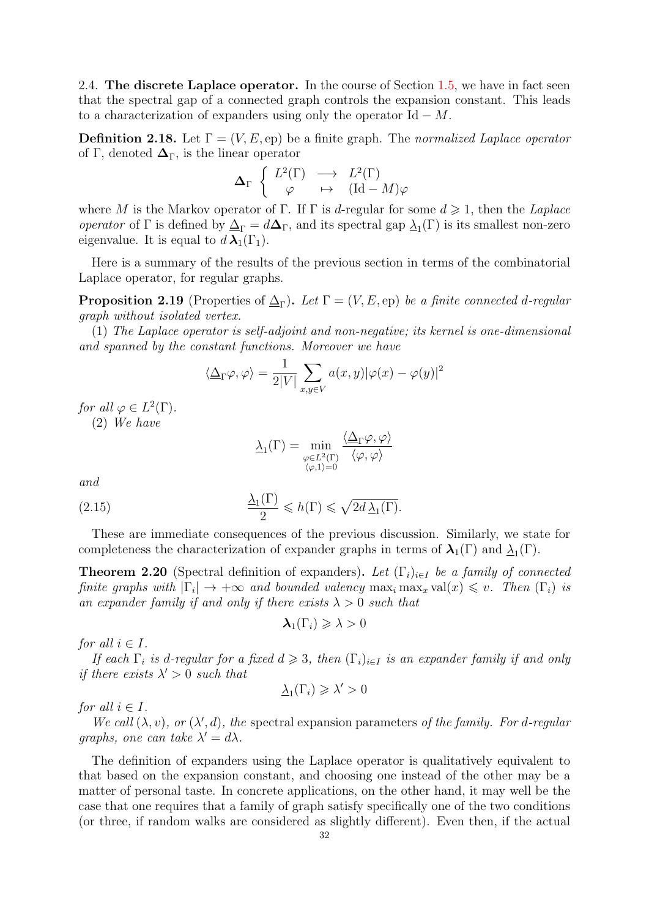2.4. **The discrete Laplace operator.** In the course of Section 1.5, we have in fact seen that the spectral gap of a connected graph controls the expansion constant. This leads to a characterization of expanders using only the operator $\mathrm{Id} - M$.

**Definition 2.18.** Let $\Gamma = (V, E, \mathrm{ep})$ be a finite graph. The *normalized Laplace operator* of $\Gamma$, denoted $\boldsymbol{\Delta}_\Gamma$, is the linear operator

$$\boldsymbol{\Delta}_\Gamma \left\{ \begin{array}{ccc} L^2(\Gamma) & \longrightarrow & L^2(\Gamma) \\ \varphi & \mapsto & (\mathrm{Id} - M)\varphi \end{array} \right.$$

where $M$ is the Markov operator of $\Gamma$. If $\Gamma$ is $d$-regular for some $d \geqslant 1$, then the *Laplace operator* of $\Gamma$ is defined by $\underline{\Delta}_\Gamma = d\boldsymbol{\Delta}_\Gamma$, and its spectral gap $\underline{\lambda}_1(\Gamma)$ is its smallest non-zero eigenvalue. It is equal to $d\,\boldsymbol{\lambda}_1(\Gamma_1)$.

Here is a summary of the results of the previous section in terms of the combinatorial Laplace operator, for regular graphs.

**Proposition 2.19** (Properties of $\underline{\Delta}_\Gamma$)**.** *Let $\Gamma = (V, E, \mathrm{ep})$ be a finite connected $d$-regular graph without isolated vertex.*

(1) *The Laplace operator is self-adjoint and non-negative; its kernel is one-dimensional and spanned by the constant functions. Moreover we have*

$$\langle \underline{\Delta}_\Gamma \varphi, \varphi \rangle = \frac{1}{2|V|} \sum_{x,y \in V} a(x,y) |\varphi(x) - \varphi(y)|^2$$

*for all $\varphi \in L^2(\Gamma)$.*

(2) *We have*

$$\underline{\lambda}_1(\Gamma) = \min_{\substack{\varphi \in L^2(\Gamma) \\ \langle \varphi, 1 \rangle = 0}} \frac{\langle \underline{\Delta}_\Gamma \varphi, \varphi \rangle}{\langle \varphi, \varphi \rangle}$$

*and*

$$\frac{\underline{\lambda}_1(\Gamma)}{2} \leqslant h(\Gamma) \leqslant \sqrt{2d\,\underline{\lambda}_1(\Gamma)}. \tag{2.15}$$

These are immediate consequences of the previous discussion. Similarly, we state for completeness the characterization of expander graphs in terms of $\boldsymbol{\lambda}_1(\Gamma)$ and $\underline{\lambda}_1(\Gamma)$.

**Theorem 2.20** (Spectral definition of expanders)**.** *Let $(\Gamma_i)_{i \in I}$ be a family of connected finite graphs with $|\Gamma_i| \to +\infty$ and bounded valency $\max_i \max_x \mathrm{val}(x) \leqslant v$. Then $(\Gamma_i)$ is an expander family if and only if there exists $\lambda > 0$ such that*

$$\boldsymbol{\lambda}_1(\Gamma_i) \geqslant \lambda > 0$$

*for all $i \in I$.*

*If each $\Gamma_i$ is $d$-regular for a fixed $d \geqslant 3$, then $(\Gamma_i)_{i \in I}$ is an expander family if and only if there exists $\lambda' > 0$ such that*

$$\underline{\lambda}_1(\Gamma_i) \geqslant \lambda' > 0$$

*for all $i \in I$.*

*We call $(\lambda, v)$, or $(\lambda', d)$, the* spectral expansion parameters *of the family. For $d$-regular graphs, one can take $\lambda' = d\lambda$.*

The definition of expanders using the Laplace operator is qualitatively equivalent to that based on the expansion constant, and choosing one instead of the other may be a matter of personal taste. In concrete applications, on the other hand, it may well be the case that one requires that a family of graph satisfy specifically one of the two conditions (or three, if random walks are considered as slightly different). Even then, if the actual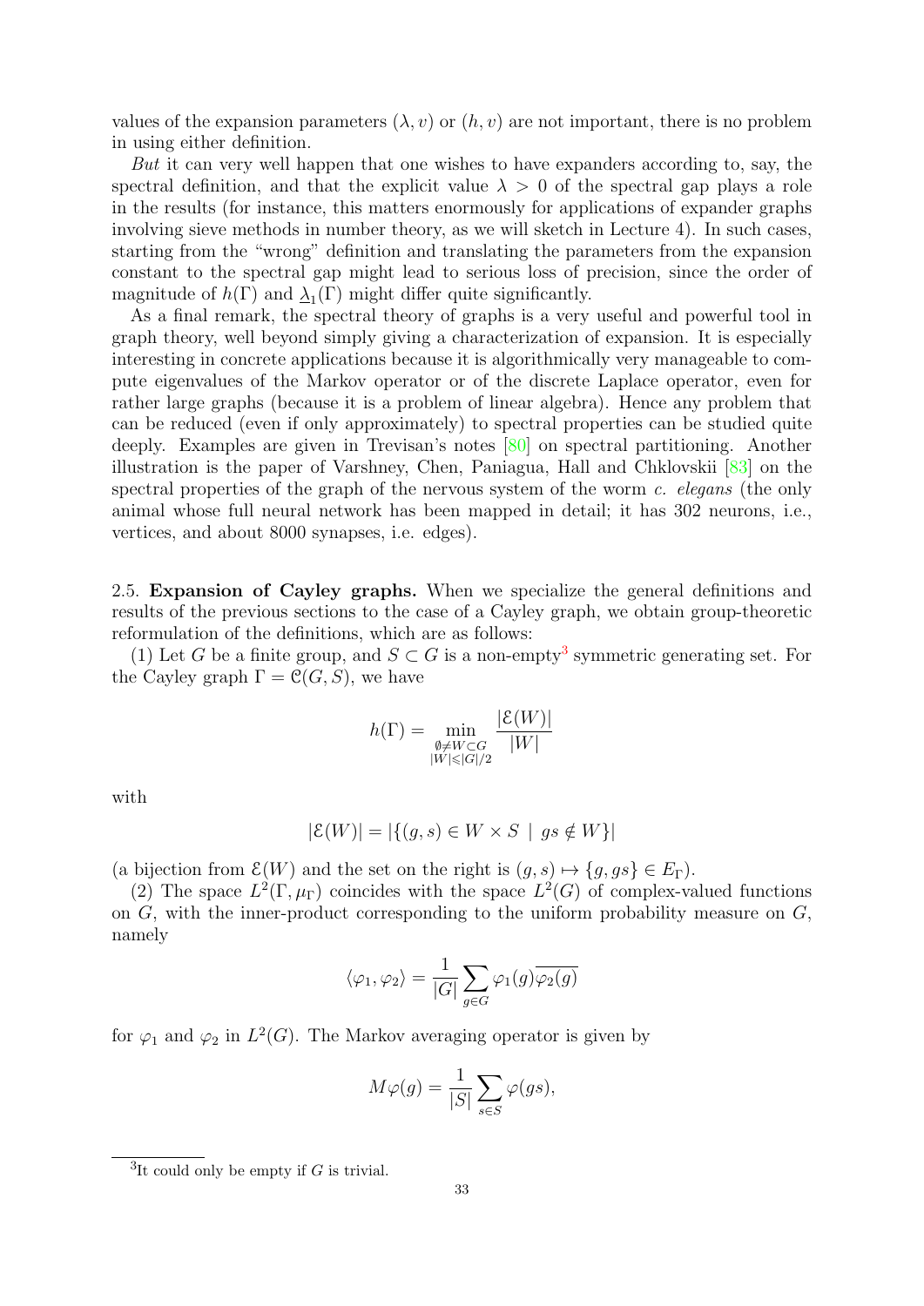values of the expansion parameters $(\lambda, v)$ or $(h, v)$ are not important, there is no problem in using either definition.

*But* it can very well happen that one wishes to have expanders according to, say, the spectral definition, and that the explicit value $\lambda > 0$ of the spectral gap plays a role in the results (for instance, this matters enormously for applications of expander graphs involving sieve methods in number theory, as we will sketch in Lecture 4). In such cases, starting from the "wrong" definition and translating the parameters from the expansion constant to the spectral gap might lead to serious loss of precision, since the order of magnitude of $h(\Gamma)$ and $\underline{\lambda}_1(\Gamma)$ might differ quite significantly.

As a final remark, the spectral theory of graphs is a very useful and powerful tool in graph theory, well beyond simply giving a characterization of expansion. It is especially interesting in concrete applications because it is algorithmically very manageable to compute eigenvalues of the Markov operator or of the discrete Laplace operator, even for rather large graphs (because it is a problem of linear algebra). Hence any problem that can be reduced (even if only approximately) to spectral properties can be studied quite deeply. Examples are given in Trevisan's notes [80] on spectral partitioning. Another illustration is the paper of Varshney, Chen, Paniagua, Hall and Chklovskii [83] on the spectral properties of the graph of the nervous system of the worm *c. elegans* (the only animal whose full neural network has been mapped in detail; it has 302 neurons, i.e., vertices, and about 8000 synapses, i.e. edges).

2.5. **Expansion of Cayley graphs.** When we specialize the general definitions and results of the previous sections to the case of a Cayley graph, we obtain group-theoretic reformulation of the definitions, which are as follows:

(1) Let $G$ be a finite group, and $S \subset G$ is a non-empty[3] symmetric generating set. For the Cayley graph $\Gamma = \mathcal{C}(G, S)$, we have

$$h(\Gamma) = \min_{\substack{\emptyset \neq W \subset G \\ |W| \leqslant |G|/2}} \frac{|\mathcal{E}(W)|}{|W|}$$

with

$$|\mathcal{E}(W)| = |\{(g, s) \in W \times S \mid gs \notin W\}|$$

(a bijection from $\mathcal{E}(W)$ and the set on the right is $(g, s) \mapsto \{g, gs\} \in E_\Gamma$).

(2) The space $L^2(\Gamma, \mu_\Gamma)$ coincides with the space $L^2(G)$ of complex-valued functions on $G$, with the inner-product corresponding to the uniform probability measure on $G$, namely

$$\langle \varphi_1, \varphi_2 \rangle = \frac{1}{|G|} \sum_{g \in G} \varphi_1(g) \overline{\varphi_2(g)}$$

for $\varphi_1$ and $\varphi_2$ in $L^2(G)$. The Markov averaging operator is given by

$$M\varphi(g) = \frac{1}{|S|} \sum_{s \in S} \varphi(gs),$$

[3] It could only be empty if $G$ is trivial.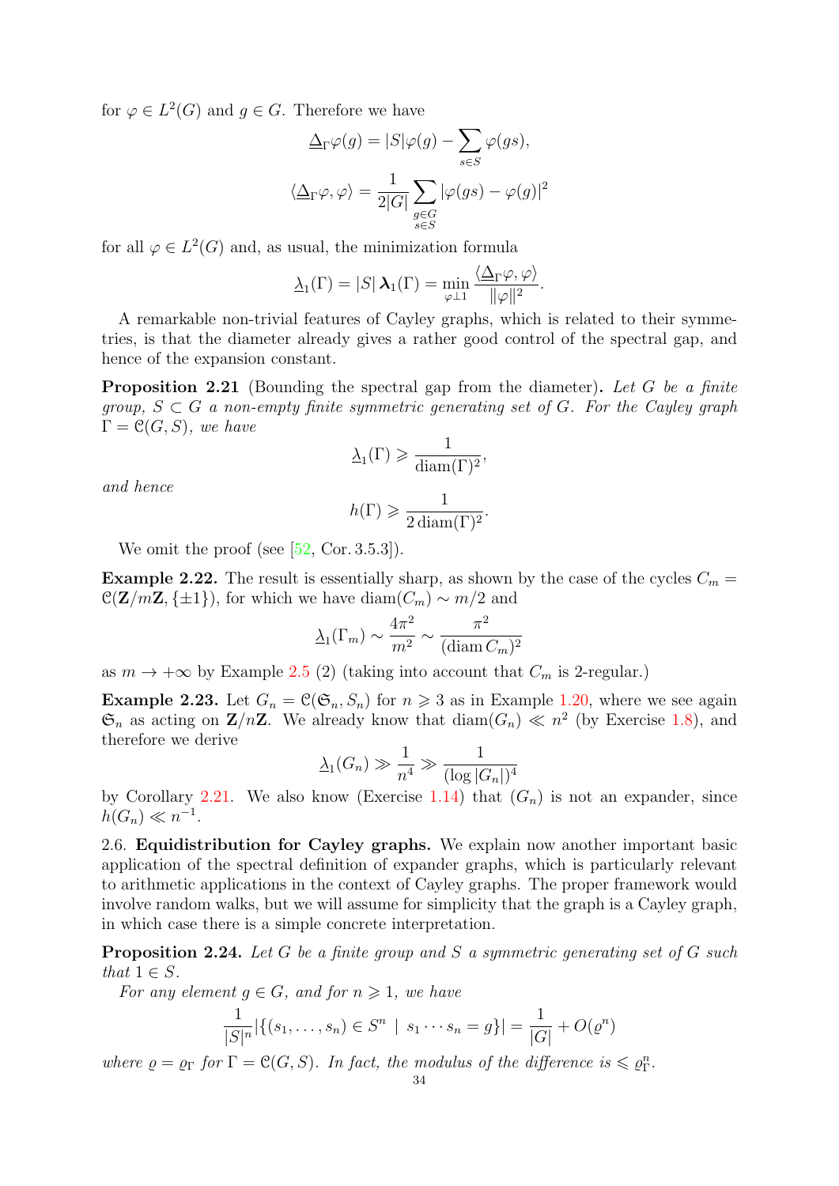for $\varphi \in L^2(G)$ and $g \in G$. Therefore we have

$$\underline{\Delta}_\Gamma \varphi(g) = |S|\varphi(g) - \sum_{s \in S} \varphi(gs),$$

$$\langle \underline{\Delta}_\Gamma \varphi, \varphi \rangle = \frac{1}{2|G|} \sum_{\substack{g \in G \\ s \in S}} |\varphi(gs) - \varphi(g)|^2$$

for all $\varphi \in L^2(G)$ and, as usual, the minimization formula

$$\underline{\lambda}_1(\Gamma) = |S|\, \boldsymbol{\lambda}_1(\Gamma) = \min_{\varphi \perp 1} \frac{\langle \underline{\Delta}_\Gamma \varphi, \varphi \rangle}{\|\varphi\|^2}.$$

A remarkable non-trivial features of Cayley graphs, which is related to their symmetries, is that the diameter already gives a rather good control of the spectral gap, and hence of the expansion constant.

**Proposition 2.21** (Bounding the spectral gap from the diameter)**.** *Let $G$ be a finite group, $S \subset G$ a non-empty finite symmetric generating set of $G$. For the Cayley graph $\Gamma = \mathcal{C}(G, S)$, we have*

$$\underline{\lambda}_1(\Gamma) \geqslant \frac{1}{\operatorname{diam}(\Gamma)^2},$$

*and hence*

$$h(\Gamma) \geqslant \frac{1}{2 \operatorname{diam}(\Gamma)^2}.$$

We omit the proof (see [52, Cor. 3.5.3]).

**Example 2.22.** The result is essentially sharp, as shown by the case of the cycles $C_m = \mathcal{C}(\mathbf{Z}/m\mathbf{Z}, \{\pm 1\})$, for which we have $\operatorname{diam}(C_m) \sim m/2$ and

$$\underline{\lambda}_1(\Gamma_m) \sim \frac{4\pi^2}{m^2} \sim \frac{\pi^2}{(\operatorname{diam} C_m)^2}$$

as $m \to +\infty$ by Example 2.5 (2) (taking into account that $C_m$ is 2-regular.)

**Example 2.23.** Let $G_n = \mathcal{C}(\mathfrak{S}_n, S_n)$ for $n \geqslant 3$ as in Example 1.20, where we see again $\mathfrak{S}_n$ as acting on $\mathbf{Z}/n\mathbf{Z}$. We already know that $\operatorname{diam}(G_n) \ll n^2$ (by Exercise 1.8), and therefore we derive

$$\underline{\lambda}_1(G_n) \gg \frac{1}{n^4} \gg \frac{1}{(\log |G_n|)^4}$$

by Corollary 2.21. We also know (Exercise 1.14) that $(G_n)$ is not an expander, since $h(G_n) \ll n^{-1}$.

2.6. **Equidistribution for Cayley graphs.** We explain now another important basic application of the spectral definition of expander graphs, which is particularly relevant to arithmetic applications in the context of Cayley graphs. The proper framework would involve random walks, but we will assume for simplicity that the graph is a Cayley graph, in which case there is a simple concrete interpretation.

**Proposition 2.24.** *Let $G$ be a finite group and $S$ a symmetric generating set of $G$ such that $1 \in S$.*

*For any element $g \in G$, and for $n \geqslant 1$, we have*

$$\frac{1}{|S|^n} |\{(s_1, \ldots, s_n) \in S^n \mid s_1 \cdots s_n = g\}| = \frac{1}{|G|} + O(\varrho^n)$$

*where $\varrho = \varrho_\Gamma$ for $\Gamma = \mathcal{C}(G, S)$. In fact, the modulus of the difference is $\leqslant \varrho_\Gamma^n$.*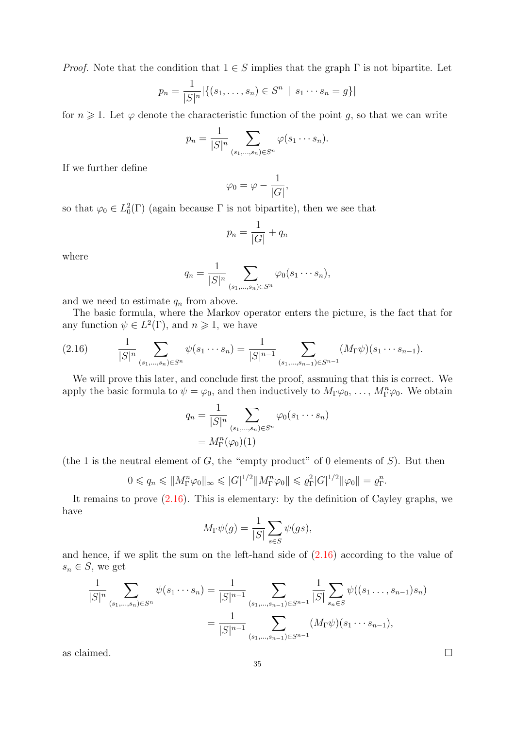*Proof.* Note that the condition that $1 \in S$ implies that the graph $\Gamma$ is not bipartite. Let

$$p_n = \frac{1}{|S|^n} |\{(s_1, \ldots, s_n) \in S^n \mid s_1 \cdots s_n = g\}|$$

for $n \geqslant 1$. Let $\varphi$ denote the characteristic function of the point $g$, so that we can write

$$p_n = \frac{1}{|S|^n} \sum_{(s_1,\ldots,s_n) \in S^n} \varphi(s_1 \cdots s_n).$$

If we further define

$$\varphi_0 = \varphi - \frac{1}{|G|},$$

so that $\varphi_0 \in L_0^2(\Gamma)$ (again because $\Gamma$ is not bipartite), then we see that

$$p_n = \frac{1}{|G|} + q_n$$

where

$$q_n = \frac{1}{|S|^n} \sum_{(s_1,\ldots,s_n) \in S^n} \varphi_0(s_1 \cdots s_n),$$

and we need to estimate $q_n$ from above.

The basic formula, where the Markov operator enters the picture, is the fact that for any function $\psi \in L^2(\Gamma)$, and $n \geqslant 1$, we have

$$\frac{1}{|S|^n} \sum_{(s_1,\ldots,s_n) \in S^n} \psi(s_1 \cdots s_n) = \frac{1}{|S|^{n-1}} \sum_{(s_1,\ldots,s_{n-1}) \in S^{n-1}} (M_\Gamma \psi)(s_1 \cdots s_{n-1}). \tag{2.16}$$

We will prove this later, and conclude first the proof, assmuing that this is correct. We apply the basic formula to $\psi = \varphi_0$, and then inductively to $M_\Gamma \varphi_0, \ldots, M_\Gamma^n \varphi_0$. We obtain

$$\begin{aligned} q_n &= \frac{1}{|S|^n} \sum_{(s_1,\ldots,s_n) \in S^n} \varphi_0(s_1 \cdots s_n) \\ &= M_\Gamma^n(\varphi_0)(1) \end{aligned}$$

(the 1 is the neutral element of $G$, the "empty product" of 0 elements of $S$). But then

$$0 \leqslant q_n \leqslant \|M_\Gamma^n \varphi_0\|_\infty \leqslant |G|^{1/2} \|M_\Gamma^n \varphi_0\| \leqslant \varrho_\Gamma^2 |G|^{1/2} \|\varphi_0\| = \varrho_\Gamma^n.$$

It remains to prove (2.16). This is elementary: by the definition of Cayley graphs, we have

$$M_\Gamma \psi(g) = \frac{1}{|S|} \sum_{s \in S} \psi(gs),$$

and hence, if we split the sum on the left-hand side of (2.16) according to the value of $s_n \in S$, we get

$$\begin{aligned} \frac{1}{|S|^n} \sum_{(s_1,\ldots,s_n) \in S^n} \psi(s_1 \cdots s_n) &= \frac{1}{|S|^{n-1}} \sum_{(s_1,\ldots,s_{n-1}) \in S^{n-1}} \frac{1}{|S|} \sum_{s_n \in S} \psi((s_1 \ldots, s_{n-1}) s_n) \\ &= \frac{1}{|S|^{n-1}} \sum_{(s_1,\ldots,s_{n-1}) \in S^{n-1}} (M_\Gamma \psi)(s_1 \cdots s_{n-1}), \end{aligned}$$

as claimed. $\square$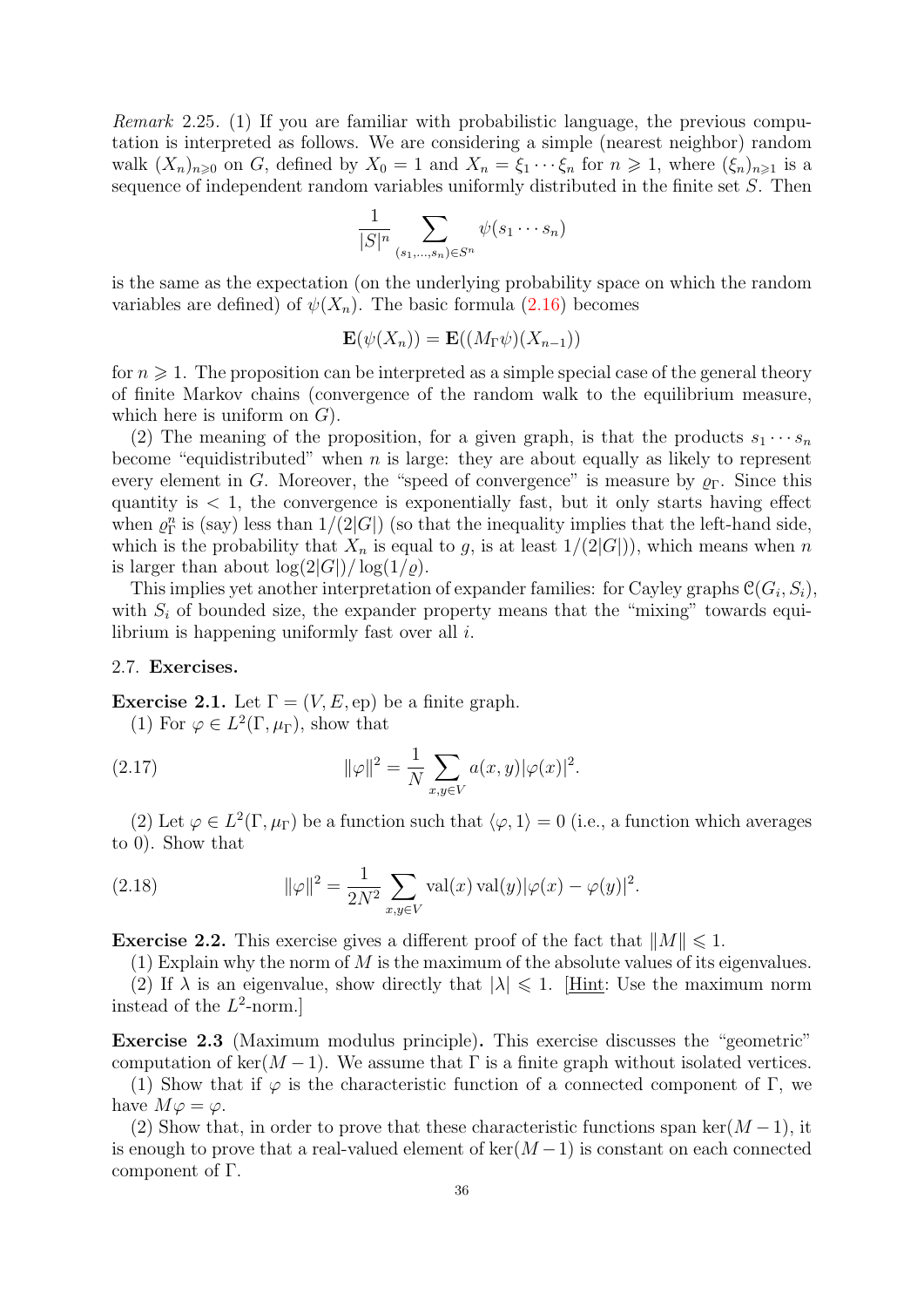*Remark* 2.25. (1) If you are familiar with probabilistic language, the previous computation is interpreted as follows. We are considering a simple (nearest neighbor) random walk $(X_n)_{n\geqslant 0}$ on $G$, defined by $X_0 = 1$ and $X_n = \xi_1 \cdots \xi_n$ for $n \geqslant 1$, where $(\xi_n)_{n\geqslant 1}$ is a sequence of independent random variables uniformly distributed in the finite set $S$. Then

$$\frac{1}{|S|^n} \sum_{(s_1,\ldots,s_n)\in S^n} \psi(s_1 \cdots s_n)$$

is the same as the expectation (on the underlying probability space on which the random variables are defined) of $\psi(X_n)$. The basic formula (2.16) becomes

$$\mathbf{E}(\psi(X_n)) = \mathbf{E}((M_\Gamma \psi)(X_{n-1}))$$

for $n \geqslant 1$. The proposition can be interpreted as a simple special case of the general theory of finite Markov chains (convergence of the random walk to the equilibrium measure, which here is uniform on $G$).

(2) The meaning of the proposition, for a given graph, is that the products $s_1 \cdots s_n$ become "equidistributed" when $n$ is large: they are about equally as likely to represent every element in $G$. Moreover, the "speed of convergence" is measure by $\varrho_\Gamma$. Since this quantity is $< 1$, the convergence is exponentially fast, but it only starts having effect when $\varrho_\Gamma^n$ is (say) less than $1/(2|G|)$ (so that the inequality implies that the left-hand side, which is the probability that $X_n$ is equal to $g$, is at least $1/(2|G|)$), which means when $n$ is larger than about $\log(2|G|)/\log(1/\varrho)$.

This implies yet another interpretation of expander families: for Cayley graphs $\mathcal{C}(G_i, S_i)$, with $S_i$ of bounded size, the expander property means that the "mixing" towards equilibrium is happening uniformly fast over all $i$.

### 2.7. Exercises.

**Exercise 2.1.** Let $\Gamma = (V, E, \mathrm{ep})$ be a finite graph.

(1) For $\varphi \in L^2(\Gamma, \mu_\Gamma)$, show that

$$\|\varphi\|^2 = \frac{1}{N} \sum_{x,y\in V} a(x,y)|\varphi(x)|^2. \tag{2.17}$$

(2) Let $\varphi \in L^2(\Gamma, \mu_\Gamma)$ be a function such that $\langle \varphi, 1\rangle = 0$ (i.e., a function which averages to 0). Show that

$$\|\varphi\|^2 = \frac{1}{2N^2} \sum_{x,y\in V} \mathrm{val}(x)\,\mathrm{val}(y)|\varphi(x) - \varphi(y)|^2. \tag{2.18}$$

**Exercise 2.2.** This exercise gives a different proof of the fact that $\|M\| \leqslant 1$.

(1) Explain why the norm of $M$ is the maximum of the absolute values of its eigenvalues.

(2) If $\lambda$ is an eigenvalue, show directly that $|\lambda| \leqslant 1$. [Hint: Use the maximum norm instead of the $L^2$-norm.]

**Exercise 2.3** (Maximum modulus principle)**.** This exercise discusses the "geometric" computation of $\ker(M - 1)$. We assume that $\Gamma$ is a finite graph without isolated vertices.

(1) Show that if $\varphi$ is the characteristic function of a connected component of $\Gamma$, we have $M\varphi = \varphi$.

(2) Show that, in order to prove that these characteristic functions span $\ker(M-1)$, it is enough to prove that a real-valued element of $\ker(M-1)$ is constant on each connected component of $\Gamma$.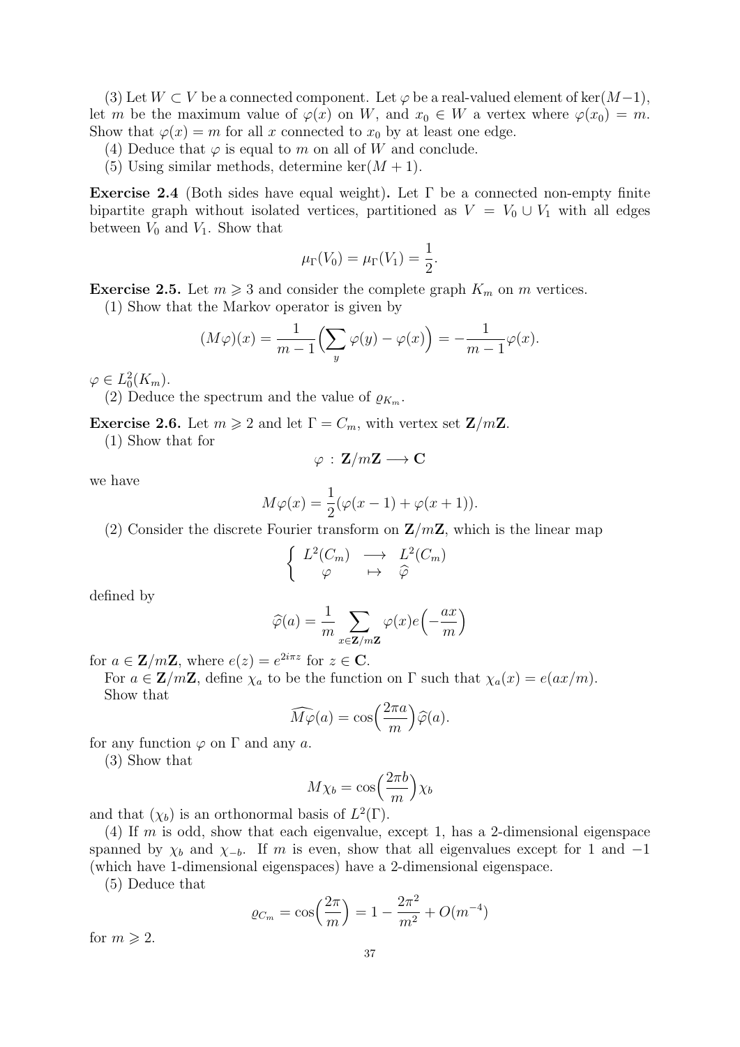(3) Let $W \subset V$ be a connected component. Let $\varphi$ be a real-valued element of $\ker(M-1)$, let $m$ be the maximum value of $\varphi(x)$ on $W$, and $x_0 \in W$ a vertex where $\varphi(x_0) = m$. Show that $\varphi(x) = m$ for all $x$ connected to $x_0$ by at least one edge.

(4) Deduce that $\varphi$ is equal to $m$ on all of $W$ and conclude.

(5) Using similar methods, determine $\ker(M+1)$.

**Exercise 2.4** (Both sides have equal weight)**.** Let $\Gamma$ be a connected non-empty finite bipartite graph without isolated vertices, partitioned as $V = V_0 \cup V_1$ with all edges between $V_0$ and $V_1$. Show that

$$\mu_\Gamma(V_0) = \mu_\Gamma(V_1) = \frac{1}{2}.$$

**Exercise 2.5.** Let $m \geqslant 3$ and consider the complete graph $K_m$ on $m$ vertices.

(1) Show that the Markov operator is given by

$$(M\varphi)(x) = \frac{1}{m-1}\Big(\sum_y \varphi(y) - \varphi(x)\Big) = -\frac{1}{m-1}\varphi(x).$$

$\varphi \in L^2_0(K_m)$.

(2) Deduce the spectrum and the value of $\varrho_{K_m}$.

**Exercise 2.6.** Let $m \geqslant 2$ and let $\Gamma = C_m$, with vertex set $\mathbf{Z}/m\mathbf{Z}$.

(1) Show that for

$$\varphi \,:\, \mathbf{Z}/m\mathbf{Z} \longrightarrow \mathbf{C}$$

we have

$$M\varphi(x) = \frac{1}{2}(\varphi(x-1) + \varphi(x+1)).$$

(2) Consider the discrete Fourier transform on $\mathbf{Z}/m\mathbf{Z}$, which is the linear map

$$\begin{cases} L^2(C_m) & \longrightarrow & L^2(C_m) \\ \varphi & \mapsto & \widehat{\varphi} \end{cases}$$

defined by

$$\widehat{\varphi}(a) = \frac{1}{m}\sum_{x \in \mathbf{Z}/m\mathbf{Z}} \varphi(x) e\Big(-\frac{ax}{m}\Big)$$

for $a \in \mathbf{Z}/m\mathbf{Z}$, where $e(z) = e^{2i\pi z}$ for $z \in \mathbf{C}$.

For $a \in \mathbf{Z}/m\mathbf{Z}$, define $\chi_a$ to be the function on $\Gamma$ such that $\chi_a(x) = e(ax/m)$.

Show that

$$\widehat{M\varphi}(a) = \cos\Big(\frac{2\pi a}{m}\Big)\widehat{\varphi}(a).$$

for any function $\varphi$ on $\Gamma$ and any $a$.

(3) Show that

$$M\chi_b = \cos\Big(\frac{2\pi b}{m}\Big)\chi_b$$

and that $(\chi_b)$ is an orthonormal basis of $L^2(\Gamma)$.

(4) If $m$ is odd, show that each eigenvalue, except 1, has a 2-dimensional eigenspace spanned by $\chi_b$ and $\chi_{-b}$. If $m$ is even, show that all eigenvalues except for 1 and $-1$ (which have 1-dimensional eigenspaces) have a 2-dimensional eigenspace.

(5) Deduce that

$$\varrho_{C_m} = \cos\Big(\frac{2\pi}{m}\Big) = 1 - \frac{2\pi^2}{m^2} + O(m^{-4})$$

for $m \geqslant 2$.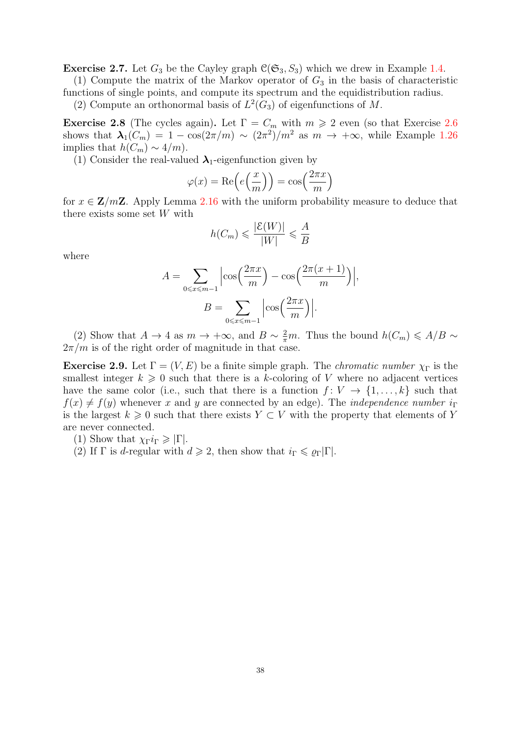**Exercise 2.7.** Let $G_3$ be the Cayley graph $\mathcal{C}(\mathfrak{S}_3, S_3)$ which we drew in Example 1.4.

(1) Compute the matrix of the Markov operator of $G_3$ in the basis of characteristic functions of single points, and compute its spectrum and the equidistribution radius.

(2) Compute an orthonormal basis of $L^2(G_3)$ of eigenfunctions of $M$.

**Exercise 2.8** (The cycles again)**.** Let $\Gamma = C_m$ with $m \geqslant 2$ even (so that Exercise 2.6 shows that $\boldsymbol{\lambda}_1(C_m) = 1 - \cos(2\pi/m) \sim (2\pi^2)/m^2$ as $m \to +\infty$, while Example 1.26 implies that $h(C_m) \sim 4/m$).

(1) Consider the real-valued $\boldsymbol{\lambda}_1$-eigenfunction given by

$$\varphi(x) = \mathrm{Re}\Big(e\Big(\frac{x}{m}\Big)\Big) = \cos\Big(\frac{2\pi x}{m}\Big)$$

for $x \in \mathbf{Z}/m\mathbf{Z}$. Apply Lemma 2.16 with the uniform probability measure to deduce that there exists some set $W$ with

$$h(C_m) \leqslant \frac{|\mathcal{E}(W)|}{|W|} \leqslant \frac{A}{B}$$

where

$$A = \sum_{0 \leqslant x \leqslant m-1} \Big|\cos\Big(\frac{2\pi x}{m}\Big) - \cos\Big(\frac{2\pi(x+1)}{m}\Big)\Big|,$$

$$B = \sum_{0 \leqslant x \leqslant m-1} \Big|\cos\Big(\frac{2\pi x}{m}\Big)\Big|.$$

(2) Show that $A \to 4$ as $m \to +\infty$, and $B \sim \frac{2}{\pi}m$. Thus the bound $h(C_m) \leqslant A/B \sim 2\pi/m$ is of the right order of magnitude in that case.

**Exercise 2.9.** Let $\Gamma = (V, E)$ be a finite simple graph. The *chromatic number* $\chi_\Gamma$ is the smallest integer $k \geqslant 0$ such that there is a $k$-coloring of $V$ where no adjacent vertices have the same color (i.e., such that there is a function $f : V \to \{1, \ldots, k\}$ such that $f(x) \neq f(y)$ whenever $x$ and $y$ are connected by an edge). The *independence number* $i_\Gamma$ is the largest $k \geqslant 0$ such that there exists $Y \subset V$ with the property that elements of $Y$ are never connected.

(1) Show that $\chi_\Gamma i_\Gamma \geqslant |\Gamma|$.

(2) If $\Gamma$ is $d$-regular with $d \geqslant 2$, then show that $i_\Gamma \leqslant \varrho_\Gamma |\Gamma|$.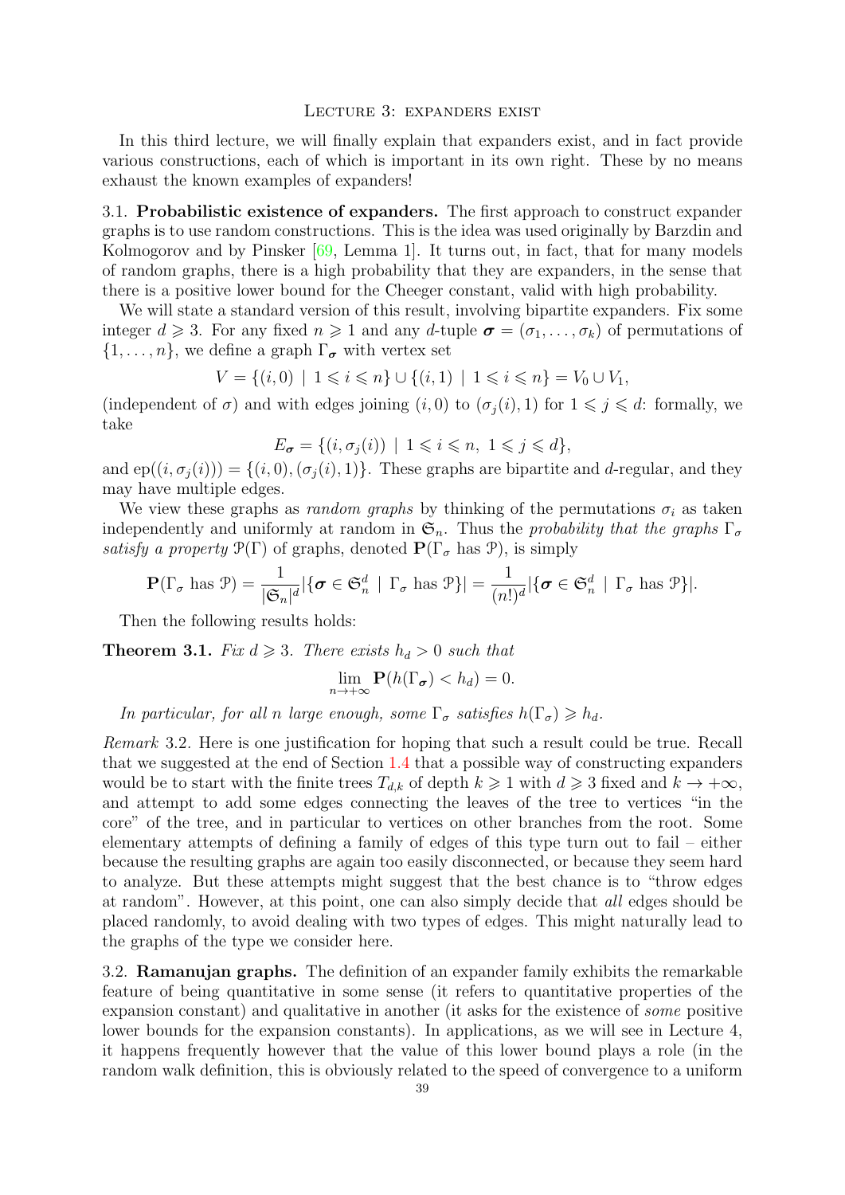## Lecture 3: expanders exist

In this third lecture, we will finally explain that expanders exist, and in fact provide various constructions, each of which is important in its own right. These by no means exhaust the known examples of expanders!

### 3.1. Probabilistic existence of expanders.

The first approach to construct expander graphs is to use random constructions. This is the idea was used originally by Barzdin and Kolmogorov and by Pinsker [69, Lemma 1]. It turns out, in fact, that for many models of random graphs, there is a high probability that they are expanders, in the sense that there is a positive lower bound for the Cheeger constant, valid with high probability.

We will state a standard version of this result, involving bipartite expanders. Fix some integer $d \geqslant 3$. For any fixed $n \geqslant 1$ and any $d$-tuple $\boldsymbol{\sigma} = (\sigma_1, \ldots, \sigma_k)$ of permutations of $\{1, \ldots, n\}$, we define a graph $\Gamma_{\boldsymbol{\sigma}}$ with vertex set

$$V = \{(i,0) \mid 1 \leqslant i \leqslant n\} \cup \{(i,1) \mid 1 \leqslant i \leqslant n\} = V_0 \cup V_1,$$

(independent of $\sigma$) and with edges joining $(i,0)$ to $(\sigma_j(i), 1)$ for $1 \leqslant j \leqslant d$: formally, we take

$$E_{\boldsymbol{\sigma}} = \{(i, \sigma_j(i)) \mid 1 \leqslant i \leqslant n, \ 1 \leqslant j \leqslant d\},$$

and $\mathrm{ep}((i, \sigma_j(i))) = \{(i,0), (\sigma_j(i), 1)\}$. These graphs are bipartite and $d$-regular, and they may have multiple edges.

We view these graphs as *random graphs* by thinking of the permutations $\sigma_i$ as taken independently and uniformly at random in $\mathfrak{S}_n$. Thus the *probability that the graphs $\Gamma_\sigma$ satisfy a property $\mathcal{P}(\Gamma)$ of graphs*, denoted $\mathbf{P}(\Gamma_\sigma \text{ has } \mathcal{P})$, is simply

$$\mathbf{P}(\Gamma_\sigma \text{ has } \mathcal{P}) = \frac{1}{|\mathfrak{S}_n|^d} |\{\boldsymbol{\sigma} \in \mathfrak{S}_n^d \mid \Gamma_\sigma \text{ has } \mathcal{P}\}| = \frac{1}{(n!)^d} |\{\boldsymbol{\sigma} \in \mathfrak{S}_n^d \mid \Gamma_\sigma \text{ has } \mathcal{P}\}|.$$

Then the following results holds:

**Theorem 3.1.** *Fix $d \geqslant 3$. There exists $h_d > 0$ such that*

$$\lim_{n \to +\infty} \mathbf{P}(h(\Gamma_{\boldsymbol{\sigma}}) < h_d) = 0.$$

*In particular, for all $n$ large enough, some $\Gamma_\sigma$ satisfies $h(\Gamma_\sigma) \geqslant h_d$.*

*Remark* 3.2. Here is one justification for hoping that such a result could be true. Recall that we suggested at the end of Section 1.4 that a possible way of constructing expanders would be to start with the finite trees $T_{d,k}$ of depth $k \geqslant 1$ with $d \geqslant 3$ fixed and $k \to +\infty$, and attempt to add some edges connecting the leaves of the tree to vertices "in the core" of the tree, and in particular to vertices on other branches from the root. Some elementary attempts of defining a family of edges of this type turn out to fail – either because the resulting graphs are again too easily disconnected, or because they seem hard to analyze. But these attempts might suggest that the best chance is to "throw edges at random". However, at this point, one can also simply decide that *all* edges should be placed randomly, to avoid dealing with two types of edges. This might naturally lead to the graphs of the type we consider here.

### 3.2. Ramanujan graphs.

The definition of an expander family exhibits the remarkable feature of being quantitative in some sense (it refers to quantitative properties of the expansion constant) and qualitative in another (it asks for the existence of *some* positive lower bounds for the expansion constants). In applications, as we will see in Lecture 4, it happens frequently however that the value of this lower bound plays a role (in the random walk definition, this is obviously related to the speed of convergence to a uniform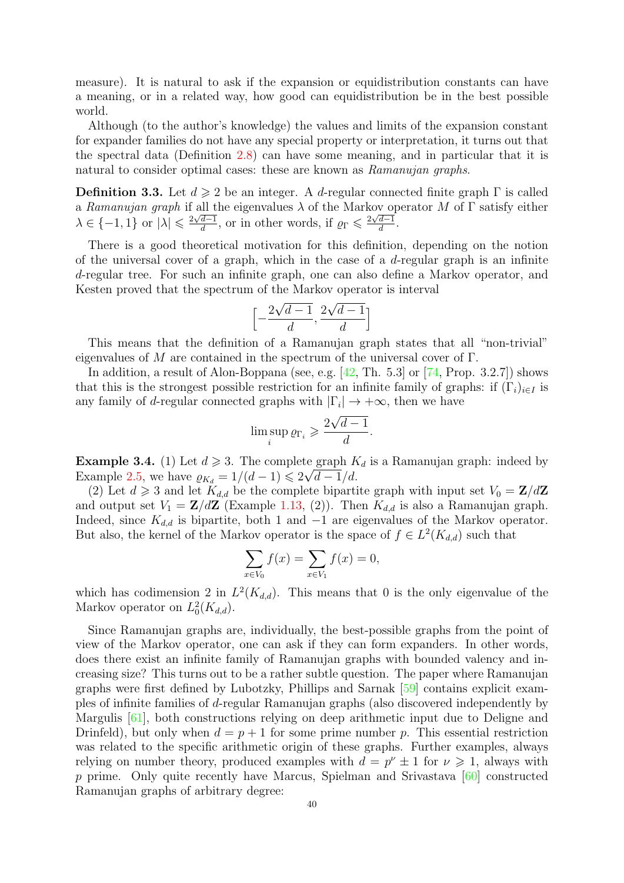measure). It is natural to ask if the expansion or equidistribution constants can have a meaning, or in a related way, how good can equidistribution be in the best possible world.

Although (to the author's knowledge) the values and limits of the expansion constant for expander families do not have any special property or interpretation, it turns out that the spectral data (Definition 2.8) can have some meaning, and in particular that it is natural to consider optimal cases: these are known as *Ramanujan graphs*.

**Definition 3.3.** Let $d \geqslant 2$ be an integer. A $d$-regular connected finite graph $\Gamma$ is called a *Ramanujan graph* if all the eigenvalues $\lambda$ of the Markov operator $M$ of $\Gamma$ satisfy either $\lambda \in \{-1, 1\}$ or $|\lambda| \leqslant \frac{2\sqrt{d-1}}{d}$, or in other words, if $\varrho_\Gamma \leqslant \frac{2\sqrt{d-1}}{d}$.

There is a good theoretical motivation for this definition, depending on the notion of the universal cover of a graph, which in the case of a $d$-regular graph is an infinite $d$-regular tree. For such an infinite graph, one can also define a Markov operator, and Kesten proved that the spectrum of the Markov operator is interval

$$\Big[-\frac{2\sqrt{d-1}}{d}, \frac{2\sqrt{d-1}}{d}\Big]$$

This means that the definition of a Ramanujan graph states that all "non-trivial" eigenvalues of $M$ are contained in the spectrum of the universal cover of $\Gamma$.

In addition, a result of Alon-Boppana (see, e.g. [42, Th. 5.3] or [74, Prop. 3.2.7]) shows that this is the strongest possible restriction for an infinite family of graphs: if $(\Gamma_i)_{i\in I}$ is any family of $d$-regular connected graphs with $|\Gamma_i| \to +\infty$, then we have

$$\limsup_i \varrho_{\Gamma_i} \geqslant \frac{2\sqrt{d-1}}{d}.$$

**Example 3.4.** (1) Let $d \geqslant 3$. The complete graph $K_d$ is a Ramanujan graph: indeed by Example 2.5, we have $\varrho_{K_d} = 1/(d-1) \leqslant 2\sqrt{d-1}/d$.

(2) Let $d \geqslant 3$ and let $K_{d,d}$ be the complete bipartite graph with input set $V_0 = \mathbf{Z}/d\mathbf{Z}$ and output set $V_1 = \mathbf{Z}/d\mathbf{Z}$ (Example 1.13, (2)). Then $K_{d,d}$ is also a Ramanujan graph. Indeed, since $K_{d,d}$ is bipartite, both 1 and $-1$ are eigenvalues of the Markov operator. But also, the kernel of the Markov operator is the space of $f \in L^2(K_{d,d})$ such that

$$\sum_{x\in V_0} f(x) = \sum_{x\in V_1} f(x) = 0,$$

which has codimension 2 in $L^2(K_{d,d})$. This means that 0 is the only eigenvalue of the Markov operator on $L^2_0(K_{d,d})$.

Since Ramanujan graphs are, individually, the best-possible graphs from the point of view of the Markov operator, one can ask if they can form expanders. In other words, does there exist an infinite family of Ramanujan graphs with bounded valency and increasing size? This turns out to be a rather subtle question. The paper where Ramanujan graphs were first defined by Lubotzky, Phillips and Sarnak [59] contains explicit examples of infinite families of $d$-regular Ramanujan graphs (also discovered independently by Margulis [61], both constructions relying on deep arithmetic input due to Deligne and Drinfeld), but only when $d = p + 1$ for some prime number $p$. This essential restriction was related to the specific arithmetic origin of these graphs. Further examples, always relying on number theory, produced examples with $d = p^\nu \pm 1$ for $\nu \geqslant 1$, always with $p$ prime. Only quite recently have Marcus, Spielman and Srivastava [60] constructed Ramanujan graphs of arbitrary degree: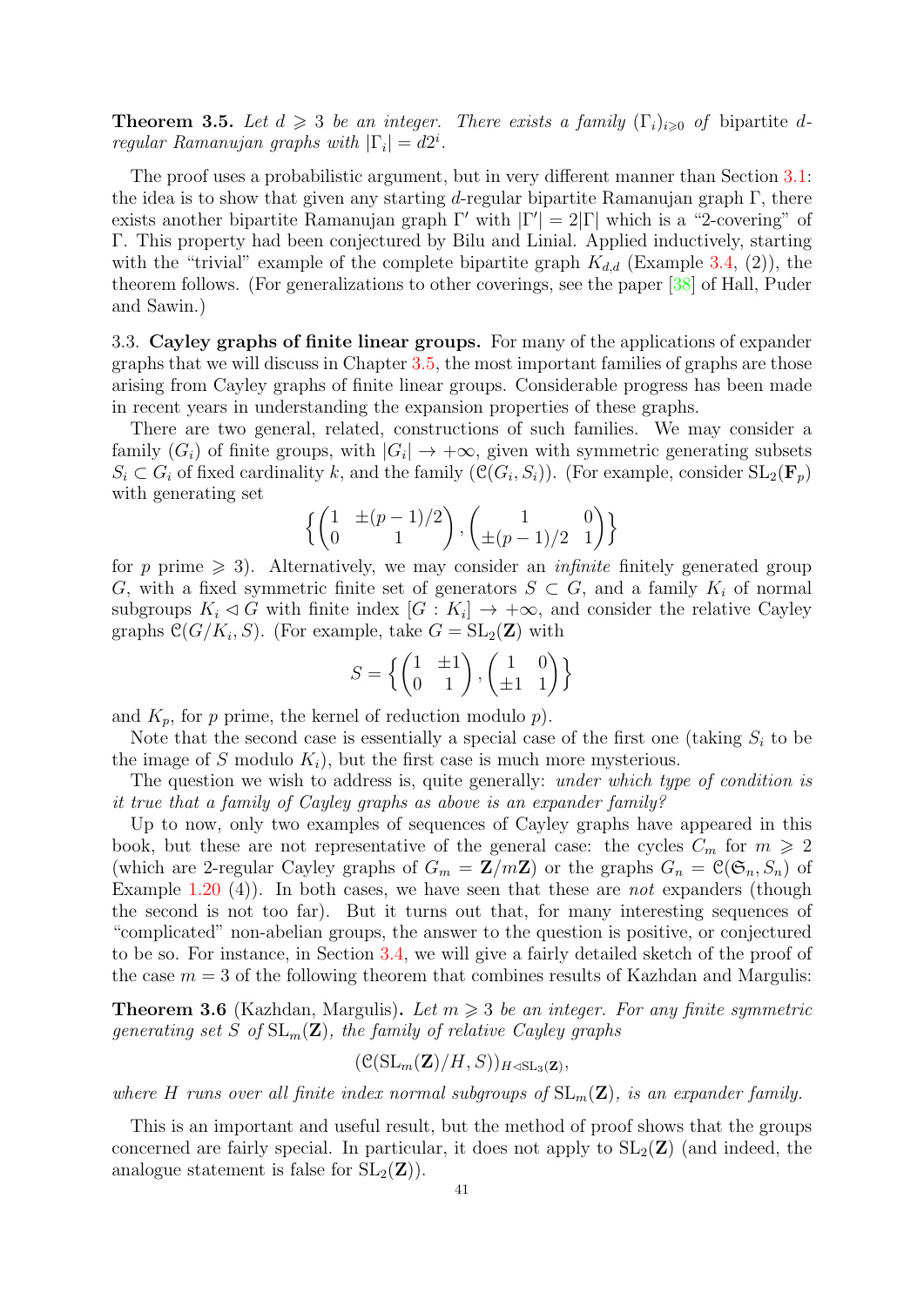**Theorem 3.5.** *Let $d \geqslant 3$ be an integer. There exists a family $(\Gamma_i)_{i\geqslant 0}$ of* bipartite *$d$-regular Ramanujan graphs with $|\Gamma_i| = d2^i$.*

The proof uses a probabilistic argument, but in very different manner than Section 3.1: the idea is to show that given any starting $d$-regular bipartite Ramanujan graph $\Gamma$, there exists another bipartite Ramanujan graph $\Gamma'$ with $|\Gamma'| = 2|\Gamma|$ which is a "2-covering" of $\Gamma$. This property had been conjectured by Bilu and Linial. Applied inductively, starting with the "trivial" example of the complete bipartite graph $K_{d,d}$ (Example 3.4, (2)), the theorem follows. (For generalizations to other coverings, see the paper [38] of Hall, Puder and Sawin.)

## 3.3. Cayley graphs of finite linear groups.

For many of the applications of expander graphs that we will discuss in Chapter 3.5, the most important families of graphs are those arising from Cayley graphs of finite linear groups. Considerable progress has been made in recent years in understanding the expansion properties of these graphs.

There are two general, related, constructions of such families. We may consider a family $(G_i)$ of finite groups, with $|G_i| \to +\infty$, given with symmetric generating subsets $S_i \subset G_i$ of fixed cardinality $k$, and the family $(\mathcal{C}(G_i, S_i))$. (For example, consider $\mathrm{SL}_2(\mathbf{F}_p)$ with generating set

$$\Big\{ \begin{pmatrix} 1 & \pm(p-1)/2 \\ 0 & 1 \end{pmatrix}, \begin{pmatrix} 1 & 0 \\ \pm(p-1)/2 & 1 \end{pmatrix} \Big\}$$

for $p$ prime $\geqslant 3$). Alternatively, we may consider an *infinite* finitely generated group $G$, with a fixed symmetric finite set of generators $S \subset G$, and a family $K_i$ of normal subgroups $K_i \lhd G$ with finite index $[G : K_i] \to +\infty$, and consider the relative Cayley graphs $\mathcal{C}(G/K_i, S)$. (For example, take $G = \mathrm{SL}_2(\mathbf{Z})$ with

$$S = \Big\{ \begin{pmatrix} 1 & \pm 1 \\ 0 & 1 \end{pmatrix}, \begin{pmatrix} 1 & 0 \\ \pm 1 & 1 \end{pmatrix} \Big\}$$

and $K_p$, for $p$ prime, the kernel of reduction modulo $p$).

Note that the second case is essentially a special case of the first one (taking $S_i$ to be the image of $S$ modulo $K_i$), but the first case is much more mysterious.

The question we wish to address is, quite generally: *under which type of condition is it true that a family of Cayley graphs as above is an expander family?*

Up to now, only two examples of sequences of Cayley graphs have appeared in this book, but these are not representative of the general case: the cycles $C_m$ for $m \geqslant 2$ (which are 2-regular Cayley graphs of $G_m = \mathbf{Z}/m\mathbf{Z}$) or the graphs $G_n = \mathcal{C}(\mathfrak{S}_n, S_n)$ of Example 1.20 (4)). In both cases, we have seen that these are *not* expanders (though the second is not too far). But it turns out that, for many interesting sequences of "complicated" non-abelian groups, the answer to the question is positive, or conjectured to be so. For instance, in Section 3.4, we will give a fairly detailed sketch of the proof of the case $m = 3$ of the following theorem that combines results of Kazhdan and Margulis:

**Theorem 3.6** (Kazhdan, Margulis)**.** *Let $m \geqslant 3$ be an integer. For any finite symmetric generating set $S$ of $\mathrm{SL}_m(\mathbf{Z})$, the family of relative Cayley graphs*

$$(\mathcal{C}(\mathrm{SL}_m(\mathbf{Z})/H, S))_{H \lhd \mathrm{SL}_3(\mathbf{Z})},$$

*where $H$ runs over all finite index normal subgroups of $\mathrm{SL}_m(\mathbf{Z})$, is an expander family.*

This is an important and useful result, but the method of proof shows that the groups concerned are fairly special. In particular, it does not apply to $\mathrm{SL}_2(\mathbf{Z})$ (and indeed, the analogue statement is false for $\mathrm{SL}_2(\mathbf{Z})$).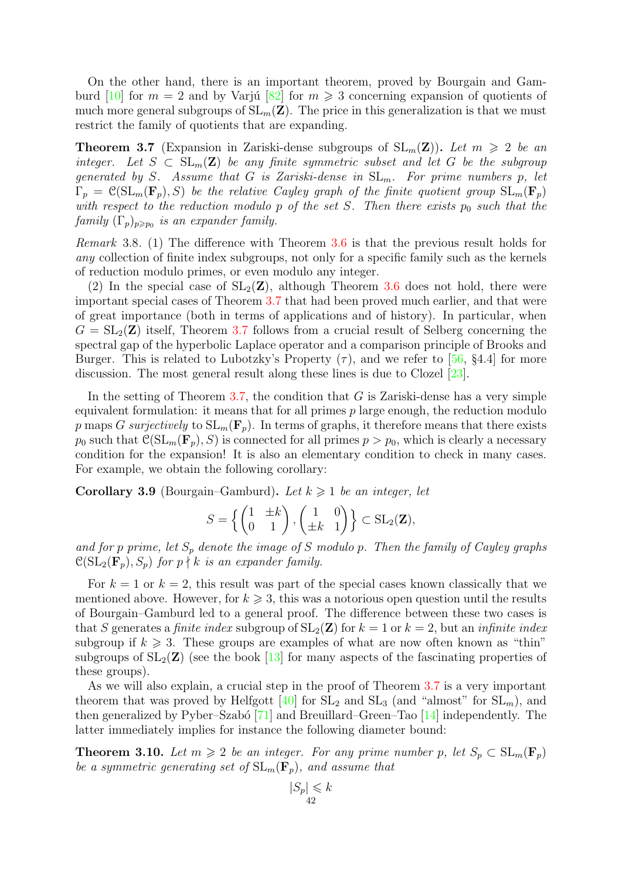On the other hand, there is an important theorem, proved by Bourgain and Gamburd [10] for $m = 2$ and by Varjú [82] for $m \geqslant 3$ concerning expansion of quotients of much more general subgroups of $\mathrm{SL}_m(\mathbf{Z})$. The price in this generalization is that we must restrict the family of quotients that are expanding.

**Theorem 3.7** (Expansion in Zariski-dense subgroups of $\mathrm{SL}_m(\mathbf{Z})$)**.** *Let $m \geqslant 2$ be an integer. Let $S \subset \mathrm{SL}_m(\mathbf{Z})$ be any finite symmetric subset and let $G$ be the subgroup generated by $S$. Assume that $G$ is Zariski-dense in $\mathrm{SL}_m$. For prime numbers $p$, let $\Gamma_p = \mathcal{C}(\mathrm{SL}_m(\mathbf{F}_p), S)$ be the relative Cayley graph of the finite quotient group $\mathrm{SL}_m(\mathbf{F}_p)$ with respect to the reduction modulo $p$ of the set $S$. Then there exists $p_0$ such that the family $(\Gamma_p)_{p \geqslant p_0}$ is an expander family.*

*Remark* 3.8. (1) The difference with Theorem 3.6 is that the previous result holds for *any* collection of finite index subgroups, not only for a specific family such as the kernels of reduction modulo primes, or even modulo any integer.

(2) In the special case of $\mathrm{SL}_2(\mathbf{Z})$, although Theorem 3.6 does not hold, there were important special cases of Theorem 3.7 that had been proved much earlier, and that were of great importance (both in terms of applications and of history). In particular, when $G = \mathrm{SL}_2(\mathbf{Z})$ itself, Theorem 3.7 follows from a crucial result of Selberg concerning the spectral gap of the hyperbolic Laplace operator and a comparison principle of Brooks and Burger. This is related to Lubotzky's Property $(\tau)$, and we refer to [56, §4.4] for more discussion. The most general result along these lines is due to Clozel [23].

In the setting of Theorem 3.7, the condition that $G$ is Zariski-dense has a very simple equivalent formulation: it means that for all primes $p$ large enough, the reduction modulo $p$ maps $G$ *surjectively* to $\mathrm{SL}_m(\mathbf{F}_p)$. In terms of graphs, it therefore means that there exists $p_0$ such that $\mathcal{C}(\mathrm{SL}_m(\mathbf{F}_p), S)$ is connected for all primes $p > p_0$, which is clearly a necessary condition for the expansion! It is also an elementary condition to check in many cases. For example, we obtain the following corollary:

**Corollary 3.9** (Bourgain–Gamburd)**.** *Let $k \geqslant 1$ be an integer, let*

$$S = \left\{ \begin{pmatrix} 1 & \pm k \\ 0 & 1 \end{pmatrix}, \begin{pmatrix} 1 & 0 \\ \pm k & 1 \end{pmatrix} \right\} \subset \mathrm{SL}_2(\mathbf{Z}),$$

*and for $p$ prime, let $S_p$ denote the image of $S$ modulo $p$. Then the family of Cayley graphs $\mathcal{C}(\mathrm{SL}_2(\mathbf{F}_p), S_p)$ for $p \nmid k$ is an expander family.*

For $k = 1$ or $k = 2$, this result was part of the special cases known classically that we mentioned above. However, for $k \geqslant 3$, this was a notorious open question until the results of Bourgain–Gamburd led to a general proof. The difference between these two cases is that $S$ generates a *finite index* subgroup of $\mathrm{SL}_2(\mathbf{Z})$ for $k = 1$ or now $k = 2$, but an *infinite index* subgroup if $k \geqslant 3$. These groups are examples of what are now often known as "thin" subgroups of $\mathrm{SL}_2(\mathbf{Z})$ (see the book [13] for many aspects of the fascinating properties of these groups).

As we will also explain, a crucial step in the proof of Theorem 3.7 is a very important theorem that was proved by Helfgott [40] for $\mathrm{SL}_2$ and $\mathrm{SL}_3$ (and "almost" for $\mathrm{SL}_m$), and then generalized by Pyber–Szabó [71] and Breuillard–Green–Tao [14] independently. The latter immediately implies for instance the following diameter bound:

**Theorem 3.10.** *Let $m \geqslant 2$ be an integer. For any prime number $p$, let $S_p \subset \mathrm{SL}_m(\mathbf{F}_p)$ be a symmetric generating set of $\mathrm{SL}_m(\mathbf{F}_p)$, and assume that*

$$|S_p| \leqslant k$$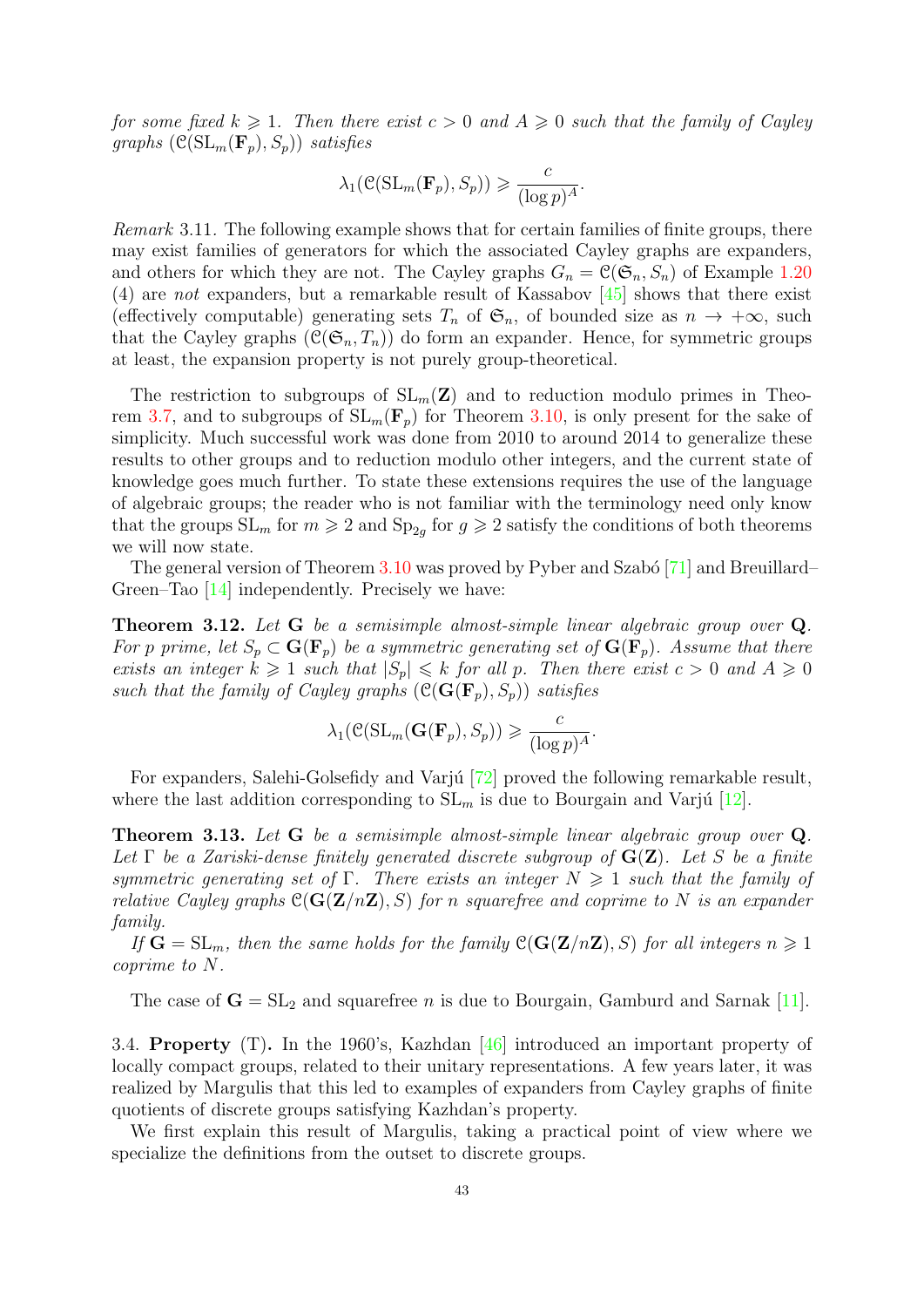*for some fixed $k \geqslant 1$. Then there exist $c > 0$ and $A \geqslant 0$ such that the family of Cayley graphs $(\mathcal{C}(\mathrm{SL}_m(\mathbf{F}_p), S_p))$ satisfies*

$$\lambda_1(\mathcal{C}(\mathrm{SL}_m(\mathbf{F}_p), S_p)) \geqslant \frac{c}{(\log p)^A}.$$

*Remark* 3.11. The following example shows that for certain families of finite groups, there may exist families of generators for which the associated Cayley graphs are expanders, and others for which they are not. The Cayley graphs $G_n = \mathcal{C}(\mathfrak{S}_n, S_n)$ of Example 1.20 (4) are *not* expanders, but a remarkable result of Kassabov [45] shows that there exist (effectively computable) generating sets $T_n$ of $\mathfrak{S}_n$, of bounded size as $n \to +\infty$, such that the Cayley graphs $(\mathcal{C}(\mathfrak{S}_n, T_n))$ do form an expander. Hence, for symmetric groups at least, the expansion property is not purely group-theoretical.

The restriction to subgroups of $\mathrm{SL}_m(\mathbf{Z})$ and to reduction modulo primes in Theorem 3.7, and to subgroups of $\mathrm{SL}_m(\mathbf{F}_p)$ for Theorem 3.10, is only present for the sake of simplicity. Much successful work was done from 2010 to around 2014 to generalize these results to other groups and to reduction modulo other integers, and the current state of knowledge goes much further. To state these extensions requires the use of the language of algebraic groups; the reader who is not familiar with the terminology need only know that the groups $\mathrm{SL}_m$ for $m \geqslant 2$ and $\mathrm{Sp}_{2g}$ for $g \geqslant 2$ satisfy the conditions of both theorems we will now state.

The general version of Theorem 3.10 was proved by Pyber and Szabó [71] and Breuillard–Green–Tao [14] independently. Precisely we have:

**Theorem 3.12.** *Let $\mathbf{G}$ be a semisimple almost-simple linear algebraic group over $\mathbf{Q}$. For $p$ prime, let $S_p \subset \mathbf{G}(\mathbf{F}_p)$ be a symmetric generating set of $\mathbf{G}(\mathbf{F}_p)$. Assume that there exists an integer $k \geqslant 1$ such that $|S_p| \leqslant k$ for all $p$. Then there exist $c > 0$ and $A \geqslant 0$ such that the family of Cayley graphs $(\mathcal{C}(\mathbf{G}(\mathbf{F}_p), S_p))$ satisfies*

$$\lambda_1(\mathcal{C}(\mathrm{SL}_m(\mathbf{G}(\mathbf{F}_p), S_p)) \geqslant \frac{c}{(\log p)^A}.$$

For expanders, Salehi-Golsefidy and Varjú [72] proved the following remarkable result, where the last addition corresponding to $\mathrm{SL}_m$ is due to Bourgain and Varjú [12].

**Theorem 3.13.** *Let $\mathbf{G}$ be a semisimple almost-simple linear algebraic group over $\mathbf{Q}$. Let $\Gamma$ be a Zariski-dense finitely generated discrete subgroup of $\mathbf{G}(\mathbf{Z})$. Let $S$ be a finite symmetric generating set of $\Gamma$. There exists an integer $N \geqslant 1$ such that the family of relative Cayley graphs $\mathcal{C}(\mathbf{G}(\mathbf{Z}/n\mathbf{Z}), S)$ for $n$ squarefree and coprime to $N$ is an expander family.*

*If $\mathbf{G} = \mathrm{SL}_m$, then the same holds for the family $\mathcal{C}(\mathbf{G}(\mathbf{Z}/n\mathbf{Z}), S)$ for all integers $n \geqslant 1$ coprime to $N$.*

The case of $\mathbf{G} = \mathrm{SL}_2$ and squarefree $n$ is due to Bourgain, Gamburd and Sarnak [11].

3.4. **Property** (T)**.** In the 1960's, Kazhdan [46] introduced an important property of locally compact groups, related to their unitary representations. A few years later, it was realized by Margulis that this led to examples of expanders from Cayley graphs of finite quotients of discrete groups satisfying Kazhdan's property.

We first explain this result of Margulis, taking a practical point of view where we specialize the definitions from the outset to discrete groups.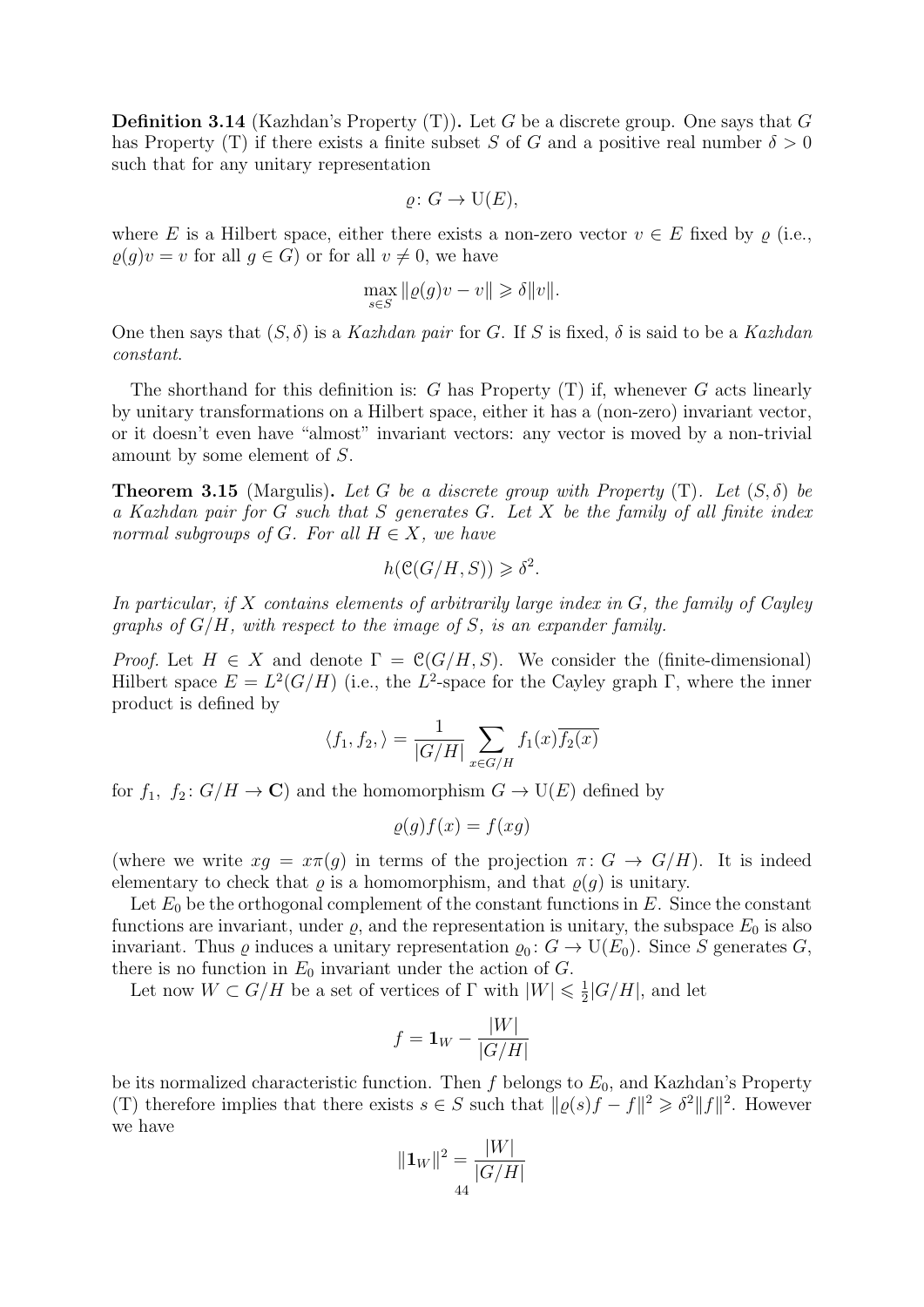**Definition 3.14** (Kazhdan's Property (T))**.** Let $G$ be a discrete group. One says that $G$ has Property (T) if there exists a finite subset $S$ of $G$ and a positive real number $\delta > 0$ such that for any unitary representation

$$\varrho\colon G \to \mathrm{U}(E),$$

where $E$ is a Hilbert space, either there exists a non-zero vector $v \in E$ fixed by $\varrho$ (i.e., $\varrho(g)v = v$ for all $g \in G$) or for all $v \neq 0$, we have

$$\max_{s \in S} \|\varrho(g)v - v\| \geqslant \delta \|v\|.$$

One then says that $(S, \delta)$ is a *Kazhdan pair* for $G$. If $S$ is fixed, $\delta$ is said to be a *Kazhdan constant*.

The shorthand for this definition is: $G$ has Property (T) if, whenever $G$ acts linearly by unitary transformations on a Hilbert space, either it has a (non-zero) invariant vector, or it doesn't even have "almost" invariant vectors: any vector is moved by a non-trivial amount by some element of $S$.

**Theorem 3.15** (Margulis)**.** *Let $G$ be a discrete group with Property* (T)*. Let $(S, \delta)$ be a Kazhdan pair for $G$ such that $S$ generates $G$. Let $X$ be the family of all finite index normal subgroups of $G$. For all $H \in X$, we have*

$$h(\mathcal{C}(G/H, S)) \geqslant \delta^2.$$

*In particular, if $X$ contains elements of arbitrarily large index in $G$, the family of Cayley graphs of $G/H$, with respect to the image of $S$, is an expander family.*

*Proof.* Let $H \in X$ and denote $\Gamma = \mathcal{C}(G/H, S)$. We consider the (finite-dimensional) Hilbert space $E = L^2(G/H)$ (i.e., the $L^2$-space for the Cayley graph $\Gamma$, where the inner product is defined by

$$\langle f_1, f_2, \rangle = \frac{1}{|G/H|} \sum_{x \in G/H} f_1(x)\overline{f_2(x)}$$

for $f_1,\ f_2\colon G/H \to \mathbf{C}$) and the homomorphism $G \to \mathrm{U}(E)$ defined by

$$\varrho(g)f(x) = f(xg)$$

(where we write $xg = x\pi(g)$ in terms of the projection $\pi\colon G \to G/H$). It is indeed elementary to check that $\varrho$ is a homomorphism, and that $\varrho(g)$ is unitary.

Let $E_0$ be the orthogonal complement of the constant functions in $E$. Since the constant functions are invariant, under $\varrho$, and the representation is unitary, the subspace $E_0$ is also invariant. Thus $\varrho$ induces a unitary representation $\varrho_0\colon G \to \mathrm{U}(E_0)$. Since $S$ generates $G$, there is no function in $E_0$ invariant under the action of $G$.

Let now $W \subset G/H$ be a set of vertices of $\Gamma$ with $|W| \leqslant \frac{1}{2}|G/H|$, and let

$$f = \mathbf{1}_W - \frac{|W|}{|G/H|}$$

be its normalized characteristic function. Then $f$ belongs to $E_0$, and Kazhdan's Property (T) therefore implies that there exists $s \in S$ such that $\|\varrho(s)f - f\|^2 \geqslant \delta^2 \|f\|^2$. However we have

$$\|\mathbf{1}_W\|^2 = \frac{|W|}{|G/H|}$$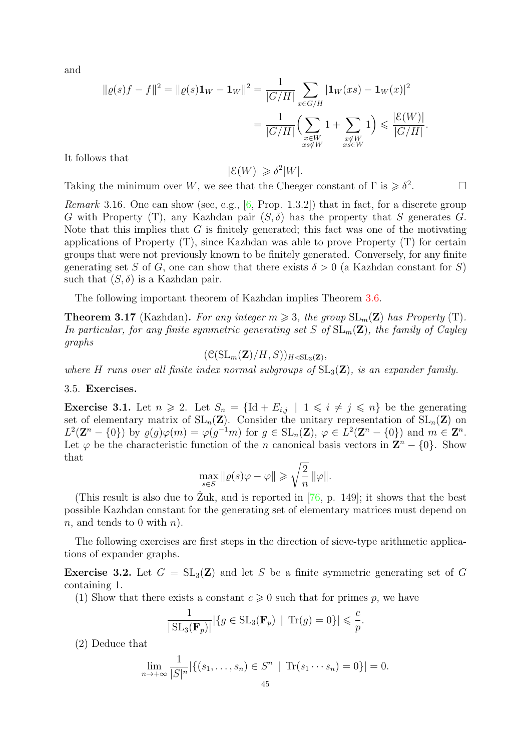and

$$\|\varrho(s)f - f\|^2 = \|\varrho(s)\mathbf{1}_W - \mathbf{1}_W\|^2 = \frac{1}{|G/H|}\sum_{x\in G/H} |\mathbf{1}_W(xs) - \mathbf{1}_W(x)|^2$$

$$= \frac{1}{|G/H|}\Big(\sum_{\substack{x\in W\\ xs\notin W}} 1 + \sum_{\substack{x\notin W\\ xs\in W}} 1\Big) \leqslant \frac{|\mathcal{E}(W)|}{|G/H|}.$$

It follows that

$$|\mathcal{E}(W)| \geqslant \delta^2 |W|.$$

Taking the minimum over $W$, we see that the Cheeger constant of $\Gamma$ is $\geqslant \delta^2$. ☐

*Remark* 3.16. One can show (see, e.g., [6, Prop. 1.3.2]) that in fact, for a discrete group $G$ with Property (T), any Kazhdan pair $(S, \delta)$ has the property that $S$ generates $G$. Note that this implies that $G$ is finitely generated; this fact was one of the motivating applications of Property (T), since Kazhdan was able to prove Property (T) for certain groups that were not previously known to be finitely generated. Conversely, for any finite generating set $S$ of $G$, one can show that there exists $\delta > 0$ (a Kazhdan constant for $S$) such that $(S, \delta)$ is a Kazhdan pair.

The following important theorem of Kazhdan implies Theorem 3.6.

**Theorem 3.17** (Kazhdan)**.** *For any integer $m \geqslant 3$, the group $\mathrm{SL}_m(\mathbf{Z})$ has Property* (T)*. In particular, for any finite symmetric generating set $S$ of $\mathrm{SL}_m(\mathbf{Z})$, the family of Cayley graphs*

$$(\mathcal{C}(\mathrm{SL}_m(\mathbf{Z})/H, S))_{H \triangleleft \mathrm{SL}_3(\mathbf{Z})},$$

*where $H$ runs over all finite index normal subgroups of $\mathrm{SL}_3(\mathbf{Z})$, is an expander family.*

### 3.5. Exercises.

**Exercise 3.1.** Let $n \geqslant 2$. Let $S_n = \{\mathrm{Id} + E_{i,j} \mid 1 \leqslant i \neq j \leqslant n\}$ be the generating set of elementary matrix of $\mathrm{SL}_n(\mathbf{Z})$. Consider the unitary representation of $\mathrm{SL}_n(\mathbf{Z})$ on $L^2(\mathbf{Z}^n - \{0\})$ by $\varrho(g)\varphi(m) = \varphi(g^{-1}m)$ for $g \in \mathrm{SL}_n(\mathbf{Z})$, $\varphi \in L^2(\mathbf{Z}^n - \{0\})$ and $m \in \mathbf{Z}^n$. Let $\varphi$ be the characteristic function of the $n$ canonical basis vectors in $\mathbf{Z}^n - \{0\}$. Show that

$$\max_{s\in S} \|\varrho(s)\varphi - \varphi\| \geqslant \sqrt{\frac{2}{n}}\, \|\varphi\|.$$

(This result is also due to Żuk, and is reported in [76, p. 149]; it shows that the best possible Kazhdan constant for the generating set of elementary matrices must depend on $n$, and tends to 0 with $n$).

The following exercises are first steps in the direction of sieve-type arithmetic applications of expander graphs.

**Exercise 3.2.** Let $G = \mathrm{SL}_3(\mathbf{Z})$ and let $S$ be a finite symmetric generating set of $G$ containing 1.

(1) Show that there exists a constant $c \geqslant 0$ such that for primes $p$, we have

$$\frac{1}{|\mathrm{SL}_3(\mathbf{F}_p)|}|\{g \in \mathrm{SL}_3(\mathbf{F}_p) \mid \mathrm{Tr}(g) = 0\}| \leqslant \frac{c}{p}.$$

(2) Deduce that

$$\lim_{n\to+\infty} \frac{1}{|S|^n}|\{(s_1, \ldots, s_n) \in S^n \mid \mathrm{Tr}(s_1 \cdots s_n) = 0\}| = 0.$$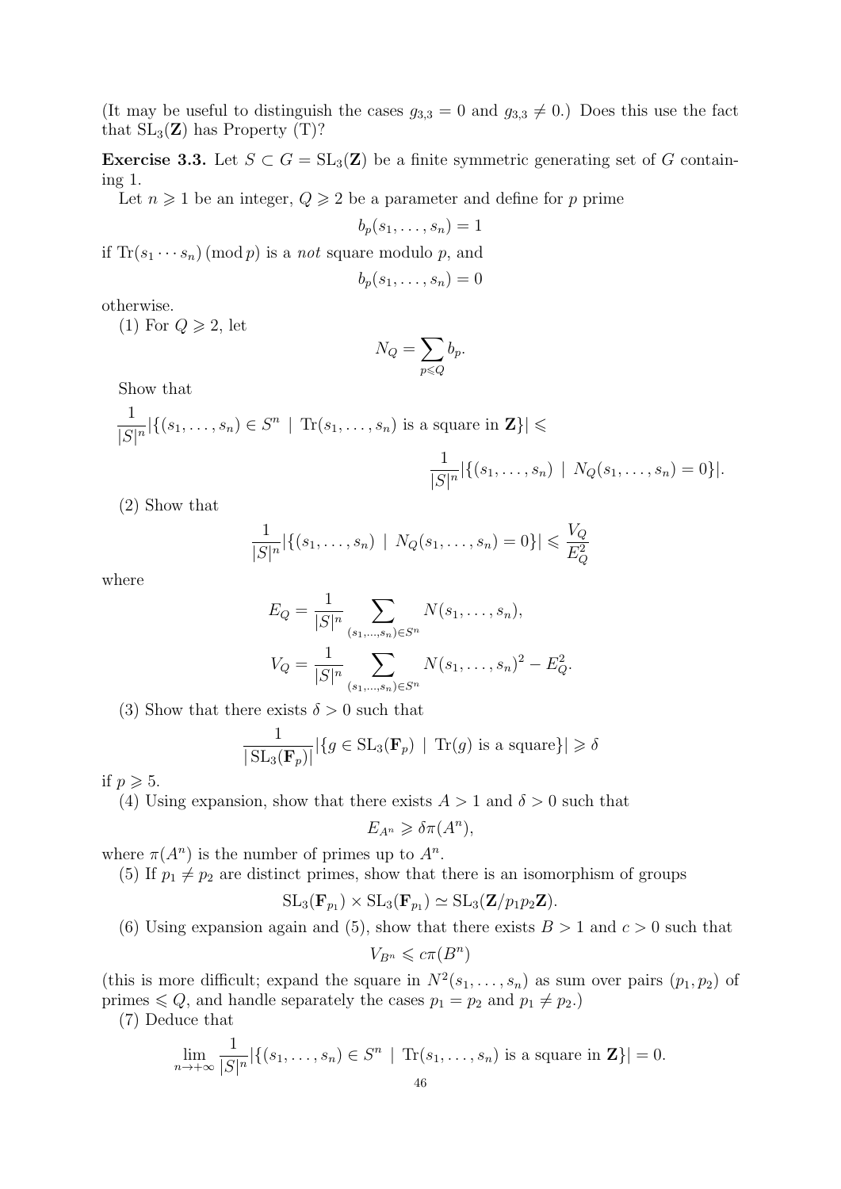(It may be useful to distinguish the cases $g_{3,3} = 0$ and $g_{3,3} \neq 0$.) Does this use the fact that $\mathrm{SL}_3(\mathbf{Z})$ has Property (T)?

**Exercise 3.3.** Let $S \subset G = \mathrm{SL}_3(\mathbf{Z})$ be a finite symmetric generating set of $G$ containing 1.

Let $n \geqslant 1$ be an integer, $Q \geqslant 2$ be a parameter and define for $p$ prime

$$b_p(s_1, \ldots, s_n) = 1$$

if $\mathrm{Tr}(s_1 \cdots s_n) \,(\mathrm{mod}\, p)$ is a *not* square modulo $p$, and

$$b_p(s_1, \ldots, s_n) = 0$$

otherwise.

(1) For $Q \geqslant 2$, let

$$N_Q = \sum_{p \leqslant Q} b_p.$$

Show that

$$\frac{1}{|S|^n} |\{(s_1, \ldots, s_n) \in S^n \mid \mathrm{Tr}(s_1, \ldots, s_n) \text{ is a square in } \mathbf{Z}\}| \leqslant$$

$$\frac{1}{|S|^n} |\{(s_1, \ldots, s_n) \mid N_Q(s_1, \ldots, s_n) = 0\}|.$$

(2) Show that

$$\frac{1}{|S|^n} |\{(s_1, \ldots, s_n) \mid N_Q(s_1, \ldots, s_n) = 0\}| \leqslant \frac{V_Q}{E_Q^2}$$

where

$$E_Q = \frac{1}{|S|^n} \sum_{(s_1, \ldots, s_n) \in S^n} N(s_1, \ldots, s_n),$$

$$V_Q = \frac{1}{|S|^n} \sum_{(s_1, \ldots, s_n) \in S^n} N(s_1, \ldots, s_n)^2 - E_Q^2.$$

(3) Show that there exists $\delta > 0$ such that

$$\frac{1}{|\mathrm{SL}_3(\mathbf{F}_p)|} |\{g \in \mathrm{SL}_3(\mathbf{F}_p) \mid \mathrm{Tr}(g) \text{ is a square}\}| \geqslant \delta$$

if $p \geqslant 5$.

(4) Using expansion, show that there exists $A > 1$ and $\delta > 0$ such that

$$E_{A^n} \geqslant \delta \pi(A^n),$$

where $\pi(A^n)$ is the number of primes up to $A^n$.

(5) If $p_1 \neq p_2$ are distinct primes, show that there is an isomorphism of groups

$$\mathrm{SL}_3(\mathbf{F}_{p_1}) \times \mathrm{SL}_3(\mathbf{F}_{p_1}) \simeq \mathrm{SL}_3(\mathbf{Z}/p_1 p_2 \mathbf{Z}).$$

(6) Using expansion again and (5), show that there exists $B > 1$ and $c > 0$ such that

$$V_{B^n} \leqslant c\pi(B^n)$$

(this is more difficult; expand the square in $N^2(s_1, \ldots, s_n)$ as sum over pairs $(p_1, p_2)$ of primes $\leqslant Q$, and handle separately the cases $p_1 = p_2$ and $p_1 \neq p_2$.)

(7) Deduce that

$$\lim_{n \to +\infty} \frac{1}{|S|^n} |\{(s_1, \ldots, s_n) \in S^n \mid \mathrm{Tr}(s_1, \ldots, s_n) \text{ is a square in } \mathbf{Z}\}| = 0.$$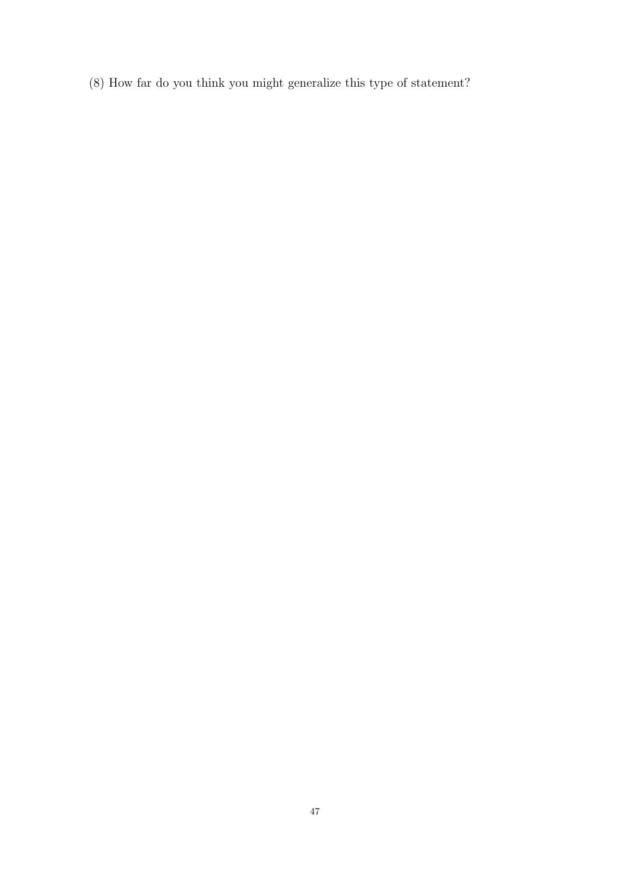(8) How far do you think you might generalize this type of statement?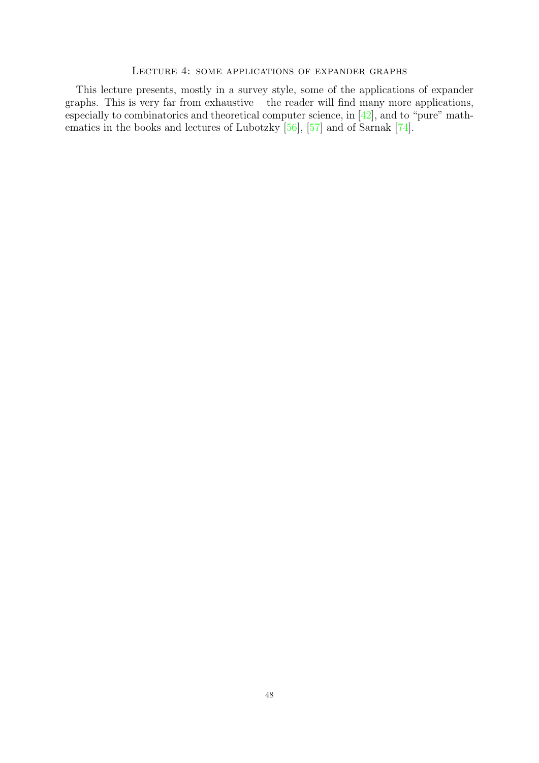# Lecture 4: some applications of expander graphs

This lecture presents, mostly in a survey style, some of the applications of expander graphs. This is very far from exhaustive – the reader will find many more applications, especially to combinatorics and theoretical computer science, in [42], and to "pure" mathematics in the books and lectures of Lubotzky [56], [57] and of Sarnak [74].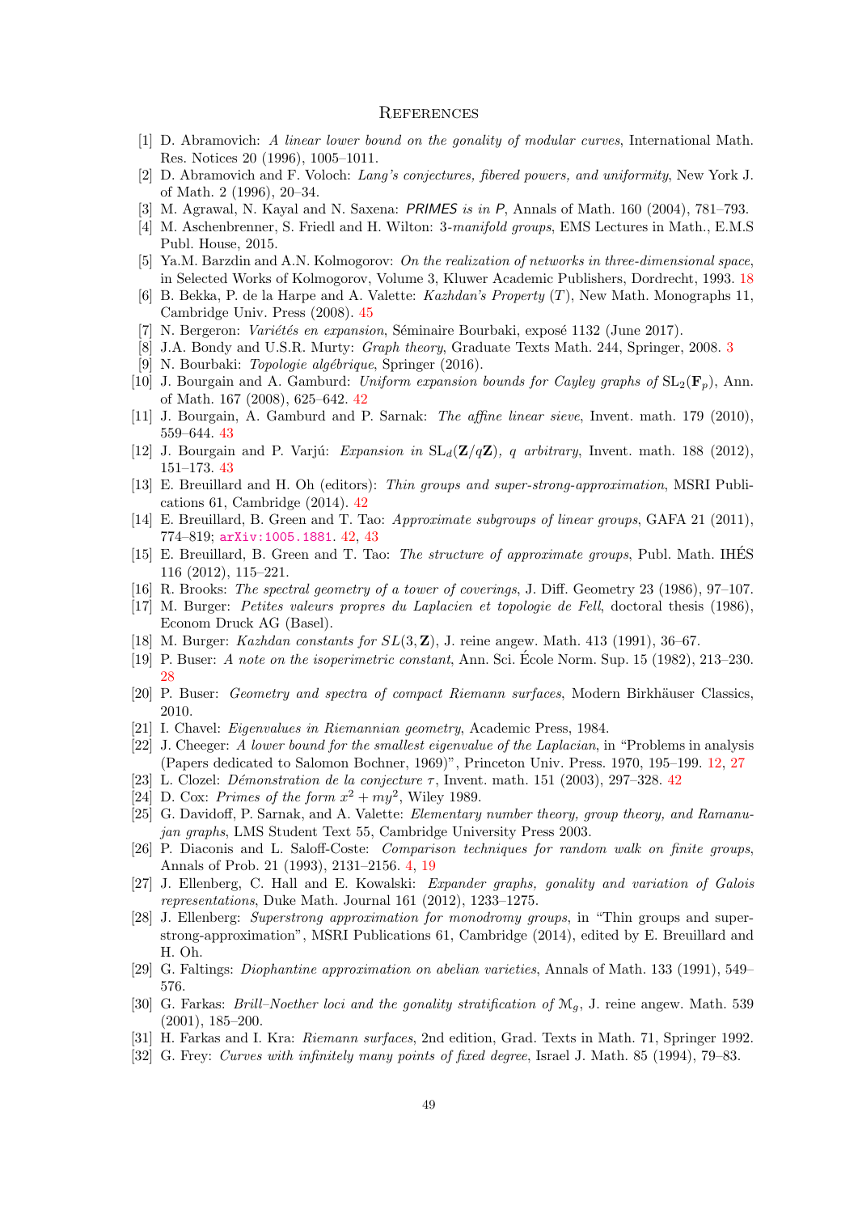# References

[1] D. Abramovich: *A linear lower bound on the gonality of modular curves*, International Math. Res. Notices 20 (1996), 1005–1011.

[2] D. Abramovich and F. Voloch: *Lang's conjectures, fibered powers, and uniformity*, New York J. of Math. 2 (1996), 20–34.

[3] M. Agrawal, N. Kayal and N. Saxena: *PRIMES is in P*, Annals of Math. 160 (2004), 781–793.

[4] M. Aschenbrenner, S. Friedl and H. Wilton: *3-manifold groups*, EMS Lectures in Math., E.M.S Publ. House, 2015.

[5] Ya.M. Barzdin and A.N. Kolmogorov: *On the realization of networks in three-dimensional space*, in Selected Works of Kolmogorov, Volume 3, Kluwer Academic Publishers, Dordrecht, 1993. 18

[6] B. Bekka, P. de la Harpe and A. Valette: *Kazhdan's Property (T)*, New Math. Monographs 11, Cambridge Univ. Press (2008). 45

[7] N. Bergeron: *Variétés en expansion*, Séminaire Bourbaki, exposé 1132 (June 2017).

[8] J.A. Bondy and U.S.R. Murty: *Graph theory*, Graduate Texts Math. 244, Springer, 2008. 3

[9] N. Bourbaki: *Topologie algébrique*, Springer (2016).

[10] J. Bourgain and A. Gamburd: *Uniform expansion bounds for Cayley graphs of* $\mathrm{SL}_2(\mathbf{F}_p)$, Ann. of Math. 167 (2008), 625–642. 42

[11] J. Bourgain, A. Gamburd and P. Sarnak: *The affine linear sieve*, Invent. math. 179 (2010), 559–644. 43

[12] J. Bourgain and P. Varjú: *Expansion in* $\mathrm{SL}_d(\mathbf{Z}/q\mathbf{Z})$*, q arbitrary*, Invent. math. 188 (2012), 151–173. 43

[13] E. Breuillard and H. Oh (editors): *Thin groups and super-strong-approximation*, MSRI Publications 61, Cambridge (2014). 42

[14] E. Breuillard, B. Green and T. Tao: *Approximate subgroups of linear groups*, GAFA 21 (2011), 774–819; arXiv:1005.1881. 42, 43

[15] E. Breuillard, B. Green and T. Tao: *The structure of approximate groups*, Publ. Math. IHÉS 116 (2012), 115–221.

[16] R. Brooks: *The spectral geometry of a tower of coverings*, J. Diff. Geometry 23 (1986), 97–107.

[17] M. Burger: *Petites valeurs propres du Laplacien et topologie de Fell*, doctoral thesis (1986), Econom Druck AG (Basel).

[18] M. Burger: *Kazhdan constants for* $SL(3,\mathbf{Z})$, J. reine angew. Math. 413 (1991), 36–67.

[19] P. Buser: *A note on the isoperimetric constant*, Ann. Sci. École Norm. Sup. 15 (1982), 213–230. 28

[20] P. Buser: *Geometry and spectra of compact Riemann surfaces*, Modern Birkhäuser Classics, 2010.

[21] I. Chavel: *Eigenvalues in Riemannian geometry*, Academic Press, 1984.

[22] J. Cheeger: *A lower bound for the smallest eigenvalue of the Laplacian*, in "Problems in analysis (Papers dedicated to Salomon Bochner, 1969)", Princeton Univ. Press. 1970, 195–199. 12, 27

[23] L. Clozel: *Démonstration de la conjecture* $\tau$, Invent. math. 151 (2003), 297–328. 42

[24] D. Cox: *Primes of the form* $x^2 + my^2$, Wiley 1989.

[25] G. Davidoff, P. Sarnak, and A. Valette: *Elementary number theory, group theory, and Ramanujan graphs*, LMS Student Text 55, Cambridge University Press 2003.

[26] P. Diaconis and L. Saloff-Coste: *Comparison techniques for random walk on finite groups*, Annals of Prob. 21 (1993), 2131–2156. 4, 19

[27] J. Ellenberg, C. Hall and E. Kowalski: *Expander graphs, gonality and variation of Galois representations*, Duke Math. Journal 161 (2012), 1233–1275.

[28] J. Ellenberg: *Superstrong approximation for monodromy groups*, in "Thin groups and superstrong-approximation", MSRI Publications 61, Cambridge (2014), edited by E. Breuillard and H. Oh.

[29] G. Faltings: *Diophantine approximation on abelian varieties*, Annals of Math. 133 (1991), 549–576.

[30] G. Farkas: *Brill–Noether loci and the gonality stratification of* $\mathcal{M}_g$, J. reine angew. Math. 539 (2001), 185–200.

[31] H. Farkas and I. Kra: *Riemann surfaces*, 2nd edition, Grad. Texts in Math. 71, Springer 1992.

[32] G. Frey: *Curves with infinitely many points of fixed degree*, Israel J. Math. 85 (1994), 79–83.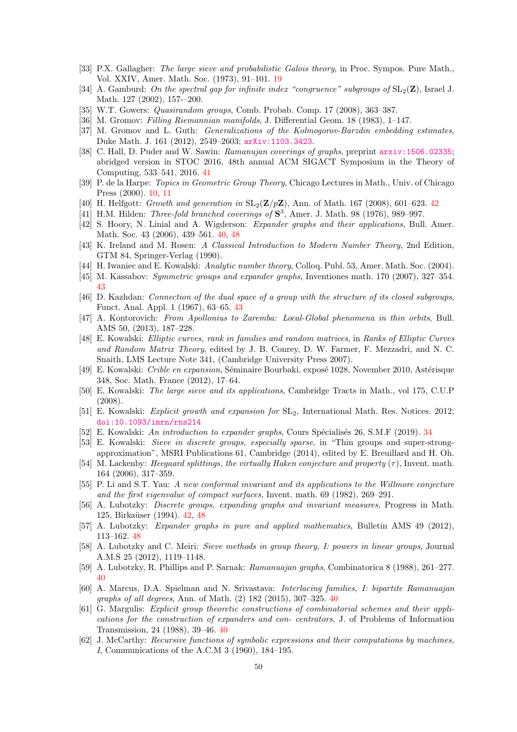[33] P.X. Gallagher: *The large sieve and probabilistic Galois theory*, in Proc. Sympos. Pure Math., Vol. XXIV, Amer. Math. Soc. (1973), 91–101. 19

[34] A. Gamburd: *On the spectral gap for infinite index "congruence" subgroups of* $\mathrm{SL}_2(\mathbf{Z})$, Israel J. Math. 127 (2002), 157-–200.

[35] W.T. Gowers: *Quasirandom groups*, Comb. Probab. Comp. 17 (2008), 363–387.

[36] M. Gromov: *Filling Riemannian manifolds*, J. Differential Geom. 18 (1983), 1–147.

[37] M. Gromov and L. Guth: *Generalizations of the Kolmogorov-Barzdin embedding estimates*, Duke Math. J. 161 (2012), 2549–2603; arXiv:1103.3423.

[38] C. Hall, D. Puder and W. Sawin: *Ramanujan coverings of graphs*, preprint arxiv:1506.02335; abridged version in STOC 2016, 48th annual ACM SIGACT Symposium in the Theory of Computing, 533–541, 2016. 41

[39] P. de la Harpe: *Topics in Geometric Group Theory*, Chicago Lectures in Math., Univ. of Chicago Press (2000). 10, 11

[40] H. Helfgott: *Growth and generation in* $\mathrm{SL}_2(\mathbf{Z}/p\mathbf{Z})$, Ann. of Math. 167 (2008), 601–623. 42

[41] H.M. Hilden: *Three-fold branched coverings of* $\mathbf{S}^3$, Amer. J. Math. 98 (1976), 989–997.

[42] S. Hoory, N. Linial and A. Wigderson: *Expander graphs and their applications*, Bull. Amer. Math. Soc. 43 (2006), 439–561. 40, 48

[43] K. Ireland and M. Rosen: *A Classical Introduction to Modern Number Theory*, 2nd Edition, GTM 84, Springer-Verlag (1990).

[44] H. Iwaniec and E. Kowalski: *Analytic number theory*, Colloq. Publ. 53, Amer. Math. Soc. (2004).

[45] M. Kassabov: *Symmetric groups and expander graphs*, Inventiones math. 170 (2007), 327–354. 43

[46] D. Kazhdan: *Connection of the dual space of a group with the structure of its closed subgroups*, Funct. Anal. Appl. 1 (1967), 63–65. 43

[47] A. Kontorovich: *From Apollonius to Zaremba: Local-Global phenomena in thin orbits*, Bull. AMS 50, (2013), 187–228.

[48] E. Kowalski: *Elliptic curves, rank in families and random matrices*, in *Ranks of Elliptic Curves and Random Matrix Theory*, edited by J. B. Conrey, D. W. Farmer, F. Mezzadri, and N. C. Snaith, LMS Lecture Note 341, (Cambridge University Press 2007).

[49] E. Kowalski: *Crible en expansion*, Séminaire Bourbaki, exposé 1028, November 2010, Astérisque 348, Soc. Math. France (2012), 17–64.

[50] E. Kowalski: *The large sieve and its applications*, Cambridge Tracts in Math., vol 175, C.U.P (2008).

[51] E. Kowalski: *Explicit growth and expansion for* $\mathrm{SL}_2$, International Math. Res. Notices. 2012; doi:10.1093/imrn/rns214

[52] E. Kowalski: *An introduction to expander graphs*, Cours Spécialisés 26, S.M.F (2019). 34

[53] E. Kowalski: *Sieve in discrete groups, especially sparse*, in "Thin groups and super-strong-approximation", MSRI Publications 61, Cambridge (2014), edited by E. Breuillard and H. Oh.

[54] M. Lackenby: *Heegaard splittings, the virtually Haken conjecture and property* $(\tau)$, Invent. math. 164 (2006), 317–359.

[55] P. Li and S.T. Yau: *A new conformal invariant and its applications to the Willmore conjecture and the first eigenvalue of compact surfaces*, Invent. math. 69 (1982), 269–291.

[56] A. Lubotzky: *Discrete groups, expanding graphs and invariant measures*, Progress in Math. 125, Birkaüser (1994). 42, 48

[57] A. Lubotzky: *Expander graphs in pure and applied mathematics*, Bulletin AMS 49 (2012), 113–162. 48

[58] A. Lubotzky and C. Meiri: *Sieve methods in group theory, I: powers in linear groups*, Journal A.M.S 25 (2012), 1119–1148.

[59] A. Lubotzky, R. Phillips and P. Sarnak: *Ramanuajan graphs*, Combinatorica 8 (1988), 261–277. 40

[60] A. Marcus, D.A. Spielman and N. Srivastava: *Interlacing families, I: bipartite Ramanuajan graphs of all degrees*, Ann. of Math. (2) 182 (2015), 307–325. 40

[61] G. Margulis: *Explicit group theoretic constructions of combinatorial schemes and their applications for the construction of expanders and con- centrators*, J. of Problems of Information Transmission, 24 (1988), 39–46. 40

[62] J. McCarthy: *Recursive functions of symbolic expressions and their computations by machines, I*, Communications of the A.C.M 3 (1960), 184–195.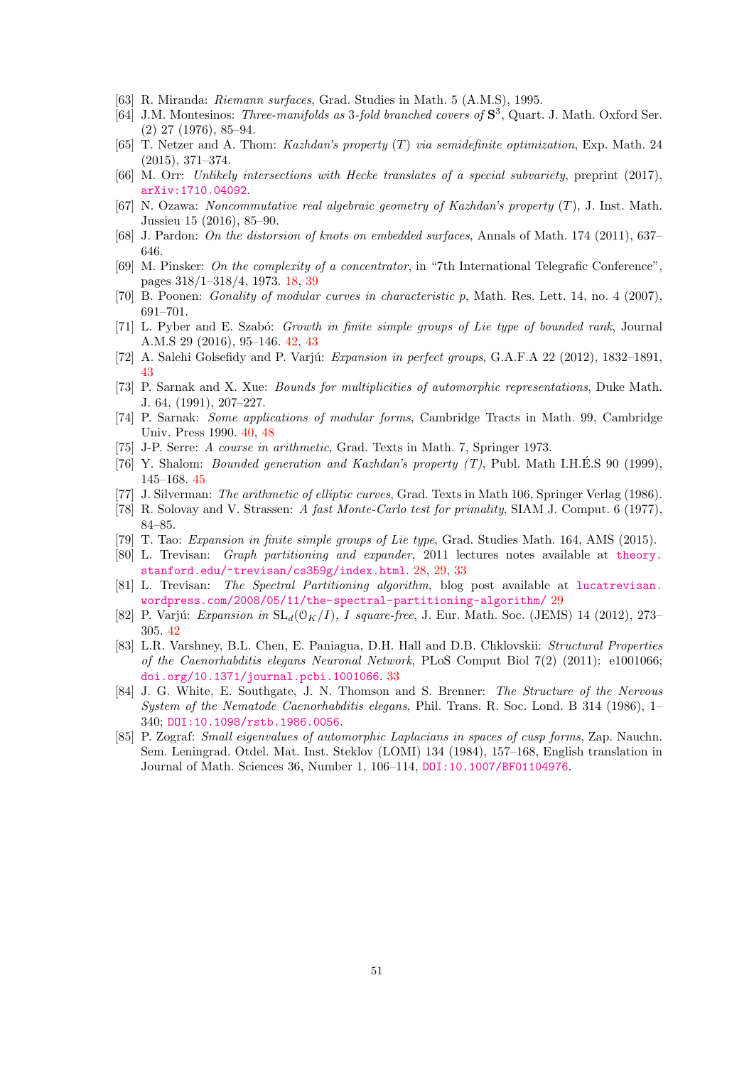[63] R. Miranda: *Riemann surfaces*, Grad. Studies in Math. 5 (A.M.S), 1995.

[64] J.M. Montesinos: *Three-manifolds as 3-fold branched covers of* $\mathbf{S}^3$, Quart. J. Math. Oxford Ser. (2) 27 (1976), 85–94.

[65] T. Netzer and A. Thom: *Kazhdan's property* $(T)$ *via semidefinite optimization*, Exp. Math. 24 (2015), 371–374.

[66] M. Orr: *Unlikely intersections with Hecke translates of a special subvariety*, preprint (2017), arXiv:1710.04092.

[67] N. Ozawa: *Noncommutative real algebraic geometry of Kazhdan's property* $(T)$, J. Inst. Math. Jussieu 15 (2016), 85–90.

[68] J. Pardon: *On the distorsion of knots on embedded surfaces*, Annals of Math. 174 (2011), 637–646.

[69] M. Pinsker: *On the complexity of a concentrator*, in "7th International Telegrafic Conference", pages 318/1–318/4, 1973. 18, 39

[70] B. Poonen: *Gonality of modular curves in characteristic p*, Math. Res. Lett. 14, no. 4 (2007), 691–701.

[71] L. Pyber and E. Szabó: *Growth in finite simple groups of Lie type of bounded rank*, Journal A.M.S 29 (2016), 95–146. 42, 43

[72] A. Salehi Golsefidy and P. Varjú: *Expansion in perfect groups*, G.A.F.A 22 (2012), 1832–1891, 43

[73] P. Sarnak and X. Xue: *Bounds for multiplicities of automorphic representations*, Duke Math. J. 64, (1991), 207–227.

[74] P. Sarnak: *Some applications of modular forms*, Cambridge Tracts in Math. 99, Cambridge Univ. Press 1990. 40, 48

[75] J-P. Serre: *A course in arithmetic*, Grad. Texts in Math. 7, Springer 1973.

[76] Y. Shalom: *Bounded generation and Kazhdan's property (T)*, Publ. Math I.H.É.S 90 (1999), 145–168. 45

[77] J. Silverman: *The arithmetic of elliptic curves*, Grad. Texts in Math 106, Springer Verlag (1986).

[78] R. Solovay and V. Strassen: *A fast Monte-Carlo test for primality*, SIAM J. Comput. 6 (1977), 84–85.

[79] T. Tao: *Expansion in finite simple groups of Lie type*, Grad. Studies Math. 164, AMS (2015).

[80] L. Trevisan: *Graph partitioning and expander*, 2011 lectures notes available at theory.stanford.edu/~trevisan/cs359g/index.html. 28, 29, 33

[81] L. Trevisan: *The Spectral Partitioning algorithm*, blog post available at lucatrevisan.wordpress.com/2008/05/11/the-spectral-partitioning-algorithm/ 29

[82] P. Varjú: *Expansion in* $\mathrm{SL}_d(\mathcal{O}_K/I)$*, I square-free*, J. Eur. Math. Soc. (JEMS) 14 (2012), 273–305. 42

[83] L.R. Varshney, B.L. Chen, E. Paniagua, D.H. Hall and D.B. Chklovskii: *Structural Properties of the Caenorhabditis elegans Neuronal Network*, PLoS Comput Biol 7(2) (2011): e1001066; doi.org/10.1371/journal.pcbi.1001066. 33

[84] J. G. White, E. Southgate, J. N. Thomson and S. Brenner: *The Structure of the Nervous System of the Nematode Caenorhabditis elegans*, Phil. Trans. R. Soc. Lond. B 314 (1986), 1–340; DOI:10.1098/rstb.1986.0056.

[85] P. Zograf: *Small eigenvalues of automorphic Laplacians in spaces of cusp forms*, Zap. Nauchn. Sem. Leningrad. Otdel. Mat. Inst. Steklov (LOMI) 134 (1984), 157–168, English translation in Journal of Math. Sciences 36, Number 1, 106–114, DOI:10.1007/BF01104976.